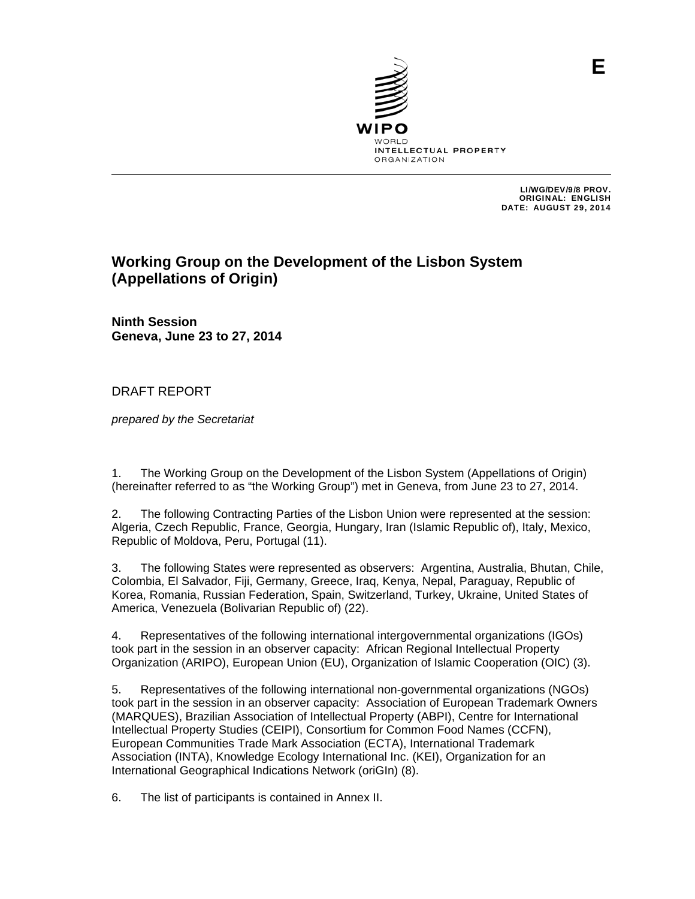E

WIPO
WORLD
INTELLECTUAL PROPERTY
ORGANIZATION

LI/WG/DEV/9/8 PROV.
ORIGINAL: ENGLISH
DATE: AUGUST 29, 2014

# Working Group on the Development of the Lisbon System (Appellations of Origin)

**Ninth Session**
**Geneva, June 23 to 27, 2014**

DRAFT REPORT

*prepared by the Secretariat*

1. The Working Group on the Development of the Lisbon System (Appellations of Origin) (hereinafter referred to as "the Working Group") met in Geneva, from June 23 to 27, 2014.

2. The following Contracting Parties of the Lisbon Union were represented at the session: Algeria, Czech Republic, France, Georgia, Hungary, Iran (Islamic Republic of), Italy, Mexico, Republic of Moldova, Peru, Portugal (11).

3. The following States were represented as observers: Argentina, Australia, Bhutan, Chile, Colombia, El Salvador, Fiji, Germany, Greece, Iraq, Kenya, Nepal, Paraguay, Republic of Korea, Romania, Russian Federation, Spain, Switzerland, Turkey, Ukraine, United States of America, Venezuela (Bolivarian Republic of) (22).

4. Representatives of the following international intergovernmental organizations (IGOs) took part in the session in an observer capacity: African Regional Intellectual Property Organization (ARIPO), European Union (EU), Organization of Islamic Cooperation (OIC) (3).

5. Representatives of the following international non-governmental organizations (NGOs) took part in the session in an observer capacity: Association of European Trademark Owners (MARQUES), Brazilian Association of Intellectual Property (ABPI), Centre for International Intellectual Property Studies (CEIPI), Consortium for Common Food Names (CCFN), European Communities Trade Mark Association (ECTA), International Trademark Association (INTA), Knowledge Ecology International Inc. (KEI), Organization for an International Geographical Indications Network (oriGIn) (8).

6. The list of participants is contained in Annex II.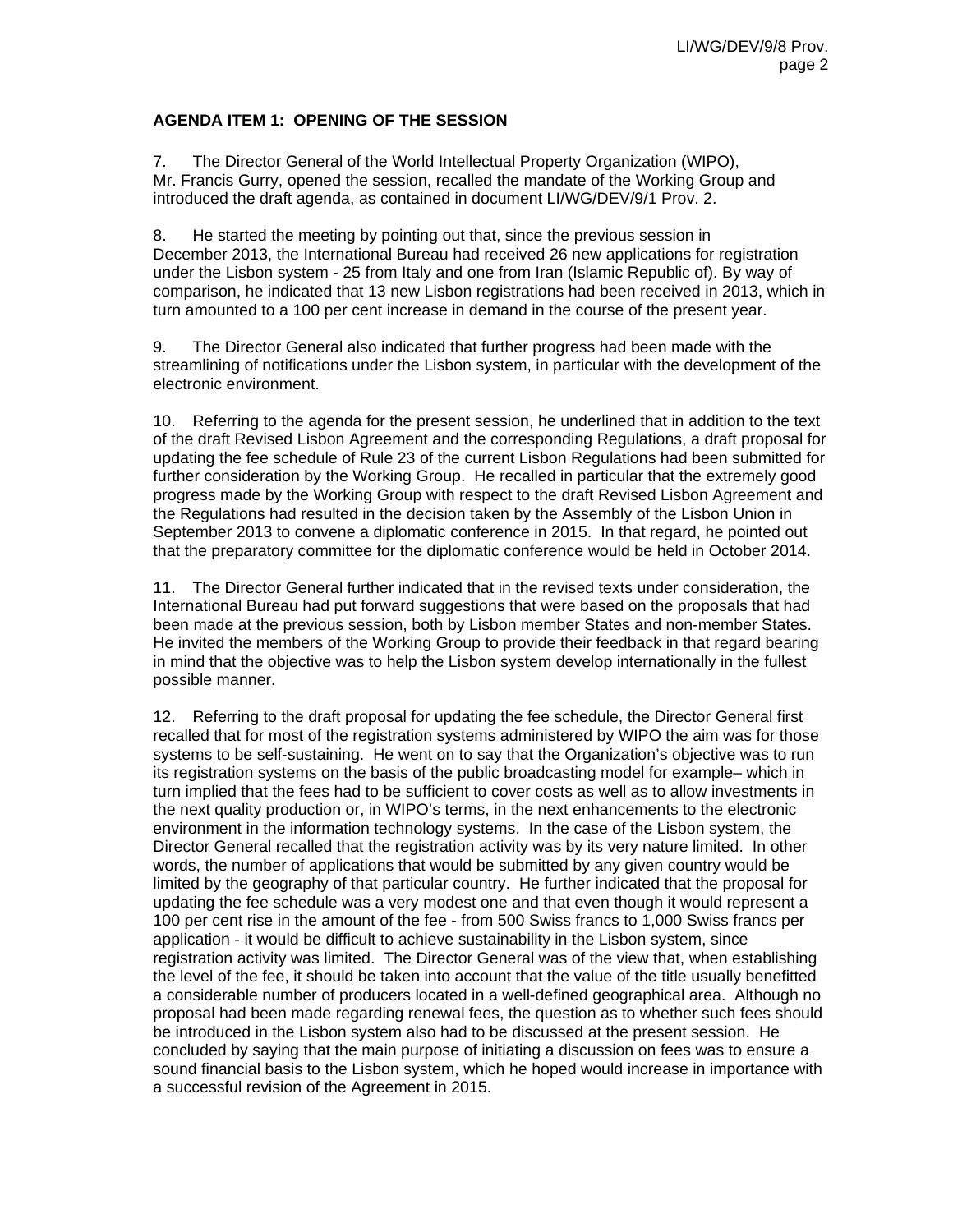**AGENDA ITEM 1: OPENING OF THE SESSION**

7. The Director General of the World Intellectual Property Organization (WIPO), Mr. Francis Gurry, opened the session, recalled the mandate of the Working Group and introduced the draft agenda, as contained in document LI/WG/DEV/9/1 Prov. 2.

8. He started the meeting by pointing out that, since the previous session in December 2013, the International Bureau had received 26 new applications for registration under the Lisbon system - 25 from Italy and one from Iran (Islamic Republic of). By way of comparison, he indicated that 13 new Lisbon registrations had been received in 2013, which in turn amounted to a 100 per cent increase in demand in the course of the present year.

9. The Director General also indicated that further progress had been made with the streamlining of notifications under the Lisbon system, in particular with the development of the electronic environment.

10. Referring to the agenda for the present session, he underlined that in addition to the text of the draft Revised Lisbon Agreement and the corresponding Regulations, a draft proposal for updating the fee schedule of Rule 23 of the current Lisbon Regulations had been submitted for further consideration by the Working Group. He recalled in particular that the extremely good progress made by the Working Group with respect to the draft Revised Lisbon Agreement and the Regulations had resulted in the decision taken by the Assembly of the Lisbon Union in September 2013 to convene a diplomatic conference in 2015. In that regard, he pointed out that the preparatory committee for the diplomatic conference would be held in October 2014.

11. The Director General further indicated that in the revised texts under consideration, the International Bureau had put forward suggestions that were based on the proposals that had been made at the previous session, both by Lisbon member States and non-member States. He invited the members of the Working Group to provide their feedback in that regard bearing in mind that the objective was to help the Lisbon system develop internationally in the fullest possible manner.

12. Referring to the draft proposal for updating the fee schedule, the Director General first recalled that for most of the registration systems administered by WIPO the aim was for those systems to be self-sustaining. He went on to say that the Organization's objective was to run its registration systems on the basis of the public broadcasting model for example– which in turn implied that the fees had to be sufficient to cover costs as well as to allow investments in the next quality production or, in WIPO's terms, in the next enhancements to the electronic environment in the information technology systems. In the case of the Lisbon system, the Director General recalled that the registration activity was by its very nature limited. In other words, the number of applications that would be submitted by any given country would be limited by the geography of that particular country. He further indicated that the proposal for updating the fee schedule was a very modest one and that even though it would represent a 100 per cent rise in the amount of the fee - from 500 Swiss francs to 1,000 Swiss francs per application - it would be difficult to achieve sustainability in the Lisbon system, since registration activity was limited. The Director General was of the view that, when establishing the level of the fee, it should be taken into account that the value of the title usually benefitted a considerable number of producers located in a well-defined geographical area. Although no proposal had been made regarding renewal fees, the question as to whether such fees should be introduced in the Lisbon system also had to be discussed at the present session. He concluded by saying that the main purpose of initiating a discussion on fees was to ensure a sound financial basis to the Lisbon system, which he hoped would increase in importance with a successful revision of the Agreement in 2015.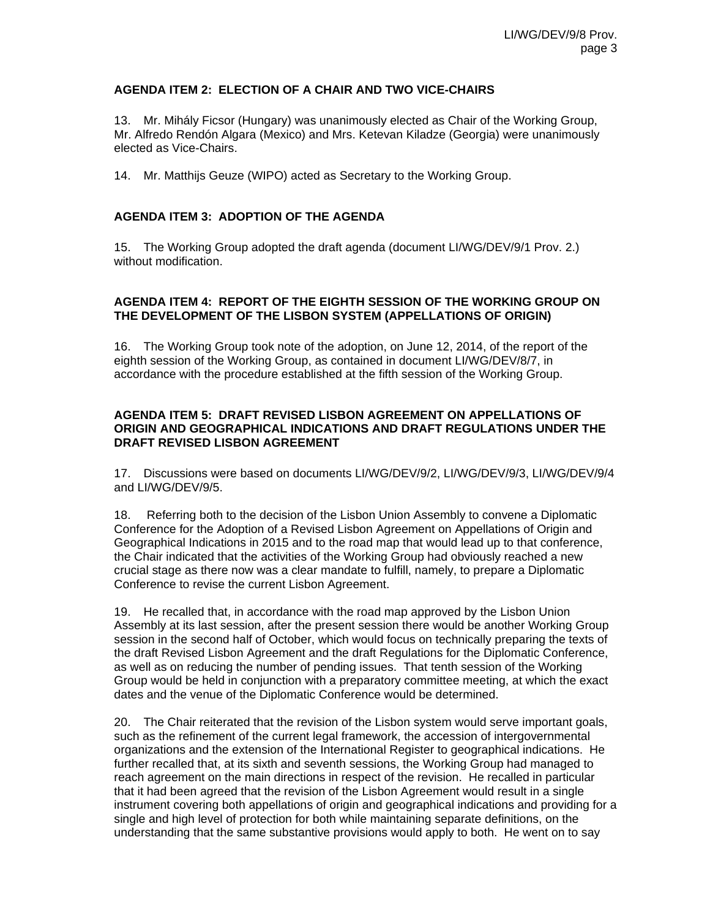**AGENDA ITEM 2: ELECTION OF A CHAIR AND TWO VICE-CHAIRS**

13. Mr. Mihály Ficsor (Hungary) was unanimously elected as Chair of the Working Group, Mr. Alfredo Rendón Algara (Mexico) and Mrs. Ketevan Kiladze (Georgia) were unanimously elected as Vice-Chairs.

14. Mr. Matthijs Geuze (WIPO) acted as Secretary to the Working Group.

**AGENDA ITEM 3: ADOPTION OF THE AGENDA**

15. The Working Group adopted the draft agenda (document LI/WG/DEV/9/1 Prov. 2.) without modification.

**AGENDA ITEM 4: REPORT OF THE EIGHTH SESSION OF THE WORKING GROUP ON THE DEVELOPMENT OF THE LISBON SYSTEM (APPELLATIONS OF ORIGIN)**

16. The Working Group took note of the adoption, on June 12, 2014, of the report of the eighth session of the Working Group, as contained in document LI/WG/DEV/8/7, in accordance with the procedure established at the fifth session of the Working Group.

**AGENDA ITEM 5: DRAFT REVISED LISBON AGREEMENT ON APPELLATIONS OF ORIGIN AND GEOGRAPHICAL INDICATIONS AND DRAFT REGULATIONS UNDER THE DRAFT REVISED LISBON AGREEMENT**

17. Discussions were based on documents LI/WG/DEV/9/2, LI/WG/DEV/9/3, LI/WG/DEV/9/4 and LI/WG/DEV/9/5.

18. Referring both to the decision of the Lisbon Union Assembly to convene a Diplomatic Conference for the Adoption of a Revised Lisbon Agreement on Appellations of Origin and Geographical Indications in 2015 and to the road map that would lead up to that conference, the Chair indicated that the activities of the Working Group had obviously reached a new crucial stage as there now was a clear mandate to fulfill, namely, to prepare a Diplomatic Conference to revise the current Lisbon Agreement.

19. He recalled that, in accordance with the road map approved by the Lisbon Union Assembly at its last session, after the present session there would be another Working Group session in the second half of October, which would focus on technically preparing the texts of the draft Revised Lisbon Agreement and the draft Regulations for the Diplomatic Conference, as well as on reducing the number of pending issues. That tenth session of the Working Group would be held in conjunction with a preparatory committee meeting, at which the exact dates and the venue of the Diplomatic Conference would be determined.

20. The Chair reiterated that the revision of the Lisbon system would serve important goals, such as the refinement of the current legal framework, the accession of intergovernmental organizations and the extension of the International Register to geographical indications. He further recalled that, at its sixth and seventh sessions, the Working Group had managed to reach agreement on the main directions in respect of the revision. He recalled in particular that it had been agreed that the revision of the Lisbon Agreement would result in a single instrument covering both appellations of origin and geographical indications and providing for a single and high level of protection for both while maintaining separate definitions, on the understanding that the same substantive provisions would apply to both. He went on to say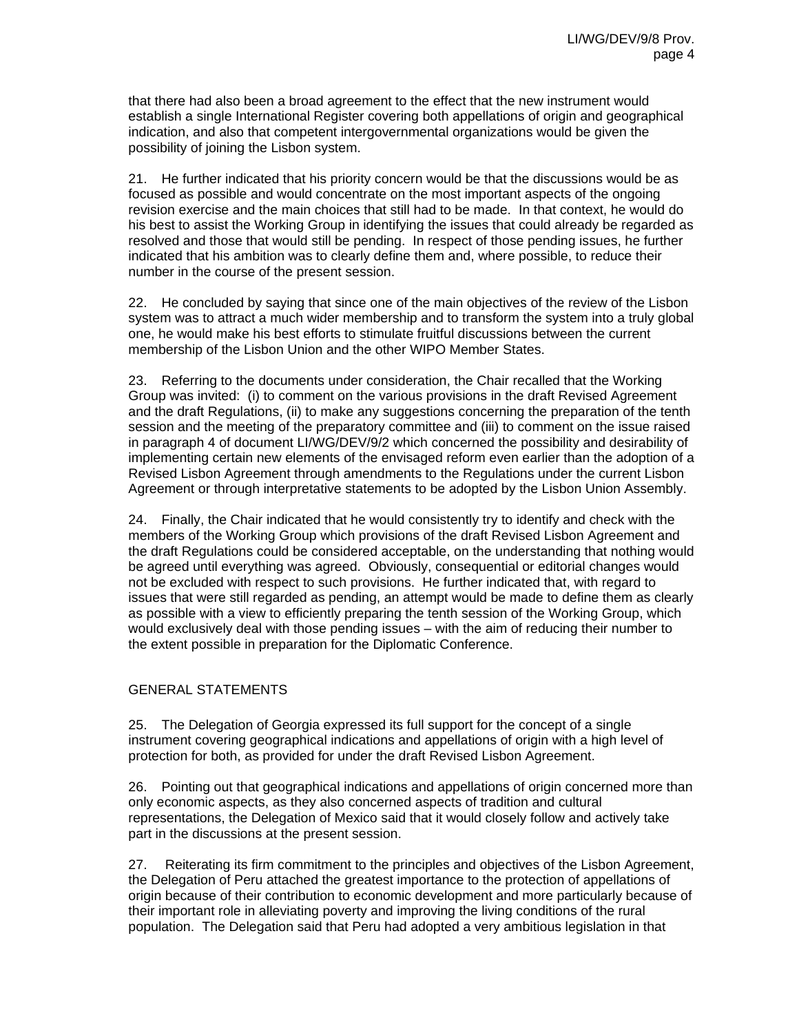that there had also been a broad agreement to the effect that the new instrument would establish a single International Register covering both appellations of origin and geographical indication, and also that competent intergovernmental organizations would be given the possibility of joining the Lisbon system.

21. He further indicated that his priority concern would be that the discussions would be as focused as possible and would concentrate on the most important aspects of the ongoing revision exercise and the main choices that still had to be made. In that context, he would do his best to assist the Working Group in identifying the issues that could already be regarded as resolved and those that would still be pending. In respect of those pending issues, he further indicated that his ambition was to clearly define them and, where possible, to reduce their number in the course of the present session.

22. He concluded by saying that since one of the main objectives of the review of the Lisbon system was to attract a much wider membership and to transform the system into a truly global one, he would make his best efforts to stimulate fruitful discussions between the current membership of the Lisbon Union and the other WIPO Member States.

23. Referring to the documents under consideration, the Chair recalled that the Working Group was invited: (i) to comment on the various provisions in the draft Revised Agreement and the draft Regulations, (ii) to make any suggestions concerning the preparation of the tenth session and the meeting of the preparatory committee and (iii) to comment on the issue raised in paragraph 4 of document LI/WG/DEV/9/2 which concerned the possibility and desirability of implementing certain new elements of the envisaged reform even earlier than the adoption of a Revised Lisbon Agreement through amendments to the Regulations under the current Lisbon Agreement or through interpretative statements to be adopted by the Lisbon Union Assembly.

24. Finally, the Chair indicated that he would consistently try to identify and check with the members of the Working Group which provisions of the draft Revised Lisbon Agreement and the draft Regulations could be considered acceptable, on the understanding that nothing would be agreed until everything was agreed. Obviously, consequential or editorial changes would not be excluded with respect to such provisions. He further indicated that, with regard to issues that were still regarded as pending, an attempt would be made to define them as clearly as possible with a view to efficiently preparing the tenth session of the Working Group, which would exclusively deal with those pending issues – with the aim of reducing their number to the extent possible in preparation for the Diplomatic Conference.

## GENERAL STATEMENTS

25. The Delegation of Georgia expressed its full support for the concept of a single instrument covering geographical indications and appellations of origin with a high level of protection for both, as provided for under the draft Revised Lisbon Agreement.

26. Pointing out that geographical indications and appellations of origin concerned more than only economic aspects, as they also concerned aspects of tradition and cultural representations, the Delegation of Mexico said that it would closely follow and actively take part in the discussions at the present session.

27. Reiterating its firm commitment to the principles and objectives of the Lisbon Agreement, the Delegation of Peru attached the greatest importance to the protection of appellations of origin because of their contribution to economic development and more particularly because of their important role in alleviating poverty and improving the living conditions of the rural population. The Delegation said that Peru had adopted a very ambitious legislation in that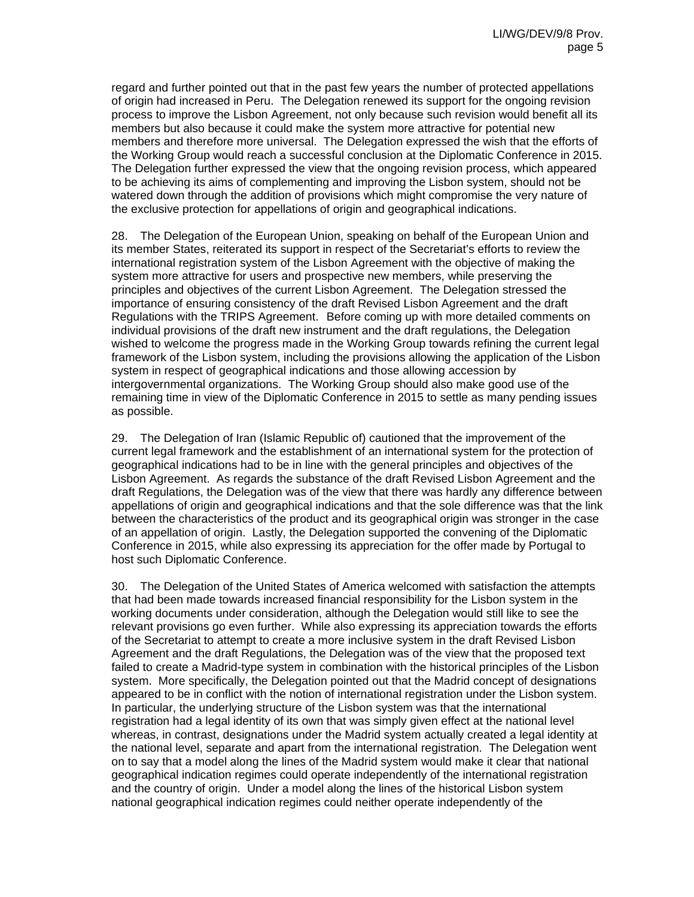regard and further pointed out that in the past few years the number of protected appellations of origin had increased in Peru. The Delegation renewed its support for the ongoing revision process to improve the Lisbon Agreement, not only because such revision would benefit all its members but also because it could make the system more attractive for potential new members and therefore more universal. The Delegation expressed the wish that the efforts of the Working Group would reach a successful conclusion at the Diplomatic Conference in 2015. The Delegation further expressed the view that the ongoing revision process, which appeared to be achieving its aims of complementing and improving the Lisbon system, should not be watered down through the addition of provisions which might compromise the very nature of the exclusive protection for appellations of origin and geographical indications.

28. The Delegation of the European Union, speaking on behalf of the European Union and its member States, reiterated its support in respect of the Secretariat's efforts to review the international registration system of the Lisbon Agreement with the objective of making the system more attractive for users and prospective new members, while preserving the principles and objectives of the current Lisbon Agreement. The Delegation stressed the importance of ensuring consistency of the draft Revised Lisbon Agreement and the draft Regulations with the TRIPS Agreement. Before coming up with more detailed comments on individual provisions of the draft new instrument and the draft regulations, the Delegation wished to welcome the progress made in the Working Group towards refining the current legal framework of the Lisbon system, including the provisions allowing the application of the Lisbon system in respect of geographical indications and those allowing accession by intergovernmental organizations. The Working Group should also make good use of the remaining time in view of the Diplomatic Conference in 2015 to settle as many pending issues as possible.

29. The Delegation of Iran (Islamic Republic of) cautioned that the improvement of the current legal framework and the establishment of an international system for the protection of geographical indications had to be in line with the general principles and objectives of the Lisbon Agreement. As regards the substance of the draft Revised Lisbon Agreement and the draft Regulations, the Delegation was of the view that there was hardly any difference between appellations of origin and geographical indications and that the sole difference was that the link between the characteristics of the product and its geographical origin was stronger in the case of an appellation of origin. Lastly, the Delegation supported the convening of the Diplomatic Conference in 2015, while also expressing its appreciation for the offer made by Portugal to host such Diplomatic Conference.

30. The Delegation of the United States of America welcomed with satisfaction the attempts that had been made towards increased financial responsibility for the Lisbon system in the working documents under consideration, although the Delegation would still like to see the relevant provisions go even further. While also expressing its appreciation towards the efforts of the Secretariat to attempt to create a more inclusive system in the draft Revised Lisbon Agreement and the draft Regulations, the Delegation was of the view that the proposed text failed to create a Madrid-type system in combination with the historical principles of the Lisbon system. More specifically, the Delegation pointed out that the Madrid concept of designations appeared to be in conflict with the notion of international registration under the Lisbon system. In particular, the underlying structure of the Lisbon system was that the international registration had a legal identity of its own that was simply given effect at the national level whereas, in contrast, designations under the Madrid system actually created a legal identity at the national level, separate and apart from the international registration. The Delegation went on to say that a model along the lines of the Madrid system would make it clear that national geographical indication regimes could operate independently of the international registration and the country of origin. Under a model along the lines of the historical Lisbon system national geographical indication regimes could neither operate independently of the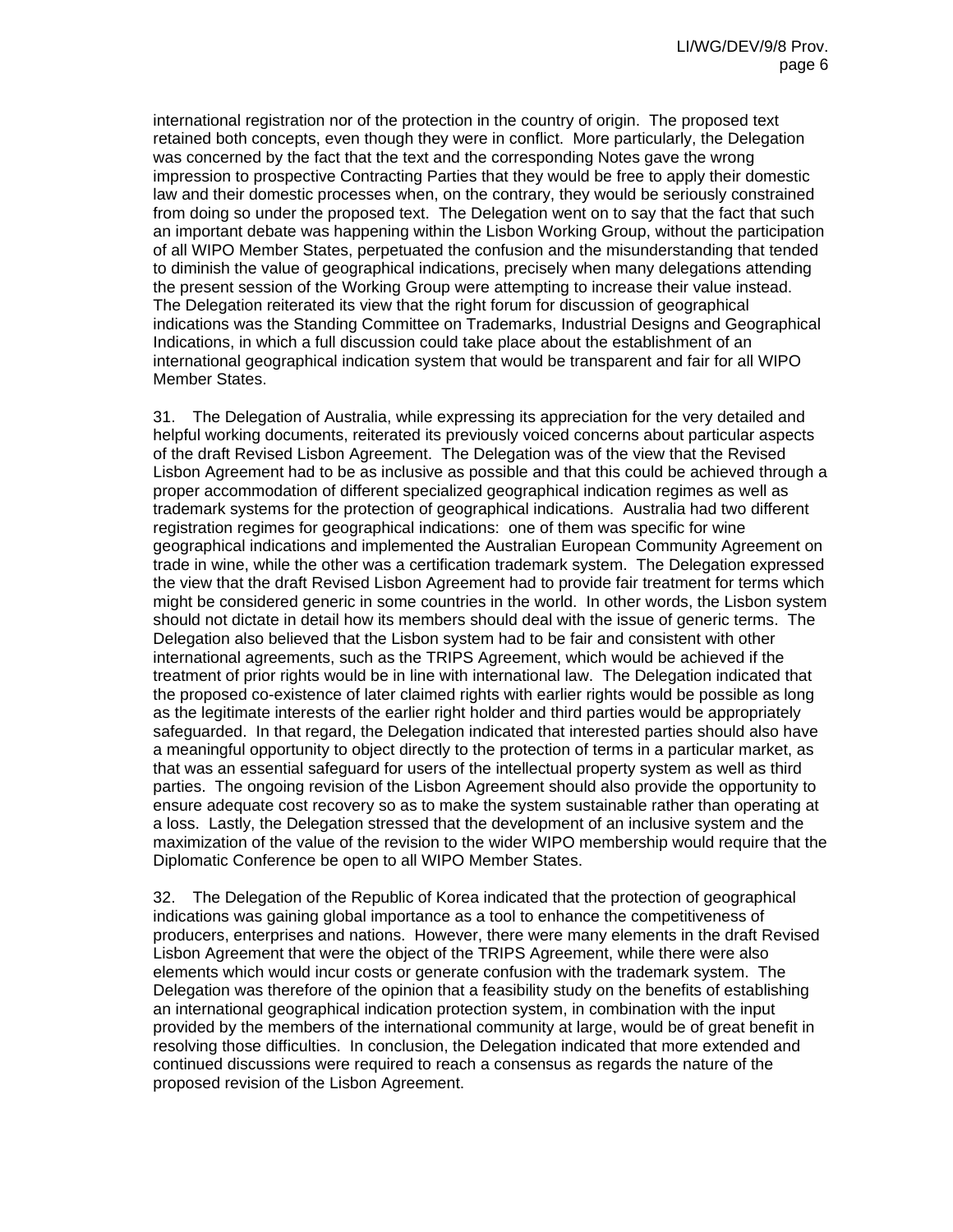international registration nor of the protection in the country of origin. The proposed text retained both concepts, even though they were in conflict. More particularly, the Delegation was concerned by the fact that the text and the corresponding Notes gave the wrong impression to prospective Contracting Parties that they would be free to apply their domestic law and their domestic processes when, on the contrary, they would be seriously constrained from doing so under the proposed text. The Delegation went on to say that the fact that such an important debate was happening within the Lisbon Working Group, without the participation of all WIPO Member States, perpetuated the confusion and the misunderstanding that tended to diminish the value of geographical indications, precisely when many delegations attending the present session of the Working Group were attempting to increase their value instead. The Delegation reiterated its view that the right forum for discussion of geographical indications was the Standing Committee on Trademarks, Industrial Designs and Geographical Indications, in which a full discussion could take place about the establishment of an international geographical indication system that would be transparent and fair for all WIPO Member States.

31. The Delegation of Australia, while expressing its appreciation for the very detailed and helpful working documents, reiterated its previously voiced concerns about particular aspects of the draft Revised Lisbon Agreement. The Delegation was of the view that the Revised Lisbon Agreement had to be as inclusive as possible and that this could be achieved through a proper accommodation of different specialized geographical indication regimes as well as trademark systems for the protection of geographical indications. Australia had two different registration regimes for geographical indications: one of them was specific for wine geographical indications and implemented the Australian European Community Agreement on trade in wine, while the other was a certification trademark system. The Delegation expressed the view that the draft Revised Lisbon Agreement had to provide fair treatment for terms which might be considered generic in some countries in the world. In other words, the Lisbon system should not dictate in detail how its members should deal with the issue of generic terms. The Delegation also believed that the Lisbon system had to be fair and consistent with other international agreements, such as the TRIPS Agreement, which would be achieved if the treatment of prior rights would be in line with international law. The Delegation indicated that the proposed co-existence of later claimed rights with earlier rights would be possible as long as the legitimate interests of the earlier right holder and third parties would be appropriately safeguarded. In that regard, the Delegation indicated that interested parties should also have a meaningful opportunity to object directly to the protection of terms in a particular market, as that was an essential safeguard for users of the intellectual property system as well as third parties. The ongoing revision of the Lisbon Agreement should also provide the opportunity to ensure adequate cost recovery so as to make the system sustainable rather than operating at a loss. Lastly, the Delegation stressed that the development of an inclusive system and the maximization of the value of the revision to the wider WIPO membership would require that the Diplomatic Conference be open to all WIPO Member States.

32. The Delegation of the Republic of Korea indicated that the protection of geographical indications was gaining global importance as a tool to enhance the competitiveness of producers, enterprises and nations. However, there were many elements in the draft Revised Lisbon Agreement that were the object of the TRIPS Agreement, while there were also elements which would incur costs or generate confusion with the trademark system. The Delegation was therefore of the opinion that a feasibility study on the benefits of establishing an international geographical indication protection system, in combination with the input provided by the members of the international community at large, would be of great benefit in resolving those difficulties. In conclusion, the Delegation indicated that more extended and continued discussions were required to reach a consensus as regards the nature of the proposed revision of the Lisbon Agreement.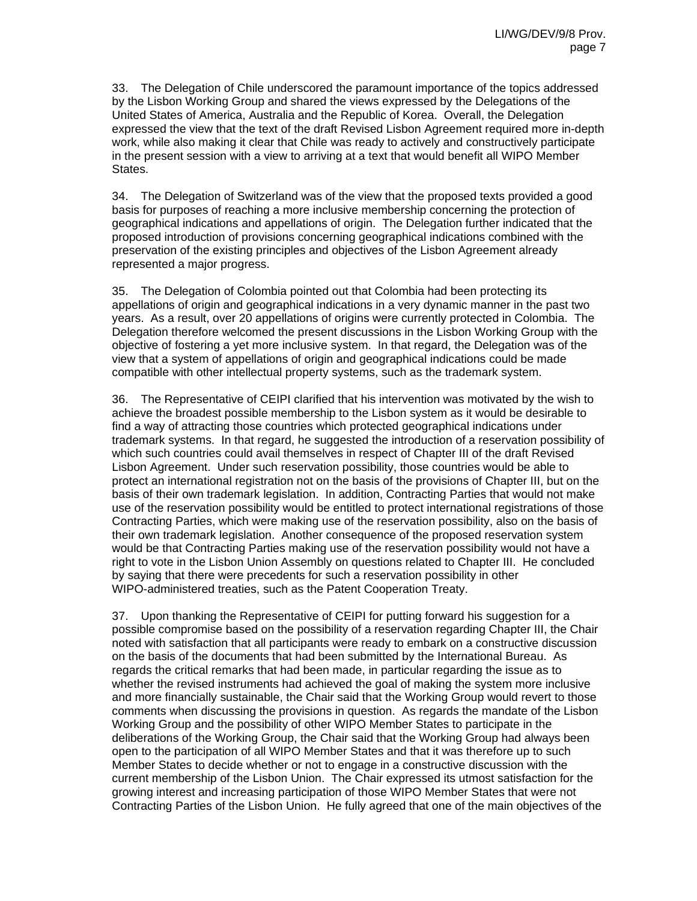33. The Delegation of Chile underscored the paramount importance of the topics addressed by the Lisbon Working Group and shared the views expressed by the Delegations of the United States of America, Australia and the Republic of Korea. Overall, the Delegation expressed the view that the text of the draft Revised Lisbon Agreement required more in-depth work, while also making it clear that Chile was ready to actively and constructively participate in the present session with a view to arriving at a text that would benefit all WIPO Member States.

34. The Delegation of Switzerland was of the view that the proposed texts provided a good basis for purposes of reaching a more inclusive membership concerning the protection of geographical indications and appellations of origin. The Delegation further indicated that the proposed introduction of provisions concerning geographical indications combined with the preservation of the existing principles and objectives of the Lisbon Agreement already represented a major progress.

35. The Delegation of Colombia pointed out that Colombia had been protecting its appellations of origin and geographical indications in a very dynamic manner in the past two years. As a result, over 20 appellations of origins were currently protected in Colombia. The Delegation therefore welcomed the present discussions in the Lisbon Working Group with the objective of fostering a yet more inclusive system. In that regard, the Delegation was of the view that a system of appellations of origin and geographical indications could be made compatible with other intellectual property systems, such as the trademark system.

36. The Representative of CEIPI clarified that his intervention was motivated by the wish to achieve the broadest possible membership to the Lisbon system as it would be desirable to find a way of attracting those countries which protected geographical indications under trademark systems. In that regard, he suggested the introduction of a reservation possibility of which such countries could avail themselves in respect of Chapter III of the draft Revised Lisbon Agreement. Under such reservation possibility, those countries would be able to protect an international registration not on the basis of the provisions of Chapter III, but on the basis of their own trademark legislation. In addition, Contracting Parties that would not make use of the reservation possibility would be entitled to protect international registrations of those Contracting Parties, which were making use of the reservation possibility, also on the basis of their own trademark legislation. Another consequence of the proposed reservation system would be that Contracting Parties making use of the reservation possibility would not have a right to vote in the Lisbon Union Assembly on questions related to Chapter III. He concluded by saying that there were precedents for such a reservation possibility in other WIPO-administered treaties, such as the Patent Cooperation Treaty.

37. Upon thanking the Representative of CEIPI for putting forward his suggestion for a possible compromise based on the possibility of a reservation regarding Chapter III, the Chair noted with satisfaction that all participants were ready to embark on a constructive discussion on the basis of the documents that had been submitted by the International Bureau. As regards the critical remarks that had been made, in particular regarding the issue as to whether the revised instruments had achieved the goal of making the system more inclusive and more financially sustainable, the Chair said that the Working Group would revert to those comments when discussing the provisions in question. As regards the mandate of the Lisbon Working Group and the possibility of other WIPO Member States to participate in the deliberations of the Working Group, the Chair said that the Working Group had always been open to the participation of all WIPO Member States and that it was therefore up to such Member States to decide whether or not to engage in a constructive discussion with the current membership of the Lisbon Union. The Chair expressed its utmost satisfaction for the growing interest and increasing participation of those WIPO Member States that were not Contracting Parties of the Lisbon Union. He fully agreed that one of the main objectives of the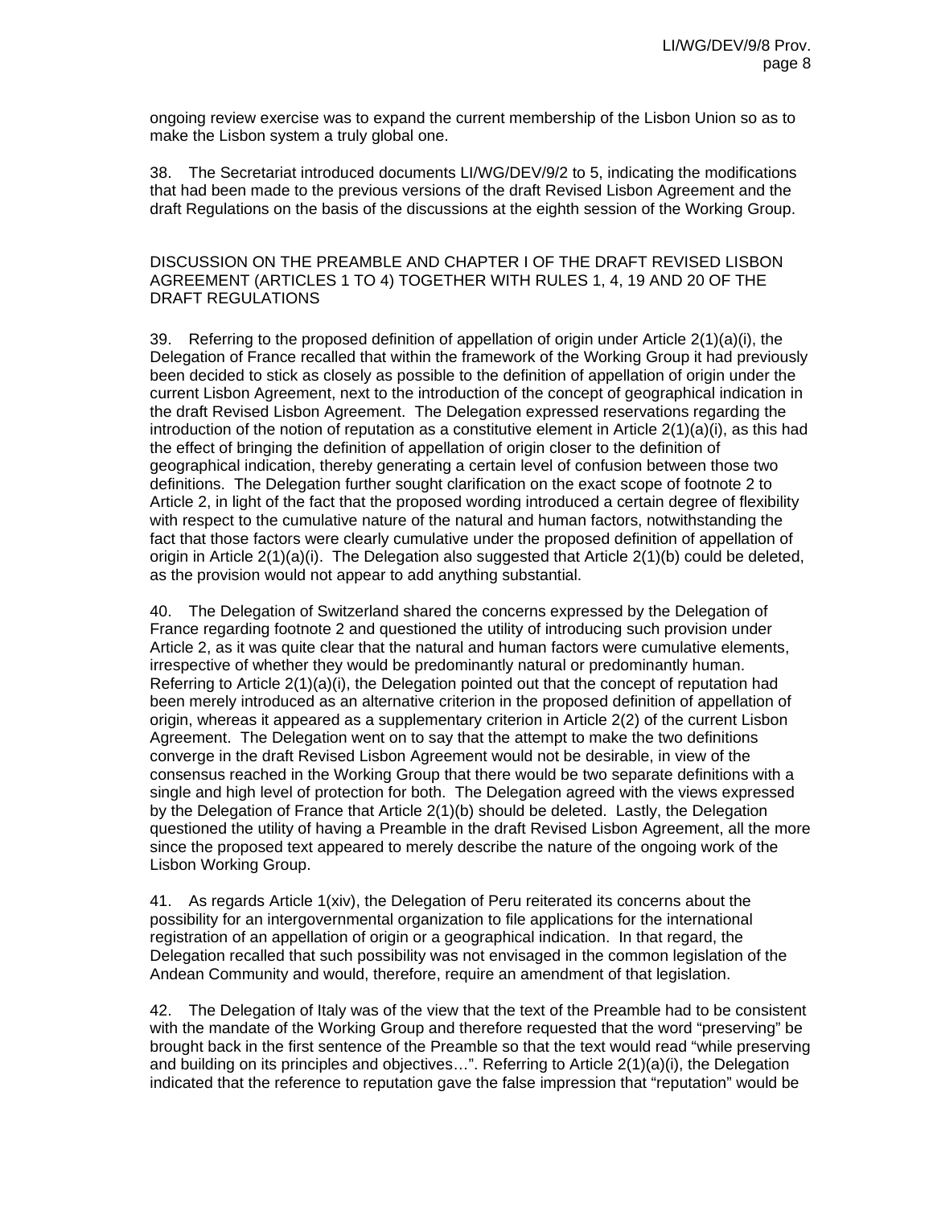ongoing review exercise was to expand the current membership of the Lisbon Union so as to make the Lisbon system a truly global one.

38. The Secretariat introduced documents LI/WG/DEV/9/2 to 5, indicating the modifications that had been made to the previous versions of the draft Revised Lisbon Agreement and the draft Regulations on the basis of the discussions at the eighth session of the Working Group.

DISCUSSION ON THE PREAMBLE AND CHAPTER I OF THE DRAFT REVISED LISBON AGREEMENT (ARTICLES 1 TO 4) TOGETHER WITH RULES 1, 4, 19 AND 20 OF THE DRAFT REGULATIONS

39. Referring to the proposed definition of appellation of origin under Article 2(1)(a)(i), the Delegation of France recalled that within the framework of the Working Group it had previously been decided to stick as closely as possible to the definition of appellation of origin under the current Lisbon Agreement, next to the introduction of the concept of geographical indication in the draft Revised Lisbon Agreement. The Delegation expressed reservations regarding the introduction of the notion of reputation as a constitutive element in Article 2(1)(a)(i), as this had the effect of bringing the definition of appellation of origin closer to the definition of geographical indication, thereby generating a certain level of confusion between those two definitions. The Delegation further sought clarification on the exact scope of footnote 2 to Article 2, in light of the fact that the proposed wording introduced a certain degree of flexibility with respect to the cumulative nature of the natural and human factors, notwithstanding the fact that those factors were clearly cumulative under the proposed definition of appellation of origin in Article 2(1)(a)(i). The Delegation also suggested that Article 2(1)(b) could be deleted, as the provision would not appear to add anything substantial.

40. The Delegation of Switzerland shared the concerns expressed by the Delegation of France regarding footnote 2 and questioned the utility of introducing such provision under Article 2, as it was quite clear that the natural and human factors were cumulative elements, irrespective of whether they would be predominantly natural or predominantly human. Referring to Article 2(1)(a)(i), the Delegation pointed out that the concept of reputation had been merely introduced as an alternative criterion in the proposed definition of appellation of origin, whereas it appeared as a supplementary criterion in Article 2(2) of the current Lisbon Agreement. The Delegation went on to say that the attempt to make the two definitions converge in the draft Revised Lisbon Agreement would not be desirable, in view of the consensus reached in the Working Group that there would be two separate definitions with a single and high level of protection for both. The Delegation agreed with the views expressed by the Delegation of France that Article 2(1)(b) should be deleted. Lastly, the Delegation questioned the utility of having a Preamble in the draft Revised Lisbon Agreement, all the more since the proposed text appeared to merely describe the nature of the ongoing work of the Lisbon Working Group.

41. As regards Article 1(xiv), the Delegation of Peru reiterated its concerns about the possibility for an intergovernmental organization to file applications for the international registration of an appellation of origin or a geographical indication. In that regard, the Delegation recalled that such possibility was not envisaged in the common legislation of the Andean Community and would, therefore, require an amendment of that legislation.

42. The Delegation of Italy was of the view that the text of the Preamble had to be consistent with the mandate of the Working Group and therefore requested that the word "preserving" be brought back in the first sentence of the Preamble so that the text would read "while preserving and building on its principles and objectives…". Referring to Article 2(1)(a)(i), the Delegation indicated that the reference to reputation gave the false impression that "reputation" would be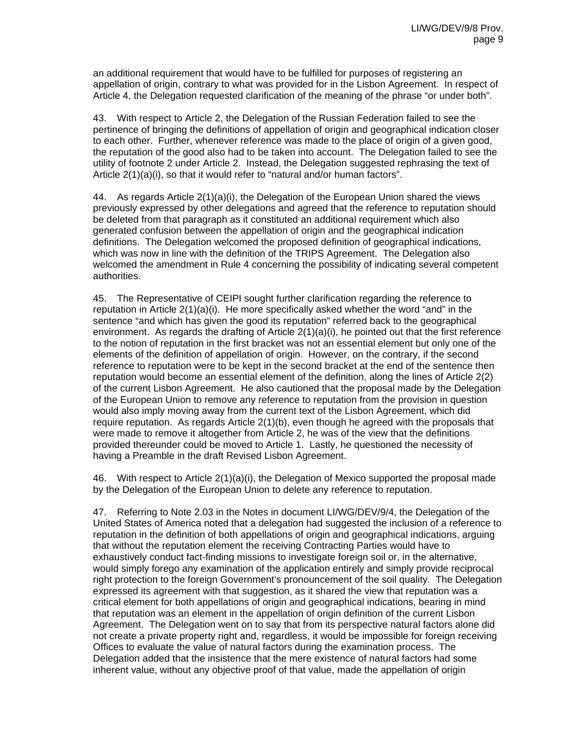an additional requirement that would have to be fulfilled for purposes of registering an appellation of origin, contrary to what was provided for in the Lisbon Agreement. In respect of Article 4, the Delegation requested clarification of the meaning of the phrase "or under both".

43. With respect to Article 2, the Delegation of the Russian Federation failed to see the pertinence of bringing the definitions of appellation of origin and geographical indication closer to each other. Further, whenever reference was made to the place of origin of a given good, the reputation of the good also had to be taken into account. The Delegation failed to see the utility of footnote 2 under Article 2. Instead, the Delegation suggested rephrasing the text of Article 2(1)(a)(i), so that it would refer to "natural and/or human factors".

44. As regards Article 2(1)(a)(i), the Delegation of the European Union shared the views previously expressed by other delegations and agreed that the reference to reputation should be deleted from that paragraph as it constituted an additional requirement which also generated confusion between the appellation of origin and the geographical indication definitions. The Delegation welcomed the proposed definition of geographical indications, which was now in line with the definition of the TRIPS Agreement. The Delegation also welcomed the amendment in Rule 4 concerning the possibility of indicating several competent authorities.

45. The Representative of CEIPI sought further clarification regarding the reference to reputation in Article 2(1)(a)(i). He more specifically asked whether the word "and" in the sentence "and which has given the good its reputation" referred back to the geographical environment. As regards the drafting of Article 2(1)(a)(i), he pointed out that the first reference to the notion of reputation in the first bracket was not an essential element but only one of the elements of the definition of appellation of origin. However, on the contrary, if the second reference to reputation were to be kept in the second bracket at the end of the sentence then reputation would become an essential element of the definition, along the lines of Article 2(2) of the current Lisbon Agreement. He also cautioned that the proposal made by the Delegation of the European Union to remove any reference to reputation from the provision in question would also imply moving away from the current text of the Lisbon Agreement, which did require reputation. As regards Article 2(1)(b), even though he agreed with the proposals that were made to remove it altogether from Article 2, he was of the view that the definitions provided thereunder could be moved to Article 1. Lastly, he questioned the necessity of having a Preamble in the draft Revised Lisbon Agreement.

46. With respect to Article 2(1)(a)(i), the Delegation of Mexico supported the proposal made by the Delegation of the European Union to delete any reference to reputation.

47. Referring to Note 2.03 in the Notes in document LI/WG/DEV/9/4, the Delegation of the United States of America noted that a delegation had suggested the inclusion of a reference to reputation in the definition of both appellations of origin and geographical indications, arguing that without the reputation element the receiving Contracting Parties would have to exhaustively conduct fact-finding missions to investigate foreign soil or, in the alternative, would simply forego any examination of the application entirely and simply provide reciprocal right protection to the foreign Government's pronouncement of the soil quality. The Delegation expressed its agreement with that suggestion, as it shared the view that reputation was a critical element for both appellations of origin and geographical indications, bearing in mind that reputation was an element in the appellation of origin definition of the current Lisbon Agreement. The Delegation went on to say that from its perspective natural factors alone did not create a private property right and, regardless, it would be impossible for foreign receiving Offices to evaluate the value of natural factors during the examination process. The Delegation added that the insistence that the mere existence of natural factors had some inherent value, without any objective proof of that value, made the appellation of origin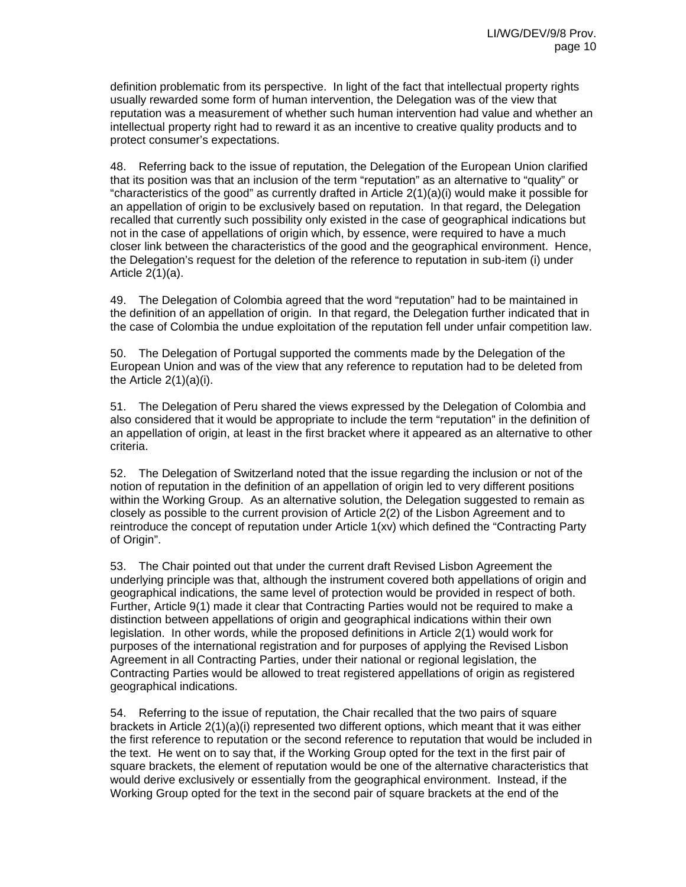definition problematic from its perspective. In light of the fact that intellectual property rights usually rewarded some form of human intervention, the Delegation was of the view that reputation was a measurement of whether such human intervention had value and whether an intellectual property right had to reward it as an incentive to creative quality products and to protect consumer's expectations.

48. Referring back to the issue of reputation, the Delegation of the European Union clarified that its position was that an inclusion of the term "reputation" as an alternative to "quality" or "characteristics of the good" as currently drafted in Article 2(1)(a)(i) would make it possible for an appellation of origin to be exclusively based on reputation. In that regard, the Delegation recalled that currently such possibility only existed in the case of geographical indications but not in the case of appellations of origin which, by essence, were required to have a much closer link between the characteristics of the good and the geographical environment. Hence, the Delegation's request for the deletion of the reference to reputation in sub-item (i) under Article 2(1)(a).

49. The Delegation of Colombia agreed that the word "reputation" had to be maintained in the definition of an appellation of origin. In that regard, the Delegation further indicated that in the case of Colombia the undue exploitation of the reputation fell under unfair competition law.

50. The Delegation of Portugal supported the comments made by the Delegation of the European Union and was of the view that any reference to reputation had to be deleted from the Article 2(1)(a)(i).

51. The Delegation of Peru shared the views expressed by the Delegation of Colombia and also considered that it would be appropriate to include the term "reputation" in the definition of an appellation of origin, at least in the first bracket where it appeared as an alternative to other criteria.

52. The Delegation of Switzerland noted that the issue regarding the inclusion or not of the notion of reputation in the definition of an appellation of origin led to very different positions within the Working Group. As an alternative solution, the Delegation suggested to remain as closely as possible to the current provision of Article 2(2) of the Lisbon Agreement and to reintroduce the concept of reputation under Article 1(xv) which defined the "Contracting Party of Origin".

53. The Chair pointed out that under the current draft Revised Lisbon Agreement the underlying principle was that, although the instrument covered both appellations of origin and geographical indications, the same level of protection would be provided in respect of both. Further, Article 9(1) made it clear that Contracting Parties would not be required to make a distinction between appellations of origin and geographical indications within their own legislation. In other words, while the proposed definitions in Article 2(1) would work for purposes of the international registration and for purposes of applying the Revised Lisbon Agreement in all Contracting Parties, under their national or regional legislation, the Contracting Parties would be allowed to treat registered appellations of origin as registered geographical indications.

54. Referring to the issue of reputation, the Chair recalled that the two pairs of square brackets in Article 2(1)(a)(i) represented two different options, which meant that it was either the first reference to reputation or the second reference to reputation that would be included in the text. He went on to say that, if the Working Group opted for the text in the first pair of square brackets, the element of reputation would be one of the alternative characteristics that would derive exclusively or essentially from the geographical environment. Instead, if the Working Group opted for the text in the second pair of square brackets at the end of the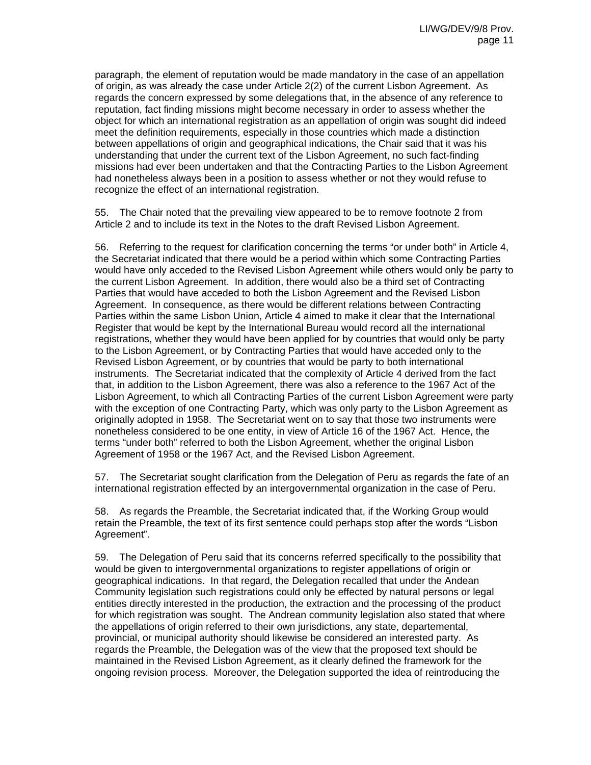paragraph, the element of reputation would be made mandatory in the case of an appellation of origin, as was already the case under Article 2(2) of the current Lisbon Agreement. As regards the concern expressed by some delegations that, in the absence of any reference to reputation, fact finding missions might become necessary in order to assess whether the object for which an international registration as an appellation of origin was sought did indeed meet the definition requirements, especially in those countries which made a distinction between appellations of origin and geographical indications, the Chair said that it was his understanding that under the current text of the Lisbon Agreement, no such fact-finding missions had ever been undertaken and that the Contracting Parties to the Lisbon Agreement had nonetheless always been in a position to assess whether or not they would refuse to recognize the effect of an international registration.

55. The Chair noted that the prevailing view appeared to be to remove footnote 2 from Article 2 and to include its text in the Notes to the draft Revised Lisbon Agreement.

56. Referring to the request for clarification concerning the terms "or under both" in Article 4, the Secretariat indicated that there would be a period within which some Contracting Parties would have only acceded to the Revised Lisbon Agreement while others would only be party to the current Lisbon Agreement. In addition, there would also be a third set of Contracting Parties that would have acceded to both the Lisbon Agreement and the Revised Lisbon Agreement. In consequence, as there would be different relations between Contracting Parties within the same Lisbon Union, Article 4 aimed to make it clear that the International Register that would be kept by the International Bureau would record all the international registrations, whether they would have been applied for by countries that would only be party to the Lisbon Agreement, or by Contracting Parties that would have acceded only to the Revised Lisbon Agreement, or by countries that would be party to both international instruments. The Secretariat indicated that the complexity of Article 4 derived from the fact that, in addition to the Lisbon Agreement, there was also a reference to the 1967 Act of the Lisbon Agreement, to which all Contracting Parties of the current Lisbon Agreement were party with the exception of one Contracting Party, which was only party to the Lisbon Agreement as originally adopted in 1958. The Secretariat went on to say that those two instruments were nonetheless considered to be one entity, in view of Article 16 of the 1967 Act. Hence, the terms "under both" referred to both the Lisbon Agreement, whether the original Lisbon Agreement of 1958 or the 1967 Act, and the Revised Lisbon Agreement.

57. The Secretariat sought clarification from the Delegation of Peru as regards the fate of an international registration effected by an intergovernmental organization in the case of Peru.

58. As regards the Preamble, the Secretariat indicated that, if the Working Group would retain the Preamble, the text of its first sentence could perhaps stop after the words "Lisbon Agreement".

59. The Delegation of Peru said that its concerns referred specifically to the possibility that would be given to intergovernmental organizations to register appellations of origin or geographical indications. In that regard, the Delegation recalled that under the Andean Community legislation such registrations could only be effected by natural persons or legal entities directly interested in the production, the extraction and the processing of the product for which registration was sought. The Andrean community legislation also stated that where the appellations of origin referred to their own jurisdictions, any state, departemental, provincial, or municipal authority should likewise be considered an interested party. As regards the Preamble, the Delegation was of the view that the proposed text should be maintained in the Revised Lisbon Agreement, as it clearly defined the framework for the ongoing revision process. Moreover, the Delegation supported the idea of reintroducing the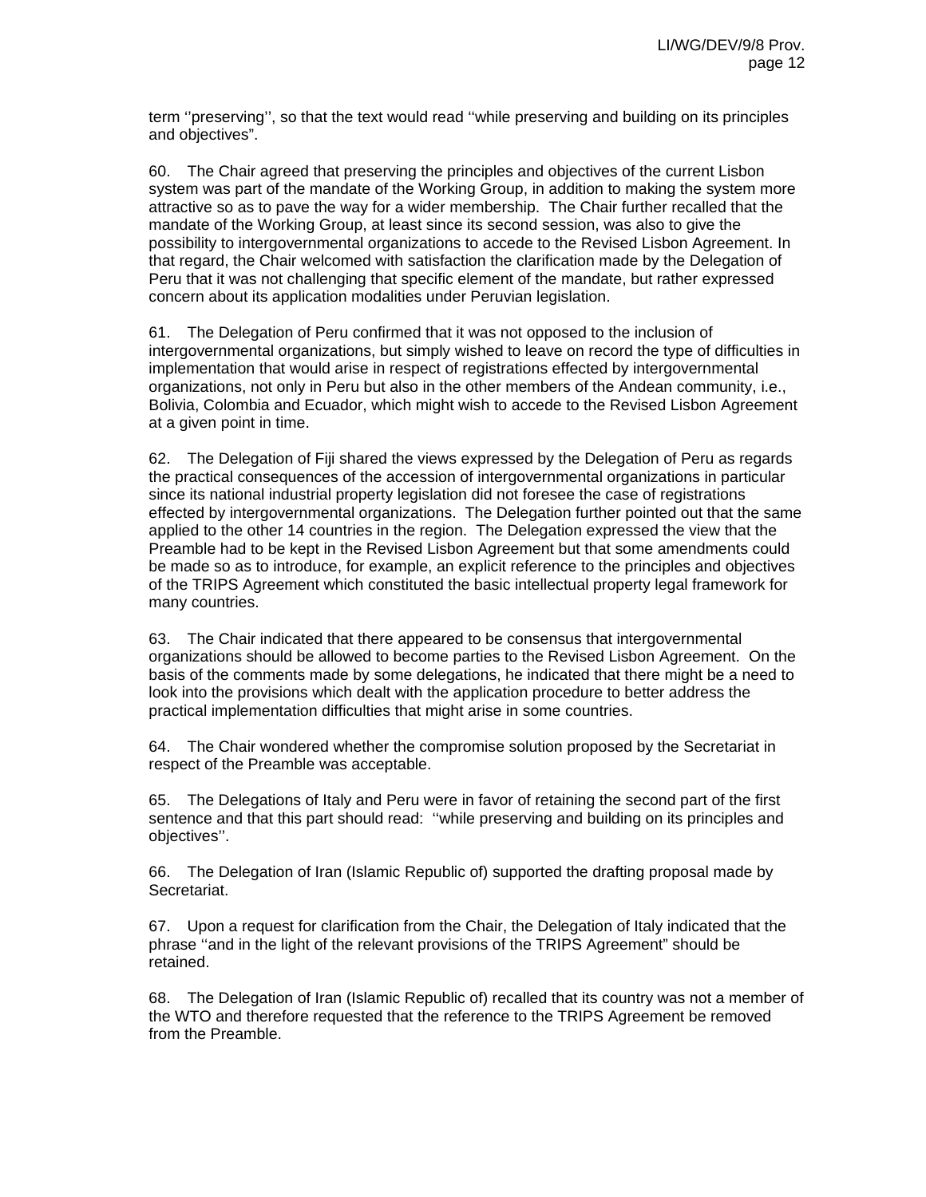term ''preserving'', so that the text would read ''while preserving and building on its principles and objectives".

60. The Chair agreed that preserving the principles and objectives of the current Lisbon system was part of the mandate of the Working Group, in addition to making the system more attractive so as to pave the way for a wider membership. The Chair further recalled that the mandate of the Working Group, at least since its second session, was also to give the possibility to intergovernmental organizations to accede to the Revised Lisbon Agreement. In that regard, the Chair welcomed with satisfaction the clarification made by the Delegation of Peru that it was not challenging that specific element of the mandate, but rather expressed concern about its application modalities under Peruvian legislation.

61. The Delegation of Peru confirmed that it was not opposed to the inclusion of intergovernmental organizations, but simply wished to leave on record the type of difficulties in implementation that would arise in respect of registrations effected by intergovernmental organizations, not only in Peru but also in the other members of the Andean community, i.e., Bolivia, Colombia and Ecuador, which might wish to accede to the Revised Lisbon Agreement at a given point in time.

62. The Delegation of Fiji shared the views expressed by the Delegation of Peru as regards the practical consequences of the accession of intergovernmental organizations in particular since its national industrial property legislation did not foresee the case of registrations effected by intergovernmental organizations. The Delegation further pointed out that the same applied to the other 14 countries in the region. The Delegation expressed the view that the Preamble had to be kept in the Revised Lisbon Agreement but that some amendments could be made so as to introduce, for example, an explicit reference to the principles and objectives of the TRIPS Agreement which constituted the basic intellectual property legal framework for many countries.

63. The Chair indicated that there appeared to be consensus that intergovernmental organizations should be allowed to become parties to the Revised Lisbon Agreement. On the basis of the comments made by some delegations, he indicated that there might be a need to look into the provisions which dealt with the application procedure to better address the practical implementation difficulties that might arise in some countries.

64. The Chair wondered whether the compromise solution proposed by the Secretariat in respect of the Preamble was acceptable.

65. The Delegations of Italy and Peru were in favor of retaining the second part of the first sentence and that this part should read: ''while preserving and building on its principles and objectives''.

66. The Delegation of Iran (Islamic Republic of) supported the drafting proposal made by Secretariat.

67. Upon a request for clarification from the Chair, the Delegation of Italy indicated that the phrase ''and in the light of the relevant provisions of the TRIPS Agreement" should be retained.

68. The Delegation of Iran (Islamic Republic of) recalled that its country was not a member of the WTO and therefore requested that the reference to the TRIPS Agreement be removed from the Preamble.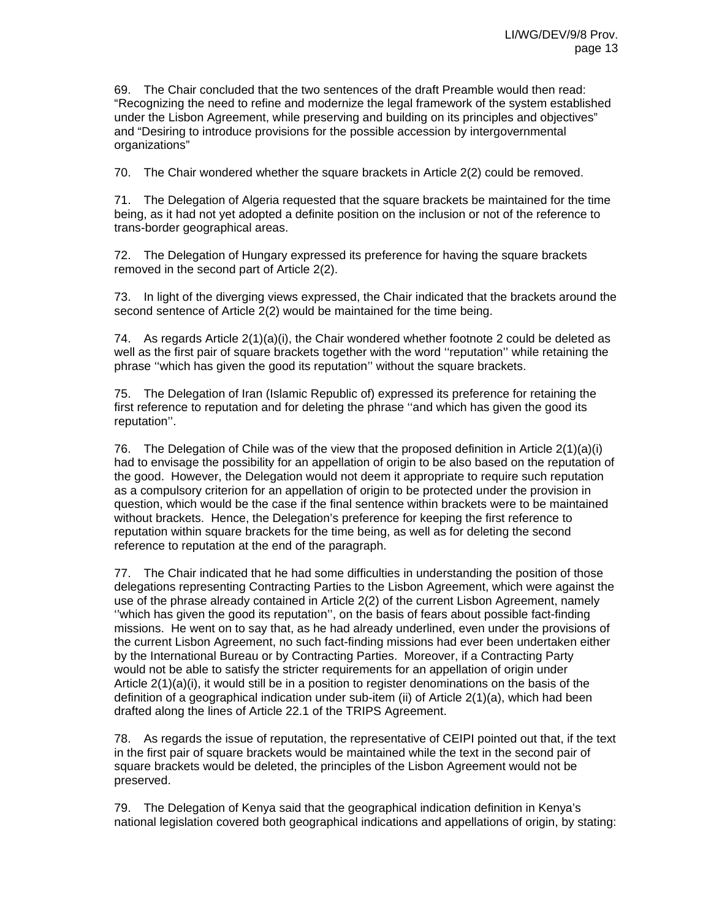69. The Chair concluded that the two sentences of the draft Preamble would then read: “Recognizing the need to refine and modernize the legal framework of the system established under the Lisbon Agreement, while preserving and building on its principles and objectives” and “Desiring to introduce provisions for the possible accession by intergovernmental organizations”

70. The Chair wondered whether the square brackets in Article 2(2) could be removed.

71. The Delegation of Algeria requested that the square brackets be maintained for the time being, as it had not yet adopted a definite position on the inclusion or not of the reference to trans-border geographical areas.

72. The Delegation of Hungary expressed its preference for having the square brackets removed in the second part of Article 2(2).

73. In light of the diverging views expressed, the Chair indicated that the brackets around the second sentence of Article 2(2) would be maintained for the time being.

74. As regards Article 2(1)(a)(i), the Chair wondered whether footnote 2 could be deleted as well as the first pair of square brackets together with the word ‘‘reputation’’ while retaining the phrase ‘‘which has given the good its reputation’’ without the square brackets.

75. The Delegation of Iran (Islamic Republic of) expressed its preference for retaining the first reference to reputation and for deleting the phrase ‘‘and which has given the good its reputation’’.

76. The Delegation of Chile was of the view that the proposed definition in Article 2(1)(a)(i) had to envisage the possibility for an appellation of origin to be also based on the reputation of the good. However, the Delegation would not deem it appropriate to require such reputation as a compulsory criterion for an appellation of origin to be protected under the provision in question, which would be the case if the final sentence within brackets were to be maintained without brackets. Hence, the Delegation’s preference for keeping the first reference to reputation within square brackets for the time being, as well as for deleting the second reference to reputation at the end of the paragraph.

77. The Chair indicated that he had some difficulties in understanding the position of those delegations representing Contracting Parties to the Lisbon Agreement, which were against the use of the phrase already contained in Article 2(2) of the current Lisbon Agreement, namely ‘‘which has given the good its reputation’’, on the basis of fears about possible fact-finding missions. He went on to say that, as he had already underlined, even under the provisions of the current Lisbon Agreement, no such fact-finding missions had ever been undertaken either by the International Bureau or by Contracting Parties. Moreover, if a Contracting Party would not be able to satisfy the stricter requirements for an appellation of origin under Article 2(1)(a)(i), it would still be in a position to register denominations on the basis of the definition of a geographical indication under sub-item (ii) of Article 2(1)(a), which had been drafted along the lines of Article 22.1 of the TRIPS Agreement.

78. As regards the issue of reputation, the representative of CEIPI pointed out that, if the text in the first pair of square brackets would be maintained while the text in the second pair of square brackets would be deleted, the principles of the Lisbon Agreement would not be preserved.

79. The Delegation of Kenya said that the geographical indication definition in Kenya’s national legislation covered both geographical indications and appellations of origin, by stating: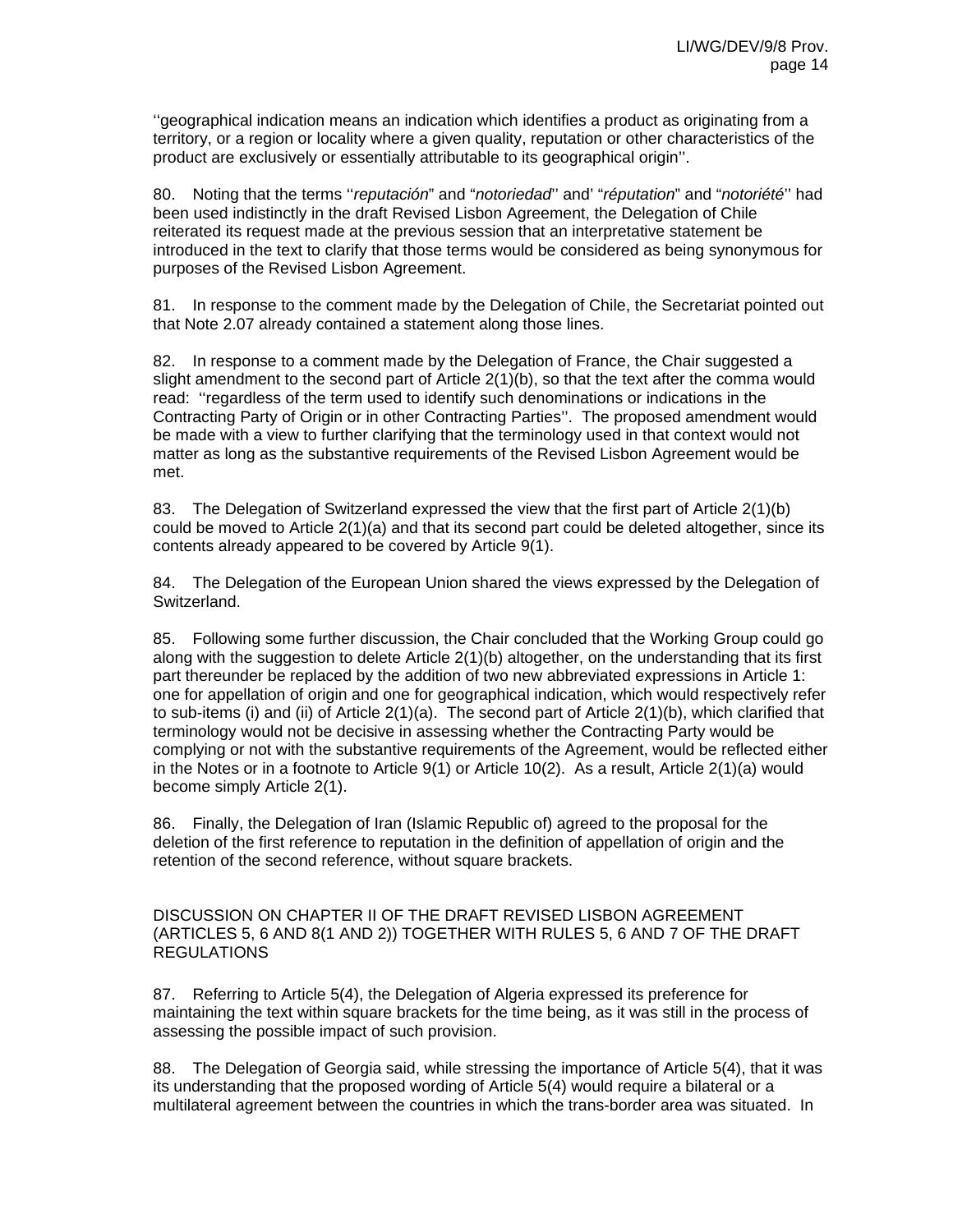''geographical indication means an indication which identifies a product as originating from a territory, or a region or locality where a given quality, reputation or other characteristics of the product are exclusively or essentially attributable to its geographical origin''.

80. Noting that the terms ''*reputación*" and "*notoriedad*'' and' "*réputation*" and "*notoriété*'' had been used indistinctly in the draft Revised Lisbon Agreement, the Delegation of Chile reiterated its request made at the previous session that an interpretative statement be introduced in the text to clarify that those terms would be considered as being synonymous for purposes of the Revised Lisbon Agreement.

81. In response to the comment made by the Delegation of Chile, the Secretariat pointed out that Note 2.07 already contained a statement along those lines.

82. In response to a comment made by the Delegation of France, the Chair suggested a slight amendment to the second part of Article 2(1)(b), so that the text after the comma would read: ''regardless of the term used to identify such denominations or indications in the Contracting Party of Origin or in other Contracting Parties''. The proposed amendment would be made with a view to further clarifying that the terminology used in that context would not matter as long as the substantive requirements of the Revised Lisbon Agreement would be met.

83. The Delegation of Switzerland expressed the view that the first part of Article 2(1)(b) could be moved to Article 2(1)(a) and that its second part could be deleted altogether, since its contents already appeared to be covered by Article 9(1).

84. The Delegation of the European Union shared the views expressed by the Delegation of Switzerland.

85. Following some further discussion, the Chair concluded that the Working Group could go along with the suggestion to delete Article 2(1)(b) altogether, on the understanding that its first part thereunder be replaced by the addition of two new abbreviated expressions in Article 1: one for appellation of origin and one for geographical indication, which would respectively refer to sub-items (i) and (ii) of Article 2(1)(a). The second part of Article 2(1)(b), which clarified that terminology would not be decisive in assessing whether the Contracting Party would be complying or not with the substantive requirements of the Agreement, would be reflected either in the Notes or in a footnote to Article 9(1) or Article 10(2). As a result, Article 2(1)(a) would become simply Article 2(1).

86. Finally, the Delegation of Iran (Islamic Republic of) agreed to the proposal for the deletion of the first reference to reputation in the definition of appellation of origin and the retention of the second reference, without square brackets.

## DISCUSSION ON CHAPTER II OF THE DRAFT REVISED LISBON AGREEMENT (ARTICLES 5, 6 AND 8(1 AND 2)) TOGETHER WITH RULES 5, 6 AND 7 OF THE DRAFT REGULATIONS

87. Referring to Article 5(4), the Delegation of Algeria expressed its preference for maintaining the text within square brackets for the time being, as it was still in the process of assessing the possible impact of such provision.

88. The Delegation of Georgia said, while stressing the importance of Article 5(4), that it was its understanding that the proposed wording of Article 5(4) would require a bilateral or a multilateral agreement between the countries in which the trans-border area was situated. In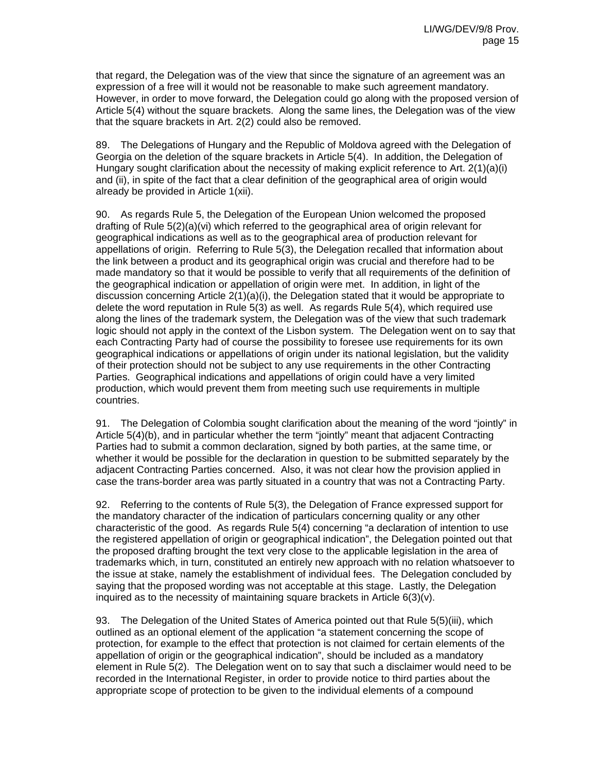that regard, the Delegation was of the view that since the signature of an agreement was an expression of a free will it would not be reasonable to make such agreement mandatory. However, in order to move forward, the Delegation could go along with the proposed version of Article 5(4) without the square brackets. Along the same lines, the Delegation was of the view that the square brackets in Art. 2(2) could also be removed.

89. The Delegations of Hungary and the Republic of Moldova agreed with the Delegation of Georgia on the deletion of the square brackets in Article 5(4). In addition, the Delegation of Hungary sought clarification about the necessity of making explicit reference to Art. 2(1)(a)(i) and (ii), in spite of the fact that a clear definition of the geographical area of origin would already be provided in Article 1(xii).

90. As regards Rule 5, the Delegation of the European Union welcomed the proposed drafting of Rule 5(2)(a)(vi) which referred to the geographical area of origin relevant for geographical indications as well as to the geographical area of production relevant for appellations of origin. Referring to Rule 5(3), the Delegation recalled that information about the link between a product and its geographical origin was crucial and therefore had to be made mandatory so that it would be possible to verify that all requirements of the definition of the geographical indication or appellation of origin were met. In addition, in light of the discussion concerning Article 2(1)(a)(i), the Delegation stated that it would be appropriate to delete the word reputation in Rule 5(3) as well. As regards Rule 5(4), which required use along the lines of the trademark system, the Delegation was of the view that such trademark logic should not apply in the context of the Lisbon system. The Delegation went on to say that each Contracting Party had of course the possibility to foresee use requirements for its own geographical indications or appellations of origin under its national legislation, but the validity of their protection should not be subject to any use requirements in the other Contracting Parties. Geographical indications and appellations of origin could have a very limited production, which would prevent them from meeting such use requirements in multiple countries.

91. The Delegation of Colombia sought clarification about the meaning of the word "jointly" in Article 5(4)(b), and in particular whether the term "jointly" meant that adjacent Contracting Parties had to submit a common declaration, signed by both parties, at the same time, or whether it would be possible for the declaration in question to be submitted separately by the adjacent Contracting Parties concerned. Also, it was not clear how the provision applied in case the trans-border area was partly situated in a country that was not a Contracting Party.

92. Referring to the contents of Rule 5(3), the Delegation of France expressed support for the mandatory character of the indication of particulars concerning quality or any other characteristic of the good. As regards Rule 5(4) concerning "a declaration of intention to use the registered appellation of origin or geographical indication", the Delegation pointed out that the proposed drafting brought the text very close to the applicable legislation in the area of trademarks which, in turn, constituted an entirely new approach with no relation whatsoever to the issue at stake, namely the establishment of individual fees. The Delegation concluded by saying that the proposed wording was not acceptable at this stage. Lastly, the Delegation inquired as to the necessity of maintaining square brackets in Article 6(3)(v).

93. The Delegation of the United States of America pointed out that Rule 5(5)(iii), which outlined as an optional element of the application "a statement concerning the scope of protection, for example to the effect that protection is not claimed for certain elements of the appellation of origin or the geographical indication", should be included as a mandatory element in Rule 5(2). The Delegation went on to say that such a disclaimer would need to be recorded in the International Register, in order to provide notice to third parties about the appropriate scope of protection to be given to the individual elements of a compound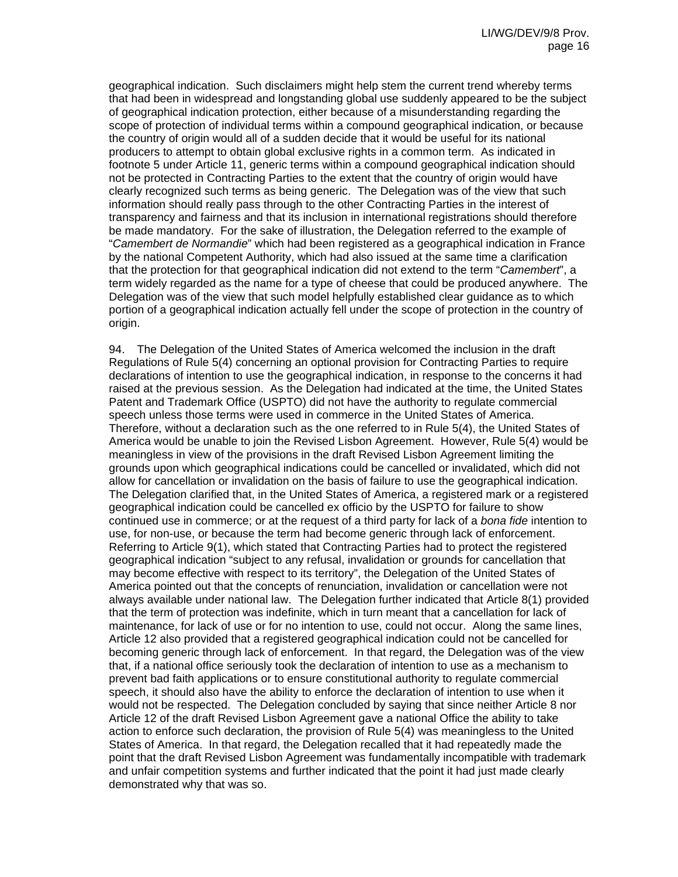geographical indication. Such disclaimers might help stem the current trend whereby terms that had been in widespread and longstanding global use suddenly appeared to be the subject of geographical indication protection, either because of a misunderstanding regarding the scope of protection of individual terms within a compound geographical indication, or because the country of origin would all of a sudden decide that it would be useful for its national producers to attempt to obtain global exclusive rights in a common term. As indicated in footnote 5 under Article 11, generic terms within a compound geographical indication should not be protected in Contracting Parties to the extent that the country of origin would have clearly recognized such terms as being generic. The Delegation was of the view that such information should really pass through to the other Contracting Parties in the interest of transparency and fairness and that its inclusion in international registrations should therefore be made mandatory. For the sake of illustration, the Delegation referred to the example of "*Camembert de Normandie*" which had been registered as a geographical indication in France by the national Competent Authority, which had also issued at the same time a clarification that the protection for that geographical indication did not extend to the term "*Camembert*", a term widely regarded as the name for a type of cheese that could be produced anywhere. The Delegation was of the view that such model helpfully established clear guidance as to which portion of a geographical indication actually fell under the scope of protection in the country of origin.

94. The Delegation of the United States of America welcomed the inclusion in the draft Regulations of Rule 5(4) concerning an optional provision for Contracting Parties to require declarations of intention to use the geographical indication, in response to the concerns it had raised at the previous session. As the Delegation had indicated at the time, the United States Patent and Trademark Office (USPTO) did not have the authority to regulate commercial speech unless those terms were used in commerce in the United States of America. Therefore, without a declaration such as the one referred to in Rule 5(4), the United States of America would be unable to join the Revised Lisbon Agreement. However, Rule 5(4) would be meaningless in view of the provisions in the draft Revised Lisbon Agreement limiting the grounds upon which geographical indications could be cancelled or invalidated, which did not allow for cancellation or invalidation on the basis of failure to use the geographical indication. The Delegation clarified that, in the United States of America, a registered mark or a registered geographical indication could be cancelled ex officio by the USPTO for failure to show continued use in commerce; or at the request of a third party for lack of a *bona fide* intention to use, for non-use, or because the term had become generic through lack of enforcement. Referring to Article 9(1), which stated that Contracting Parties had to protect the registered geographical indication "subject to any refusal, invalidation or grounds for cancellation that may become effective with respect to its territory", the Delegation of the United States of America pointed out that the concepts of renunciation, invalidation or cancellation were not always available under national law. The Delegation further indicated that Article 8(1) provided that the term of protection was indefinite, which in turn meant that a cancellation for lack of maintenance, for lack of use or for no intention to use, could not occur. Along the same lines, Article 12 also provided that a registered geographical indication could not be cancelled for becoming generic through lack of enforcement. In that regard, the Delegation was of the view that, if a national office seriously took the declaration of intention to use as a mechanism to prevent bad faith applications or to ensure constitutional authority to regulate commercial speech, it should also have the ability to enforce the declaration of intention to use when it would not be respected. The Delegation concluded by saying that since neither Article 8 nor Article 12 of the draft Revised Lisbon Agreement gave a national Office the ability to take action to enforce such declaration, the provision of Rule 5(4) was meaningless to the United States of America. In that regard, the Delegation recalled that it had repeatedly made the point that the draft Revised Lisbon Agreement was fundamentally incompatible with trademark and unfair competition systems and further indicated that the point it had just made clearly demonstrated why that was so.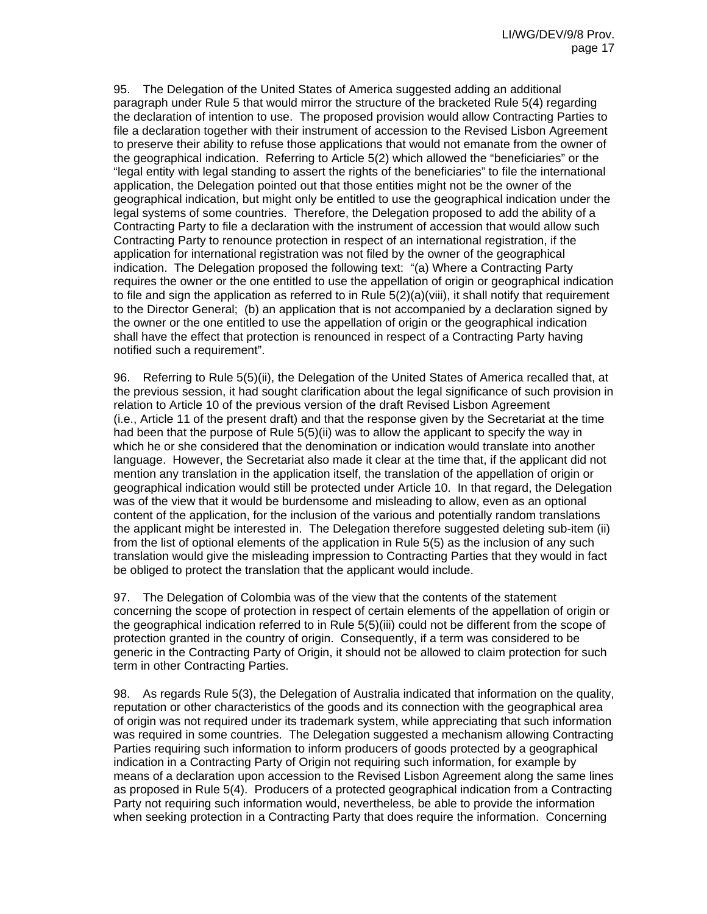95. The Delegation of the United States of America suggested adding an additional paragraph under Rule 5 that would mirror the structure of the bracketed Rule 5(4) regarding the declaration of intention to use. The proposed provision would allow Contracting Parties to file a declaration together with their instrument of accession to the Revised Lisbon Agreement to preserve their ability to refuse those applications that would not emanate from the owner of the geographical indication. Referring to Article 5(2) which allowed the "beneficiaries" or the "legal entity with legal standing to assert the rights of the beneficiaries" to file the international application, the Delegation pointed out that those entities might not be the owner of the geographical indication, but might only be entitled to use the geographical indication under the legal systems of some countries. Therefore, the Delegation proposed to add the ability of a Contracting Party to file a declaration with the instrument of accession that would allow such Contracting Party to renounce protection in respect of an international registration, if the application for international registration was not filed by the owner of the geographical indication. The Delegation proposed the following text: "(a) Where a Contracting Party requires the owner or the one entitled to use the appellation of origin or geographical indication to file and sign the application as referred to in Rule 5(2)(a)(viii), it shall notify that requirement to the Director General; (b) an application that is not accompanied by a declaration signed by the owner or the one entitled to use the appellation of origin or the geographical indication shall have the effect that protection is renounced in respect of a Contracting Party having notified such a requirement".

96. Referring to Rule 5(5)(ii), the Delegation of the United States of America recalled that, at the previous session, it had sought clarification about the legal significance of such provision in relation to Article 10 of the previous version of the draft Revised Lisbon Agreement (i.e., Article 11 of the present draft) and that the response given by the Secretariat at the time had been that the purpose of Rule 5(5)(ii) was to allow the applicant to specify the way in which he or she considered that the denomination or indication would translate into another language. However, the Secretariat also made it clear at the time that, if the applicant did not mention any translation in the application itself, the translation of the appellation of origin or geographical indication would still be protected under Article 10. In that regard, the Delegation was of the view that it would be burdensome and misleading to allow, even as an optional content of the application, for the inclusion of the various and potentially random translations the applicant might be interested in. The Delegation therefore suggested deleting sub-item (ii) from the list of optional elements of the application in Rule 5(5) as the inclusion of any such translation would give the misleading impression to Contracting Parties that they would in fact be obliged to protect the translation that the applicant would include.

97. The Delegation of Colombia was of the view that the contents of the statement concerning the scope of protection in respect of certain elements of the appellation of origin or the geographical indication referred to in Rule 5(5)(iii) could not be different from the scope of protection granted in the country of origin. Consequently, if a term was considered to be generic in the Contracting Party of Origin, it should not be allowed to claim protection for such term in other Contracting Parties.

98. As regards Rule 5(3), the Delegation of Australia indicated that information on the quality, reputation or other characteristics of the goods and its connection with the geographical area of origin was not required under its trademark system, while appreciating that such information was required in some countries. The Delegation suggested a mechanism allowing Contracting Parties requiring such information to inform producers of goods protected by a geographical indication in a Contracting Party of Origin not requiring such information, for example by means of a declaration upon accession to the Revised Lisbon Agreement along the same lines as proposed in Rule 5(4). Producers of a protected geographical indication from a Contracting Party not requiring such information would, nevertheless, be able to provide the information when seeking protection in a Contracting Party that does require the information. Concerning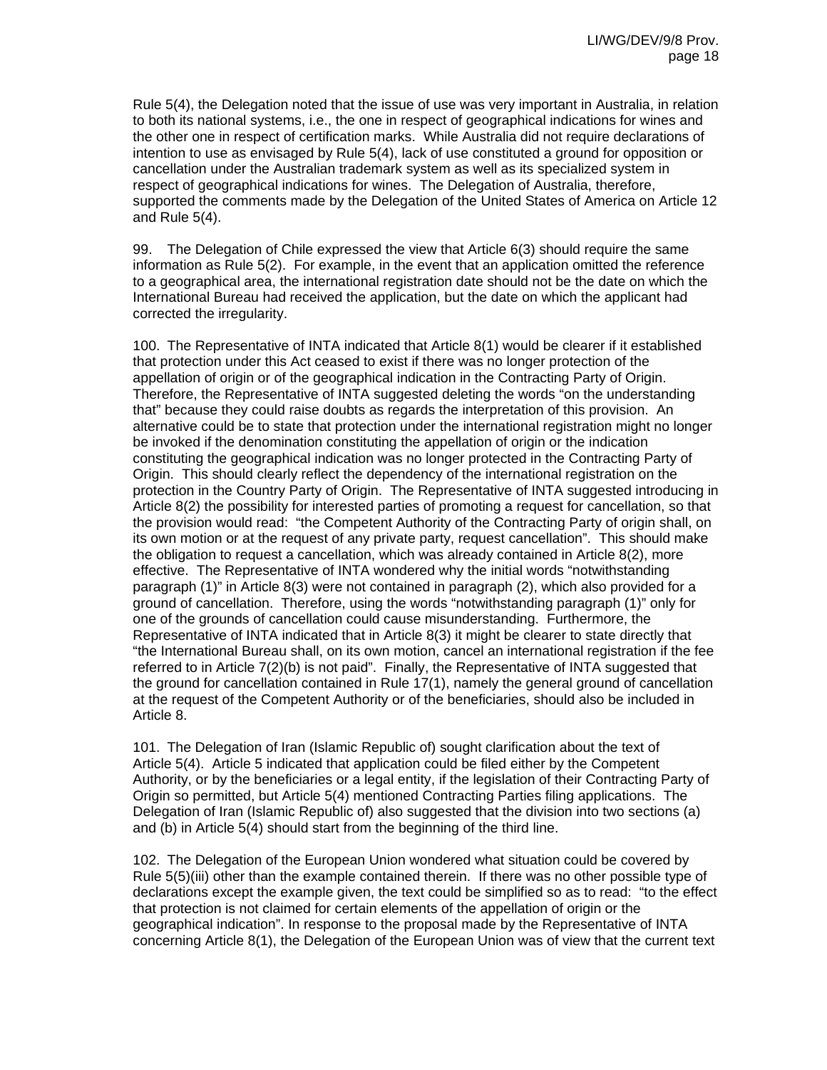Rule 5(4), the Delegation noted that the issue of use was very important in Australia, in relation to both its national systems, i.e., the one in respect of geographical indications for wines and the other one in respect of certification marks. While Australia did not require declarations of intention to use as envisaged by Rule 5(4), lack of use constituted a ground for opposition or cancellation under the Australian trademark system as well as its specialized system in respect of geographical indications for wines. The Delegation of Australia, therefore, supported the comments made by the Delegation of the United States of America on Article 12 and Rule 5(4).

99. The Delegation of Chile expressed the view that Article 6(3) should require the same information as Rule 5(2). For example, in the event that an application omitted the reference to a geographical area, the international registration date should not be the date on which the International Bureau had received the application, but the date on which the applicant had corrected the irregularity.

100. The Representative of INTA indicated that Article 8(1) would be clearer if it established that protection under this Act ceased to exist if there was no longer protection of the appellation of origin or of the geographical indication in the Contracting Party of Origin. Therefore, the Representative of INTA suggested deleting the words "on the understanding that" because they could raise doubts as regards the interpretation of this provision. An alternative could be to state that protection under the international registration might no longer be invoked if the denomination constituting the appellation of origin or the indication constituting the geographical indication was no longer protected in the Contracting Party of Origin. This should clearly reflect the dependency of the international registration on the protection in the Country Party of Origin. The Representative of INTA suggested introducing in Article 8(2) the possibility for interested parties of promoting a request for cancellation, so that the provision would read: "the Competent Authority of the Contracting Party of origin shall, on its own motion or at the request of any private party, request cancellation". This should make the obligation to request a cancellation, which was already contained in Article 8(2), more effective. The Representative of INTA wondered why the initial words "notwithstanding paragraph (1)" in Article 8(3) were not contained in paragraph (2), which also provided for a ground of cancellation. Therefore, using the words "notwithstanding paragraph (1)" only for one of the grounds of cancellation could cause misunderstanding. Furthermore, the Representative of INTA indicated that in Article 8(3) it might be clearer to state directly that "the International Bureau shall, on its own motion, cancel an international registration if the fee referred to in Article 7(2)(b) is not paid". Finally, the Representative of INTA suggested that the ground for cancellation contained in Rule 17(1), namely the general ground of cancellation at the request of the Competent Authority or of the beneficiaries, should also be included in Article 8.

101. The Delegation of Iran (Islamic Republic of) sought clarification about the text of Article 5(4). Article 5 indicated that application could be filed either by the Competent Authority, or by the beneficiaries or a legal entity, if the legislation of their Contracting Party of Origin so permitted, but Article 5(4) mentioned Contracting Parties filing applications. The Delegation of Iran (Islamic Republic of) also suggested that the division into two sections (a) and (b) in Article 5(4) should start from the beginning of the third line.

102. The Delegation of the European Union wondered what situation could be covered by Rule 5(5)(iii) other than the example contained therein. If there was no other possible type of declarations except the example given, the text could be simplified so as to read: "to the effect that protection is not claimed for certain elements of the appellation of origin or the geographical indication". In response to the proposal made by the Representative of INTA concerning Article 8(1), the Delegation of the European Union was of view that the current text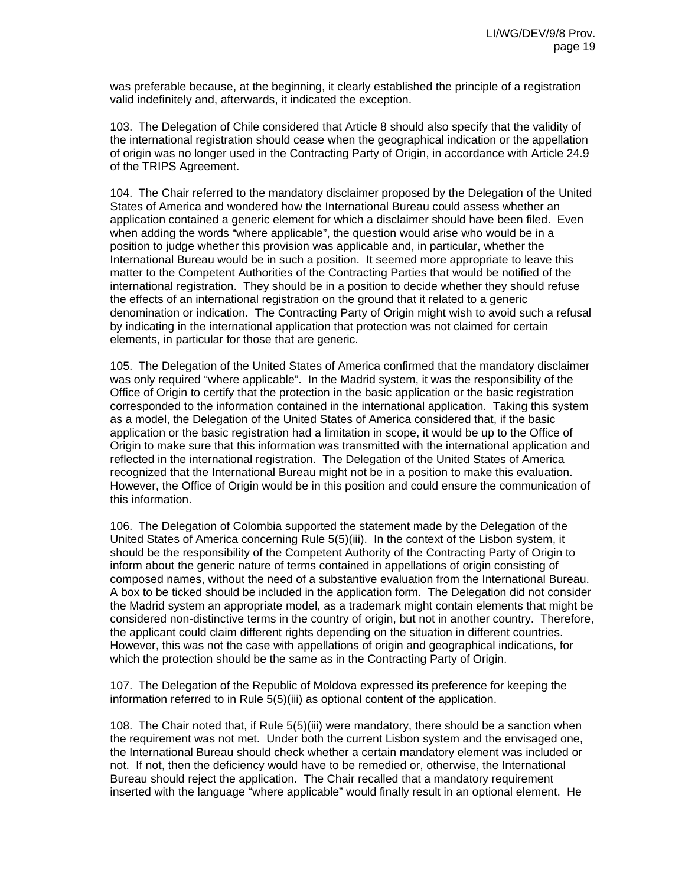was preferable because, at the beginning, it clearly established the principle of a registration valid indefinitely and, afterwards, it indicated the exception.

103. The Delegation of Chile considered that Article 8 should also specify that the validity of the international registration should cease when the geographical indication or the appellation of origin was no longer used in the Contracting Party of Origin, in accordance with Article 24.9 of the TRIPS Agreement.

104. The Chair referred to the mandatory disclaimer proposed by the Delegation of the United States of America and wondered how the International Bureau could assess whether an application contained a generic element for which a disclaimer should have been filed. Even when adding the words "where applicable", the question would arise who would be in a position to judge whether this provision was applicable and, in particular, whether the International Bureau would be in such a position. It seemed more appropriate to leave this matter to the Competent Authorities of the Contracting Parties that would be notified of the international registration. They should be in a position to decide whether they should refuse the effects of an international registration on the ground that it related to a generic denomination or indication. The Contracting Party of Origin might wish to avoid such a refusal by indicating in the international application that protection was not claimed for certain elements, in particular for those that are generic.

105. The Delegation of the United States of America confirmed that the mandatory disclaimer was only required "where applicable". In the Madrid system, it was the responsibility of the Office of Origin to certify that the protection in the basic application or the basic registration corresponded to the information contained in the international application. Taking this system as a model, the Delegation of the United States of America considered that, if the basic application or the basic registration had a limitation in scope, it would be up to the Office of Origin to make sure that this information was transmitted with the international application and reflected in the international registration. The Delegation of the United States of America recognized that the International Bureau might not be in a position to make this evaluation. However, the Office of Origin would be in this position and could ensure the communication of this information.

106. The Delegation of Colombia supported the statement made by the Delegation of the United States of America concerning Rule 5(5)(iii). In the context of the Lisbon system, it should be the responsibility of the Competent Authority of the Contracting Party of Origin to inform about the generic nature of terms contained in appellations of origin consisting of composed names, without the need of a substantive evaluation from the International Bureau. A box to be ticked should be included in the application form. The Delegation did not consider the Madrid system an appropriate model, as a trademark might contain elements that might be considered non-distinctive terms in the country of origin, but not in another country. Therefore, the applicant could claim different rights depending on the situation in different countries. However, this was not the case with appellations of origin and geographical indications, for which the protection should be the same as in the Contracting Party of Origin.

107. The Delegation of the Republic of Moldova expressed its preference for keeping the information referred to in Rule 5(5)(iii) as optional content of the application.

108. The Chair noted that, if Rule 5(5)(iii) were mandatory, there should be a sanction when the requirement was not met. Under both the current Lisbon system and the envisaged one, the International Bureau should check whether a certain mandatory element was included or not. If not, then the deficiency would have to be remedied or, otherwise, the International Bureau should reject the application. The Chair recalled that a mandatory requirement inserted with the language "where applicable" would finally result in an optional element. He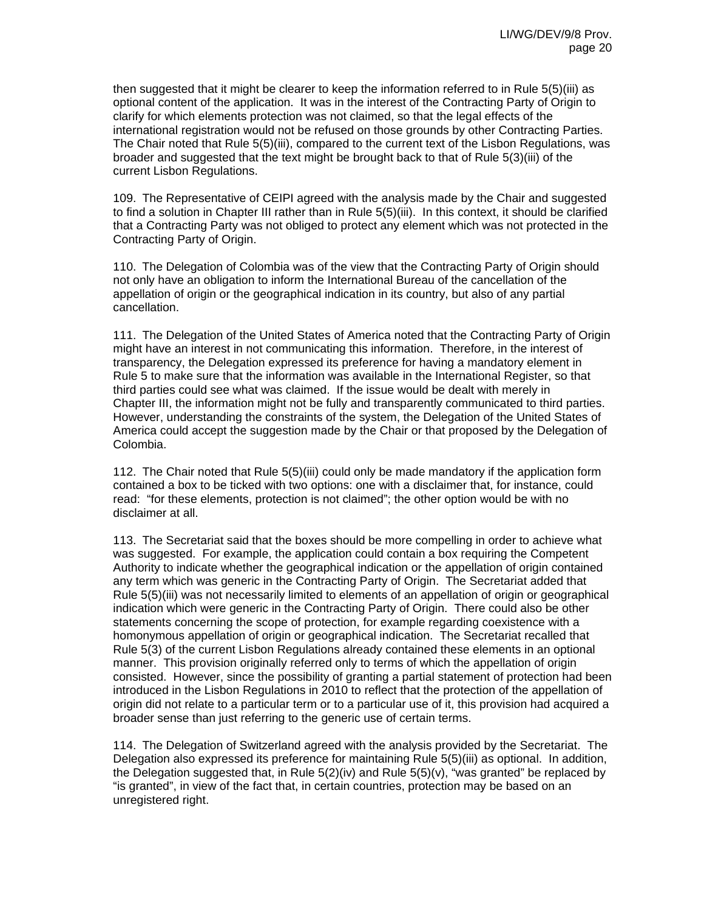then suggested that it might be clearer to keep the information referred to in Rule 5(5)(iii) as optional content of the application. It was in the interest of the Contracting Party of Origin to clarify for which elements protection was not claimed, so that the legal effects of the international registration would not be refused on those grounds by other Contracting Parties. The Chair noted that Rule 5(5)(iii), compared to the current text of the Lisbon Regulations, was broader and suggested that the text might be brought back to that of Rule 5(3)(iii) of the current Lisbon Regulations.

109. The Representative of CEIPI agreed with the analysis made by the Chair and suggested to find a solution in Chapter III rather than in Rule 5(5)(iii). In this context, it should be clarified that a Contracting Party was not obliged to protect any element which was not protected in the Contracting Party of Origin.

110. The Delegation of Colombia was of the view that the Contracting Party of Origin should not only have an obligation to inform the International Bureau of the cancellation of the appellation of origin or the geographical indication in its country, but also of any partial cancellation.

111. The Delegation of the United States of America noted that the Contracting Party of Origin might have an interest in not communicating this information. Therefore, in the interest of transparency, the Delegation expressed its preference for having a mandatory element in Rule 5 to make sure that the information was available in the International Register, so that third parties could see what was claimed. If the issue would be dealt with merely in Chapter III, the information might not be fully and transparently communicated to third parties. However, understanding the constraints of the system, the Delegation of the United States of America could accept the suggestion made by the Chair or that proposed by the Delegation of Colombia.

112. The Chair noted that Rule 5(5)(iii) could only be made mandatory if the application form contained a box to be ticked with two options: one with a disclaimer that, for instance, could read: "for these elements, protection is not claimed"; the other option would be with no disclaimer at all.

113. The Secretariat said that the boxes should be more compelling in order to achieve what was suggested. For example, the application could contain a box requiring the Competent Authority to indicate whether the geographical indication or the appellation of origin contained any term which was generic in the Contracting Party of Origin. The Secretariat added that Rule 5(5)(iii) was not necessarily limited to elements of an appellation of origin or geographical indication which were generic in the Contracting Party of Origin. There could also be other statements concerning the scope of protection, for example regarding coexistence with a homonymous appellation of origin or geographical indication. The Secretariat recalled that Rule 5(3) of the current Lisbon Regulations already contained these elements in an optional manner. This provision originally referred only to terms of which the appellation of origin consisted. However, since the possibility of granting a partial statement of protection had been introduced in the Lisbon Regulations in 2010 to reflect that the protection of the appellation of origin did not relate to a particular term or to a particular use of it, this provision had acquired a broader sense than just referring to the generic use of certain terms.

114. The Delegation of Switzerland agreed with the analysis provided by the Secretariat. The Delegation also expressed its preference for maintaining Rule 5(5)(iii) as optional. In addition, the Delegation suggested that, in Rule 5(2)(iv) and Rule 5(5)(v), "was granted" be replaced by "is granted", in view of the fact that, in certain countries, protection may be based on an unregistered right.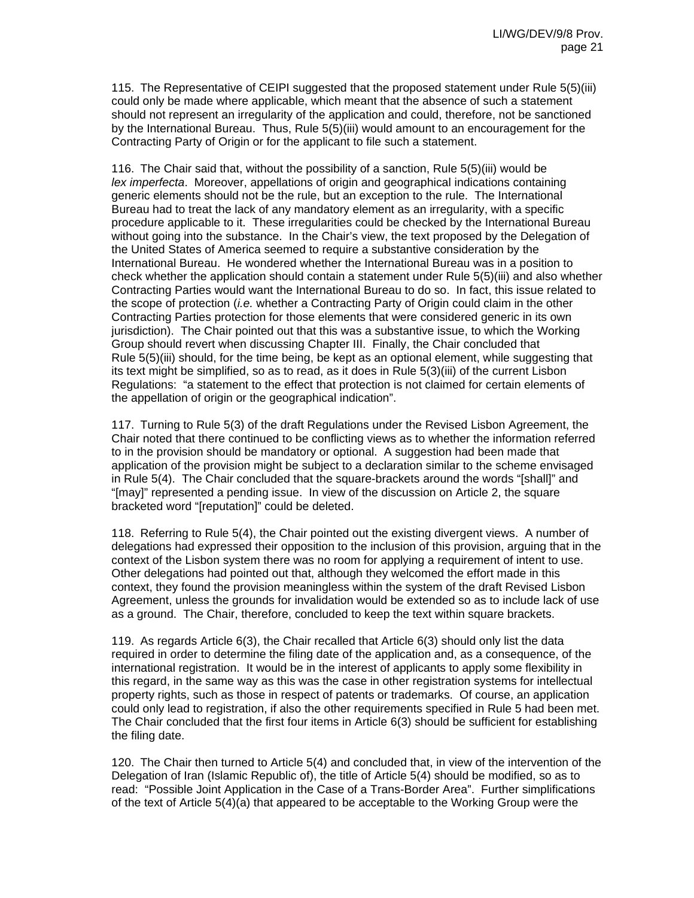115. The Representative of CEIPI suggested that the proposed statement under Rule 5(5)(iii) could only be made where applicable, which meant that the absence of such a statement should not represent an irregularity of the application and could, therefore, not be sanctioned by the International Bureau. Thus, Rule 5(5)(iii) would amount to an encouragement for the Contracting Party of Origin or for the applicant to file such a statement.

116. The Chair said that, without the possibility of a sanction, Rule 5(5)(iii) would be *lex imperfecta*. Moreover, appellations of origin and geographical indications containing generic elements should not be the rule, but an exception to the rule. The International Bureau had to treat the lack of any mandatory element as an irregularity, with a specific procedure applicable to it. These irregularities could be checked by the International Bureau without going into the substance. In the Chair's view, the text proposed by the Delegation of the United States of America seemed to require a substantive consideration by the International Bureau. He wondered whether the International Bureau was in a position to check whether the application should contain a statement under Rule 5(5)(iii) and also whether Contracting Parties would want the International Bureau to do so. In fact, this issue related to the scope of protection (*i.e.* whether a Contracting Party of Origin could claim in the other Contracting Parties protection for those elements that were considered generic in its own jurisdiction). The Chair pointed out that this was a substantive issue, to which the Working Group should revert when discussing Chapter III. Finally, the Chair concluded that Rule 5(5)(iii) should, for the time being, be kept as an optional element, while suggesting that its text might be simplified, so as to read, as it does in Rule 5(3)(iii) of the current Lisbon Regulations: "a statement to the effect that protection is not claimed for certain elements of the appellation of origin or the geographical indication".

117. Turning to Rule 5(3) of the draft Regulations under the Revised Lisbon Agreement, the Chair noted that there continued to be conflicting views as to whether the information referred to in the provision should be mandatory or optional. A suggestion had been made that application of the provision might be subject to a declaration similar to the scheme envisaged in Rule 5(4). The Chair concluded that the square-brackets around the words "[shall]" and "[may]" represented a pending issue. In view of the discussion on Article 2, the square bracketed word "[reputation]" could be deleted.

118. Referring to Rule 5(4), the Chair pointed out the existing divergent views. A number of delegations had expressed their opposition to the inclusion of this provision, arguing that in the context of the Lisbon system there was no room for applying a requirement of intent to use. Other delegations had pointed out that, although they welcomed the effort made in this context, they found the provision meaningless within the system of the draft Revised Lisbon Agreement, unless the grounds for invalidation would be extended so as to include lack of use as a ground. The Chair, therefore, concluded to keep the text within square brackets.

119. As regards Article 6(3), the Chair recalled that Article 6(3) should only list the data required in order to determine the filing date of the application and, as a consequence, of the international registration. It would be in the interest of applicants to apply some flexibility in this regard, in the same way as this was the case in other registration systems for intellectual property rights, such as those in respect of patents or trademarks. Of course, an application could only lead to registration, if also the other requirements specified in Rule 5 had been met. The Chair concluded that the first four items in Article 6(3) should be sufficient for establishing the filing date.

120. The Chair then turned to Article 5(4) and concluded that, in view of the intervention of the Delegation of Iran (Islamic Republic of), the title of Article 5(4) should be modified, so as to read: "Possible Joint Application in the Case of a Trans-Border Area". Further simplifications of the text of Article 5(4)(a) that appeared to be acceptable to the Working Group were the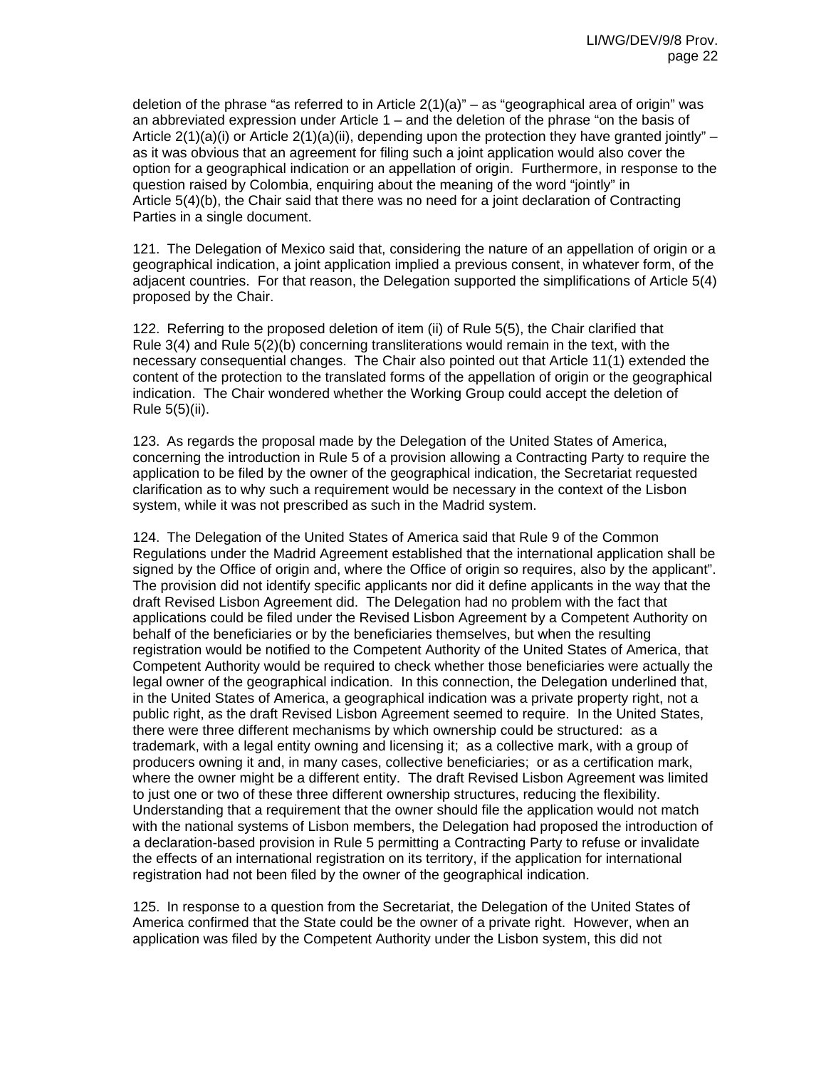deletion of the phrase "as referred to in Article 2(1)(a)" – as "geographical area of origin" was an abbreviated expression under Article 1 – and the deletion of the phrase "on the basis of Article 2(1)(a)(i) or Article 2(1)(a)(ii), depending upon the protection they have granted jointly" – as it was obvious that an agreement for filing such a joint application would also cover the option for a geographical indication or an appellation of origin. Furthermore, in response to the question raised by Colombia, enquiring about the meaning of the word "jointly" in Article 5(4)(b), the Chair said that there was no need for a joint declaration of Contracting Parties in a single document.

121. The Delegation of Mexico said that, considering the nature of an appellation of origin or a geographical indication, a joint application implied a previous consent, in whatever form, of the adjacent countries. For that reason, the Delegation supported the simplifications of Article 5(4) proposed by the Chair.

122. Referring to the proposed deletion of item (ii) of Rule 5(5), the Chair clarified that Rule 3(4) and Rule 5(2)(b) concerning transliterations would remain in the text, with the necessary consequential changes. The Chair also pointed out that Article 11(1) extended the content of the protection to the translated forms of the appellation of origin or the geographical indication. The Chair wondered whether the Working Group could accept the deletion of Rule 5(5)(ii).

123. As regards the proposal made by the Delegation of the United States of America, concerning the introduction in Rule 5 of a provision allowing a Contracting Party to require the application to be filed by the owner of the geographical indication, the Secretariat requested clarification as to why such a requirement would be necessary in the context of the Lisbon system, while it was not prescribed as such in the Madrid system.

124. The Delegation of the United States of America said that Rule 9 of the Common Regulations under the Madrid Agreement established that the international application shall be signed by the Office of origin and, where the Office of origin so requires, also by the applicant". The provision did not identify specific applicants nor did it define applicants in the way that the draft Revised Lisbon Agreement did. The Delegation had no problem with the fact that applications could be filed under the Revised Lisbon Agreement by a Competent Authority on behalf of the beneficiaries or by the beneficiaries themselves, but when the resulting registration would be notified to the Competent Authority of the United States of America, that Competent Authority would be required to check whether those beneficiaries were actually the legal owner of the geographical indication. In this connection, the Delegation underlined that, in the United States of America, a geographical indication was a private property right, not a public right, as the draft Revised Lisbon Agreement seemed to require. In the United States, there were three different mechanisms by which ownership could be structured: as a trademark, with a legal entity owning and licensing it; as a collective mark, with a group of producers owning it and, in many cases, collective beneficiaries; or as a certification mark, where the owner might be a different entity. The draft Revised Lisbon Agreement was limited to just one or two of these three different ownership structures, reducing the flexibility. Understanding that a requirement that the owner should file the application would not match with the national systems of Lisbon members, the Delegation had proposed the introduction of a declaration-based provision in Rule 5 permitting a Contracting Party to refuse or invalidate the effects of an international registration on its territory, if the application for international registration had not been filed by the owner of the geographical indication.

125. In response to a question from the Secretariat, the Delegation of the United States of America confirmed that the State could be the owner of a private right. However, when an application was filed by the Competent Authority under the Lisbon system, this did not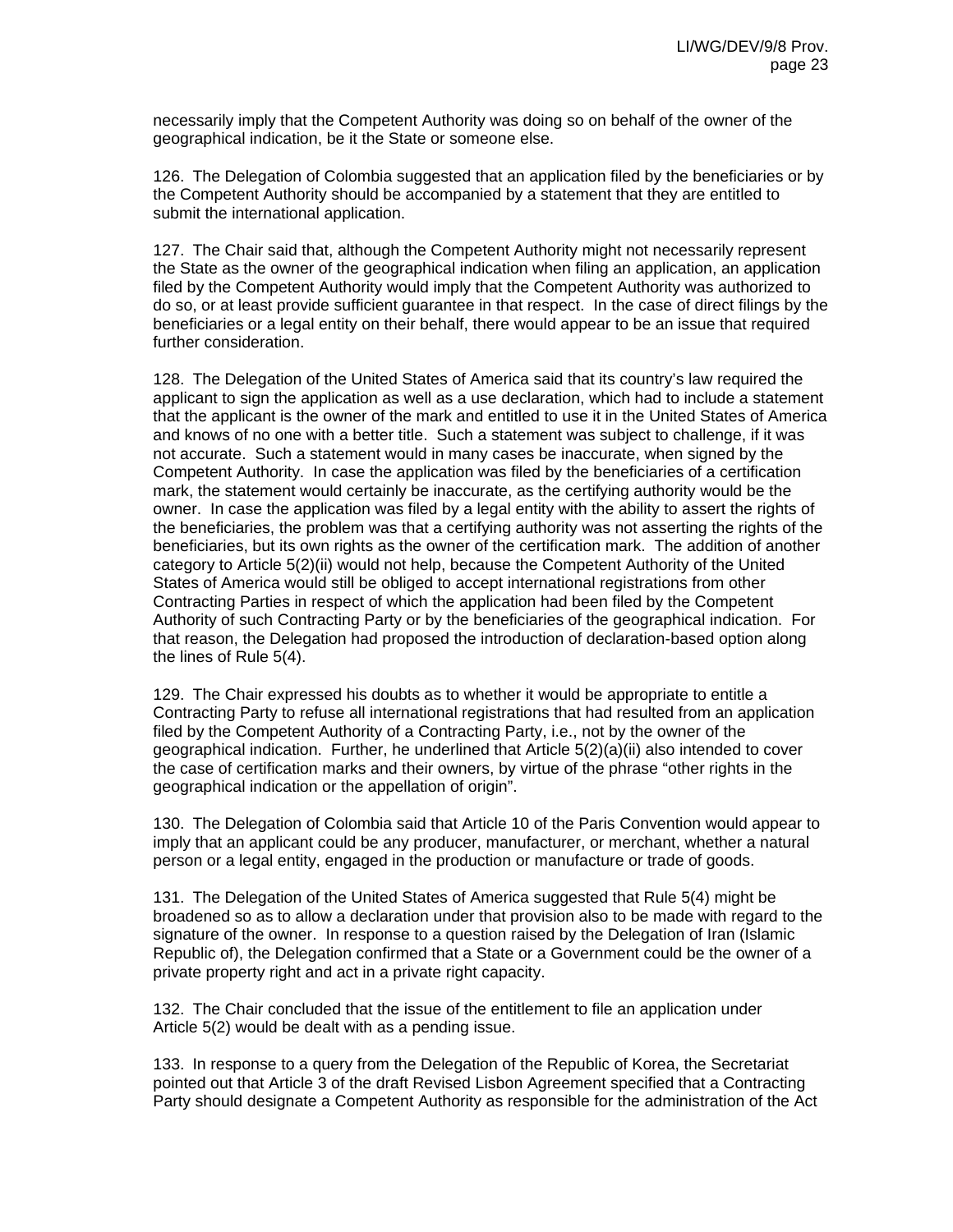necessarily imply that the Competent Authority was doing so on behalf of the owner of the geographical indication, be it the State or someone else.

126. The Delegation of Colombia suggested that an application filed by the beneficiaries or by the Competent Authority should be accompanied by a statement that they are entitled to submit the international application.

127. The Chair said that, although the Competent Authority might not necessarily represent the State as the owner of the geographical indication when filing an application, an application filed by the Competent Authority would imply that the Competent Authority was authorized to do so, or at least provide sufficient guarantee in that respect. In the case of direct filings by the beneficiaries or a legal entity on their behalf, there would appear to be an issue that required further consideration.

128. The Delegation of the United States of America said that its country's law required the applicant to sign the application as well as a use declaration, which had to include a statement that the applicant is the owner of the mark and entitled to use it in the United States of America and knows of no one with a better title. Such a statement was subject to challenge, if it was not accurate. Such a statement would in many cases be inaccurate, when signed by the Competent Authority. In case the application was filed by the beneficiaries of a certification mark, the statement would certainly be inaccurate, as the certifying authority would be the owner. In case the application was filed by a legal entity with the ability to assert the rights of the beneficiaries, the problem was that a certifying authority was not asserting the rights of the beneficiaries, but its own rights as the owner of the certification mark. The addition of another category to Article 5(2)(ii) would not help, because the Competent Authority of the United States of America would still be obliged to accept international registrations from other Contracting Parties in respect of which the application had been filed by the Competent Authority of such Contracting Party or by the beneficiaries of the geographical indication. For that reason, the Delegation had proposed the introduction of declaration-based option along the lines of Rule 5(4).

129. The Chair expressed his doubts as to whether it would be appropriate to entitle a Contracting Party to refuse all international registrations that had resulted from an application filed by the Competent Authority of a Contracting Party, i.e., not by the owner of the geographical indication. Further, he underlined that Article 5(2)(a)(ii) also intended to cover the case of certification marks and their owners, by virtue of the phrase "other rights in the geographical indication or the appellation of origin".

130. The Delegation of Colombia said that Article 10 of the Paris Convention would appear to imply that an applicant could be any producer, manufacturer, or merchant, whether a natural person or a legal entity, engaged in the production or manufacture or trade of goods.

131. The Delegation of the United States of America suggested that Rule 5(4) might be broadened so as to allow a declaration under that provision also to be made with regard to the signature of the owner. In response to a question raised by the Delegation of Iran (Islamic Republic of), the Delegation confirmed that a State or a Government could be the owner of a private property right and act in a private right capacity.

132. The Chair concluded that the issue of the entitlement to file an application under Article 5(2) would be dealt with as a pending issue.

133. In response to a query from the Delegation of the Republic of Korea, the Secretariat pointed out that Article 3 of the draft Revised Lisbon Agreement specified that a Contracting Party should designate a Competent Authority as responsible for the administration of the Act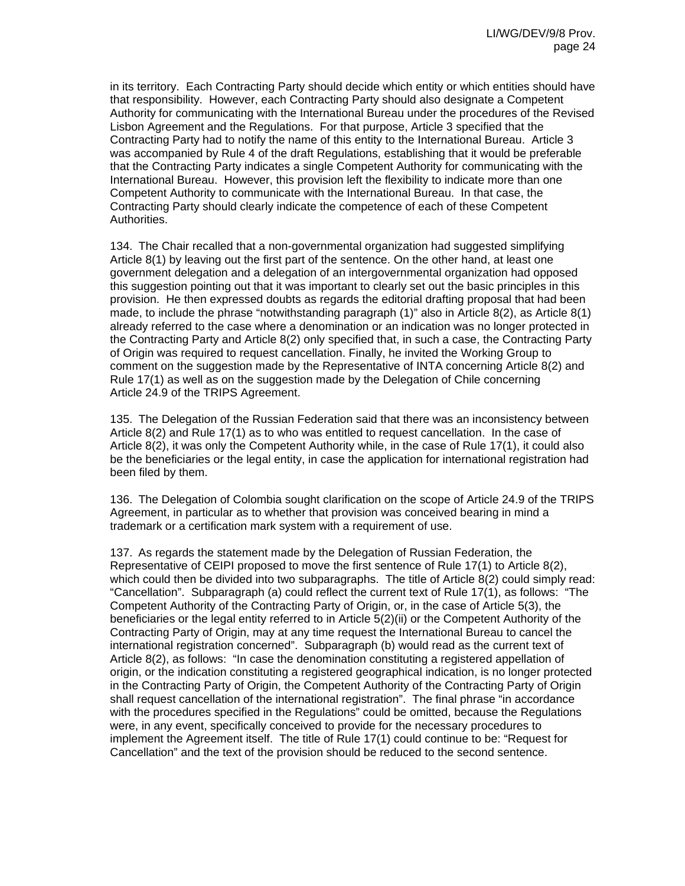in its territory. Each Contracting Party should decide which entity or which entities should have that responsibility. However, each Contracting Party should also designate a Competent Authority for communicating with the International Bureau under the procedures of the Revised Lisbon Agreement and the Regulations. For that purpose, Article 3 specified that the Contracting Party had to notify the name of this entity to the International Bureau. Article 3 was accompanied by Rule 4 of the draft Regulations, establishing that it would be preferable that the Contracting Party indicates a single Competent Authority for communicating with the International Bureau. However, this provision left the flexibility to indicate more than one Competent Authority to communicate with the International Bureau. In that case, the Contracting Party should clearly indicate the competence of each of these Competent Authorities.

134. The Chair recalled that a non-governmental organization had suggested simplifying Article 8(1) by leaving out the first part of the sentence. On the other hand, at least one government delegation and a delegation of an intergovernmental organization had opposed this suggestion pointing out that it was important to clearly set out the basic principles in this provision. He then expressed doubts as regards the editorial drafting proposal that had been made, to include the phrase "notwithstanding paragraph (1)" also in Article 8(2), as Article 8(1) already referred to the case where a denomination or an indication was no longer protected in the Contracting Party and Article 8(2) only specified that, in such a case, the Contracting Party of Origin was required to request cancellation. Finally, he invited the Working Group to comment on the suggestion made by the Representative of INTA concerning Article 8(2) and Rule 17(1) as well as on the suggestion made by the Delegation of Chile concerning Article 24.9 of the TRIPS Agreement.

135. The Delegation of the Russian Federation said that there was an inconsistency between Article 8(2) and Rule 17(1) as to who was entitled to request cancellation. In the case of Article 8(2), it was only the Competent Authority while, in the case of Rule 17(1), it could also be the beneficiaries or the legal entity, in case the application for international registration had been filed by them.

136. The Delegation of Colombia sought clarification on the scope of Article 24.9 of the TRIPS Agreement, in particular as to whether that provision was conceived bearing in mind a trademark or a certification mark system with a requirement of use.

137. As regards the statement made by the Delegation of Russian Federation, the Representative of CEIPI proposed to move the first sentence of Rule 17(1) to Article 8(2), which could then be divided into two subparagraphs. The title of Article 8(2) could simply read: "Cancellation". Subparagraph (a) could reflect the current text of Rule 17(1), as follows: "The Competent Authority of the Contracting Party of Origin, or, in the case of Article 5(3), the beneficiaries or the legal entity referred to in Article 5(2)(ii) or the Competent Authority of the Contracting Party of Origin, may at any time request the International Bureau to cancel the international registration concerned". Subparagraph (b) would read as the current text of Article 8(2), as follows: "In case the denomination constituting a registered appellation of origin, or the indication constituting a registered geographical indication, is no longer protected in the Contracting Party of Origin, the Competent Authority of the Contracting Party of Origin shall request cancellation of the international registration". The final phrase "in accordance with the procedures specified in the Regulations" could be omitted, because the Regulations were, in any event, specifically conceived to provide for the necessary procedures to implement the Agreement itself. The title of Rule 17(1) could continue to be: "Request for Cancellation" and the text of the provision should be reduced to the second sentence.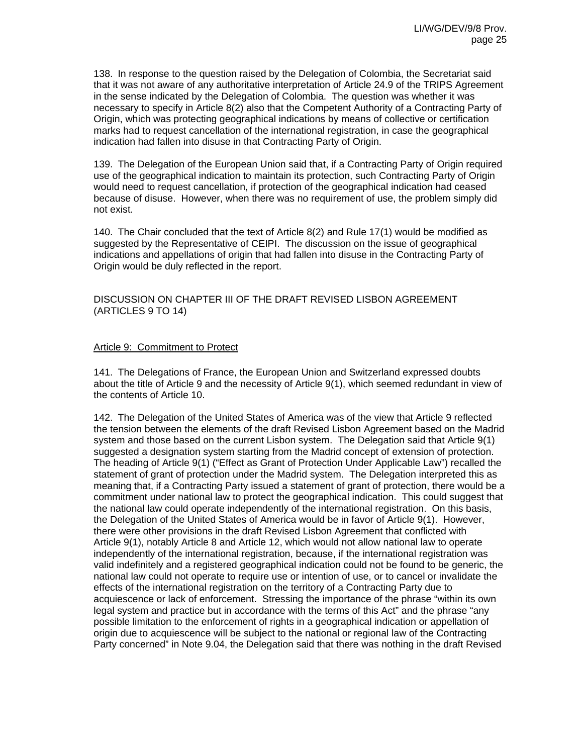138. In response to the question raised by the Delegation of Colombia, the Secretariat said that it was not aware of any authoritative interpretation of Article 24.9 of the TRIPS Agreement in the sense indicated by the Delegation of Colombia. The question was whether it was necessary to specify in Article 8(2) also that the Competent Authority of a Contracting Party of Origin, which was protecting geographical indications by means of collective or certification marks had to request cancellation of the international registration, in case the geographical indication had fallen into disuse in that Contracting Party of Origin.

139. The Delegation of the European Union said that, if a Contracting Party of Origin required use of the geographical indication to maintain its protection, such Contracting Party of Origin would need to request cancellation, if protection of the geographical indication had ceased because of disuse. However, when there was no requirement of use, the problem simply did not exist.

140. The Chair concluded that the text of Article 8(2) and Rule 17(1) would be modified as suggested by the Representative of CEIPI. The discussion on the issue of geographical indications and appellations of origin that had fallen into disuse in the Contracting Party of Origin would be duly reflected in the report.

## DISCUSSION ON CHAPTER III OF THE DRAFT REVISED LISBON AGREEMENT (ARTICLES 9 TO 14)

### Article 9: Commitment to Protect

141. The Delegations of France, the European Union and Switzerland expressed doubts about the title of Article 9 and the necessity of Article 9(1), which seemed redundant in view of the contents of Article 10.

142. The Delegation of the United States of America was of the view that Article 9 reflected the tension between the elements of the draft Revised Lisbon Agreement based on the Madrid system and those based on the current Lisbon system. The Delegation said that Article 9(1) suggested a designation system starting from the Madrid concept of extension of protection. The heading of Article 9(1) ("Effect as Grant of Protection Under Applicable Law") recalled the statement of grant of protection under the Madrid system. The Delegation interpreted this as meaning that, if a Contracting Party issued a statement of grant of protection, there would be a commitment under national law to protect the geographical indication. This could suggest that the national law could operate independently of the international registration. On this basis, the Delegation of the United States of America would be in favor of Article 9(1). However, there were other provisions in the draft Revised Lisbon Agreement that conflicted with Article 9(1), notably Article 8 and Article 12, which would not allow national law to operate independently of the international registration, because, if the international registration was valid indefinitely and a registered geographical indication could not be found to be generic, the national law could not operate to require use or intention of use, or to cancel or invalidate the effects of the international registration on the territory of a Contracting Party due to acquiescence or lack of enforcement. Stressing the importance of the phrase "within its own legal system and practice but in accordance with the terms of this Act" and the phrase "any possible limitation to the enforcement of rights in a geographical indication or appellation of origin due to acquiescence will be subject to the national or regional law of the Contracting Party concerned" in Note 9.04, the Delegation said that there was nothing in the draft Revised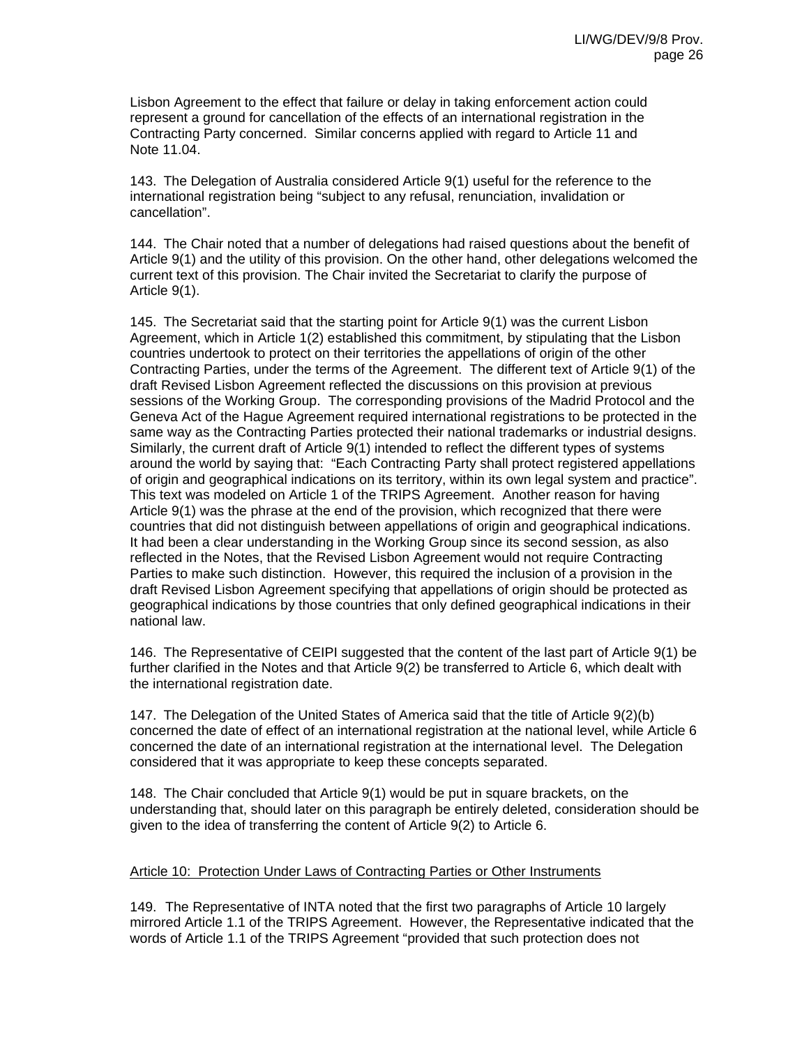Lisbon Agreement to the effect that failure or delay in taking enforcement action could represent a ground for cancellation of the effects of an international registration in the Contracting Party concerned. Similar concerns applied with regard to Article 11 and Note 11.04.

143. The Delegation of Australia considered Article 9(1) useful for the reference to the international registration being "subject to any refusal, renunciation, invalidation or cancellation".

144. The Chair noted that a number of delegations had raised questions about the benefit of Article 9(1) and the utility of this provision. On the other hand, other delegations welcomed the current text of this provision. The Chair invited the Secretariat to clarify the purpose of Article 9(1).

145. The Secretariat said that the starting point for Article 9(1) was the current Lisbon Agreement, which in Article 1(2) established this commitment, by stipulating that the Lisbon countries undertook to protect on their territories the appellations of origin of the other Contracting Parties, under the terms of the Agreement. The different text of Article 9(1) of the draft Revised Lisbon Agreement reflected the discussions on this provision at previous sessions of the Working Group. The corresponding provisions of the Madrid Protocol and the Geneva Act of the Hague Agreement required international registrations to be protected in the same way as the Contracting Parties protected their national trademarks or industrial designs. Similarly, the current draft of Article 9(1) intended to reflect the different types of systems around the world by saying that: "Each Contracting Party shall protect registered appellations of origin and geographical indications on its territory, within its own legal system and practice". This text was modeled on Article 1 of the TRIPS Agreement. Another reason for having Article 9(1) was the phrase at the end of the provision, which recognized that there were countries that did not distinguish between appellations of origin and geographical indications. It had been a clear understanding in the Working Group since its second session, as also reflected in the Notes, that the Revised Lisbon Agreement would not require Contracting Parties to make such distinction. However, this required the inclusion of a provision in the draft Revised Lisbon Agreement specifying that appellations of origin should be protected as geographical indications by those countries that only defined geographical indications in their national law.

146. The Representative of CEIPI suggested that the content of the last part of Article 9(1) be further clarified in the Notes and that Article 9(2) be transferred to Article 6, which dealt with the international registration date.

147. The Delegation of the United States of America said that the title of Article 9(2)(b) concerned the date of effect of an international registration at the national level, while Article 6 concerned the date of an international registration at the international level. The Delegation considered that it was appropriate to keep these concepts separated.

148. The Chair concluded that Article 9(1) would be put in square brackets, on the understanding that, should later on this paragraph be entirely deleted, consideration should be given to the idea of transferring the content of Article 9(2) to Article 6.

## Article 10: Protection Under Laws of Contracting Parties or Other Instruments

149. The Representative of INTA noted that the first two paragraphs of Article 10 largely mirrored Article 1.1 of the TRIPS Agreement. However, the Representative indicated that the words of Article 1.1 of the TRIPS Agreement "provided that such protection does not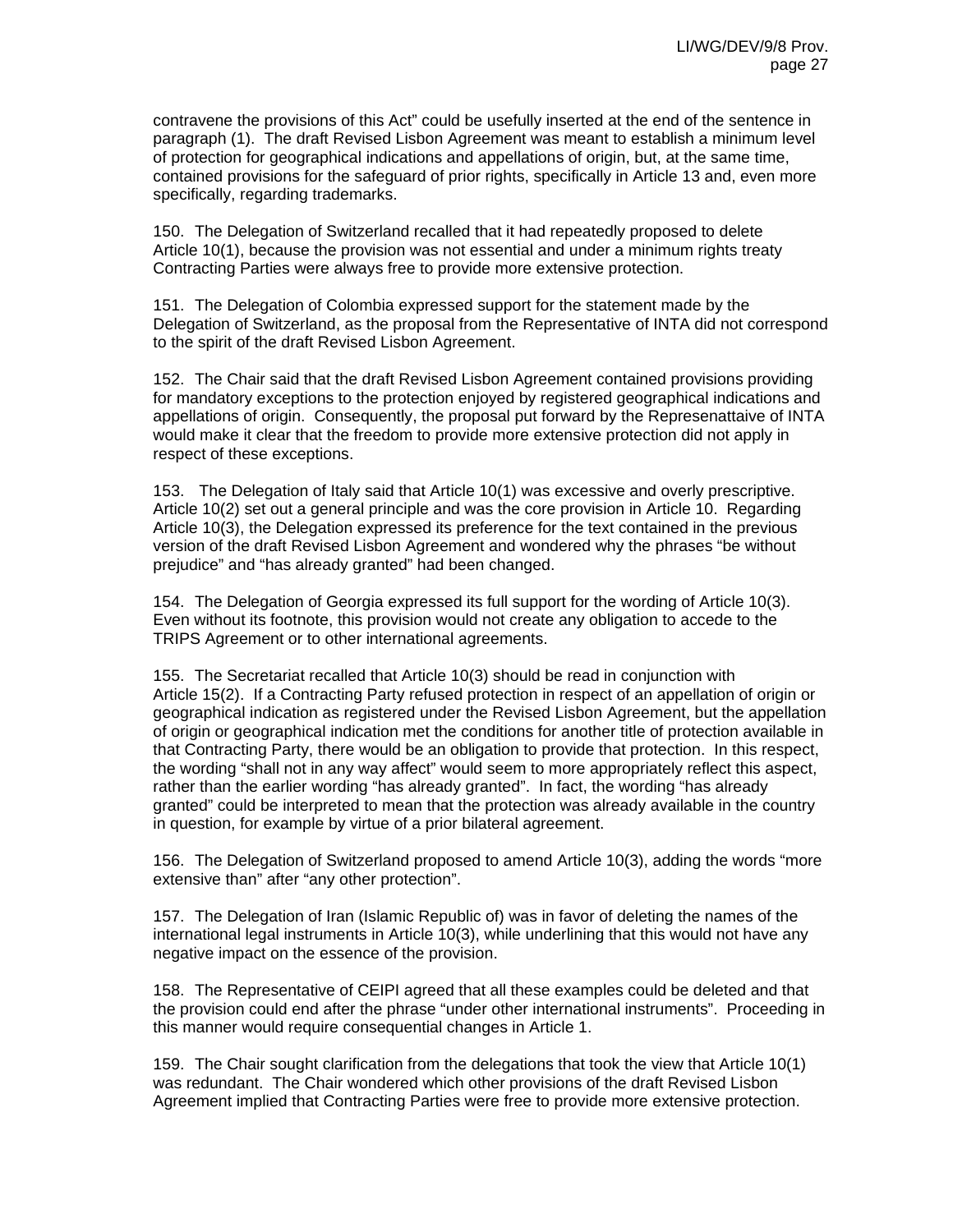contravene the provisions of this Act" could be usefully inserted at the end of the sentence in paragraph (1). The draft Revised Lisbon Agreement was meant to establish a minimum level of protection for geographical indications and appellations of origin, but, at the same time, contained provisions for the safeguard of prior rights, specifically in Article 13 and, even more specifically, regarding trademarks.

150. The Delegation of Switzerland recalled that it had repeatedly proposed to delete Article 10(1), because the provision was not essential and under a minimum rights treaty Contracting Parties were always free to provide more extensive protection.

151. The Delegation of Colombia expressed support for the statement made by the Delegation of Switzerland, as the proposal from the Representative of INTA did not correspond to the spirit of the draft Revised Lisbon Agreement.

152. The Chair said that the draft Revised Lisbon Agreement contained provisions providing for mandatory exceptions to the protection enjoyed by registered geographical indications and appellations of origin. Consequently, the proposal put forward by the Represenattaive of INTA would make it clear that the freedom to provide more extensive protection did not apply in respect of these exceptions.

153. The Delegation of Italy said that Article 10(1) was excessive and overly prescriptive. Article 10(2) set out a general principle and was the core provision in Article 10. Regarding Article 10(3), the Delegation expressed its preference for the text contained in the previous version of the draft Revised Lisbon Agreement and wondered why the phrases "be without prejudice" and "has already granted" had been changed.

154. The Delegation of Georgia expressed its full support for the wording of Article 10(3). Even without its footnote, this provision would not create any obligation to accede to the TRIPS Agreement or to other international agreements.

155. The Secretariat recalled that Article 10(3) should be read in conjunction with Article 15(2). If a Contracting Party refused protection in respect of an appellation of origin or geographical indication as registered under the Revised Lisbon Agreement, but the appellation of origin or geographical indication met the conditions for another title of protection available in that Contracting Party, there would be an obligation to provide that protection. In this respect, the wording "shall not in any way affect" would seem to more appropriately reflect this aspect, rather than the earlier wording "has already granted". In fact, the wording "has already granted" could be interpreted to mean that the protection was already available in the country in question, for example by virtue of a prior bilateral agreement.

156. The Delegation of Switzerland proposed to amend Article 10(3), adding the words "more extensive than" after "any other protection".

157. The Delegation of Iran (Islamic Republic of) was in favor of deleting the names of the international legal instruments in Article 10(3), while underlining that this would not have any negative impact on the essence of the provision.

158. The Representative of CEIPI agreed that all these examples could be deleted and that the provision could end after the phrase "under other international instruments". Proceeding in this manner would require consequential changes in Article 1.

159. The Chair sought clarification from the delegations that took the view that Article 10(1) was redundant. The Chair wondered which other provisions of the draft Revised Lisbon Agreement implied that Contracting Parties were free to provide more extensive protection.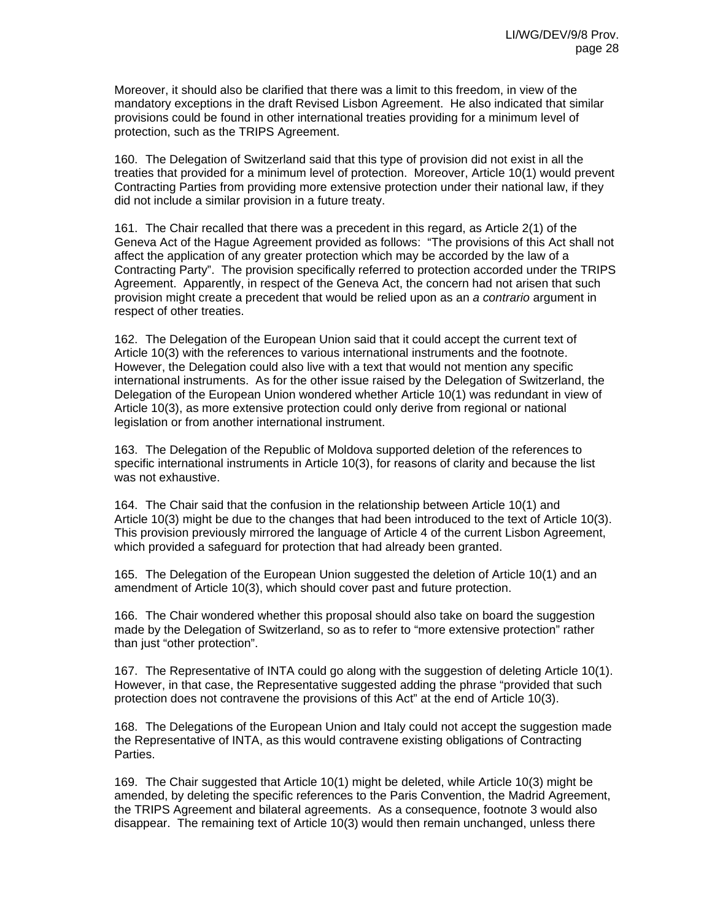Moreover, it should also be clarified that there was a limit to this freedom, in view of the mandatory exceptions in the draft Revised Lisbon Agreement. He also indicated that similar provisions could be found in other international treaties providing for a minimum level of protection, such as the TRIPS Agreement.

160. The Delegation of Switzerland said that this type of provision did not exist in all the treaties that provided for a minimum level of protection. Moreover, Article 10(1) would prevent Contracting Parties from providing more extensive protection under their national law, if they did not include a similar provision in a future treaty.

161. The Chair recalled that there was a precedent in this regard, as Article 2(1) of the Geneva Act of the Hague Agreement provided as follows: "The provisions of this Act shall not affect the application of any greater protection which may be accorded by the law of a Contracting Party". The provision specifically referred to protection accorded under the TRIPS Agreement. Apparently, in respect of the Geneva Act, the concern had not arisen that such provision might create a precedent that would be relied upon as an *a contrario* argument in respect of other treaties.

162. The Delegation of the European Union said that it could accept the current text of Article 10(3) with the references to various international instruments and the footnote. However, the Delegation could also live with a text that would not mention any specific international instruments. As for the other issue raised by the Delegation of Switzerland, the Delegation of the European Union wondered whether Article 10(1) was redundant in view of Article 10(3), as more extensive protection could only derive from regional or national legislation or from another international instrument.

163. The Delegation of the Republic of Moldova supported deletion of the references to specific international instruments in Article 10(3), for reasons of clarity and because the list was not exhaustive.

164. The Chair said that the confusion in the relationship between Article 10(1) and Article 10(3) might be due to the changes that had been introduced to the text of Article 10(3). This provision previously mirrored the language of Article 4 of the current Lisbon Agreement, which provided a safeguard for protection that had already been granted.

165. The Delegation of the European Union suggested the deletion of Article 10(1) and an amendment of Article 10(3), which should cover past and future protection.

166. The Chair wondered whether this proposal should also take on board the suggestion made by the Delegation of Switzerland, so as to refer to "more extensive protection" rather than just "other protection".

167. The Representative of INTA could go along with the suggestion of deleting Article 10(1). However, in that case, the Representative suggested adding the phrase "provided that such protection does not contravene the provisions of this Act" at the end of Article 10(3).

168. The Delegations of the European Union and Italy could not accept the suggestion made the Representative of INTA, as this would contravene existing obligations of Contracting Parties.

169. The Chair suggested that Article 10(1) might be deleted, while Article 10(3) might be amended, by deleting the specific references to the Paris Convention, the Madrid Agreement, the TRIPS Agreement and bilateral agreements. As a consequence, footnote 3 would also disappear. The remaining text of Article 10(3) would then remain unchanged, unless there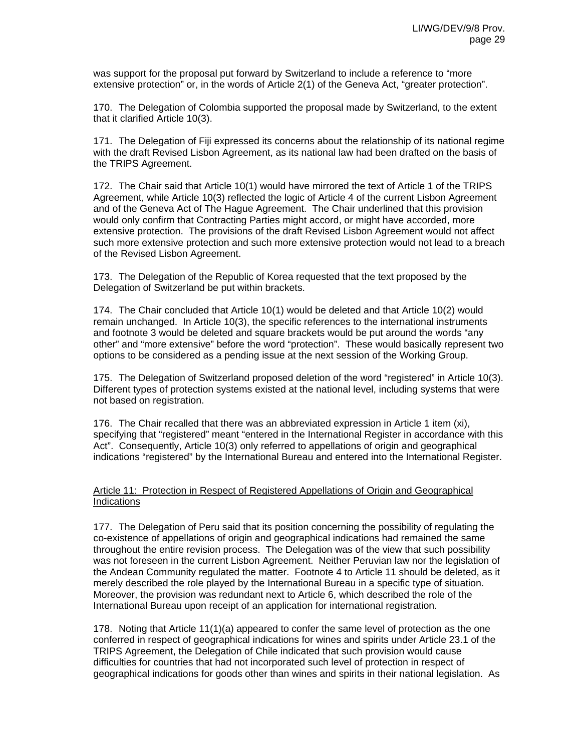was support for the proposal put forward by Switzerland to include a reference to "more extensive protection" or, in the words of Article 2(1) of the Geneva Act, "greater protection".

170. The Delegation of Colombia supported the proposal made by Switzerland, to the extent that it clarified Article 10(3).

171. The Delegation of Fiji expressed its concerns about the relationship of its national regime with the draft Revised Lisbon Agreement, as its national law had been drafted on the basis of the TRIPS Agreement.

172. The Chair said that Article 10(1) would have mirrored the text of Article 1 of the TRIPS Agreement, while Article 10(3) reflected the logic of Article 4 of the current Lisbon Agreement and of the Geneva Act of The Hague Agreement. The Chair underlined that this provision would only confirm that Contracting Parties might accord, or might have accorded, more extensive protection. The provisions of the draft Revised Lisbon Agreement would not affect such more extensive protection and such more extensive protection would not lead to a breach of the Revised Lisbon Agreement.

173. The Delegation of the Republic of Korea requested that the text proposed by the Delegation of Switzerland be put within brackets.

174. The Chair concluded that Article 10(1) would be deleted and that Article 10(2) would remain unchanged. In Article 10(3), the specific references to the international instruments and footnote 3 would be deleted and square brackets would be put around the words "any other" and "more extensive" before the word "protection". These would basically represent two options to be considered as a pending issue at the next session of the Working Group.

175. The Delegation of Switzerland proposed deletion of the word "registered" in Article 10(3). Different types of protection systems existed at the national level, including systems that were not based on registration.

176. The Chair recalled that there was an abbreviated expression in Article 1 item (xi), specifying that "registered" meant "entered in the International Register in accordance with this Act". Consequently, Article 10(3) only referred to appellations of origin and geographical indications "registered" by the International Bureau and entered into the International Register.

Article 11: Protection in Respect of Registered Appellations of Origin and Geographical Indications

177. The Delegation of Peru said that its position concerning the possibility of regulating the co-existence of appellations of origin and geographical indications had remained the same throughout the entire revision process. The Delegation was of the view that such possibility was not foreseen in the current Lisbon Agreement. Neither Peruvian law nor the legislation of the Andean Community regulated the matter. Footnote 4 to Article 11 should be deleted, as it merely described the role played by the International Bureau in a specific type of situation. Moreover, the provision was redundant next to Article 6, which described the role of the International Bureau upon receipt of an application for international registration.

178. Noting that Article 11(1)(a) appeared to confer the same level of protection as the one conferred in respect of geographical indications for wines and spirits under Article 23.1 of the TRIPS Agreement, the Delegation of Chile indicated that such provision would cause difficulties for countries that had not incorporated such level of protection in respect of geographical indications for goods other than wines and spirits in their national legislation. As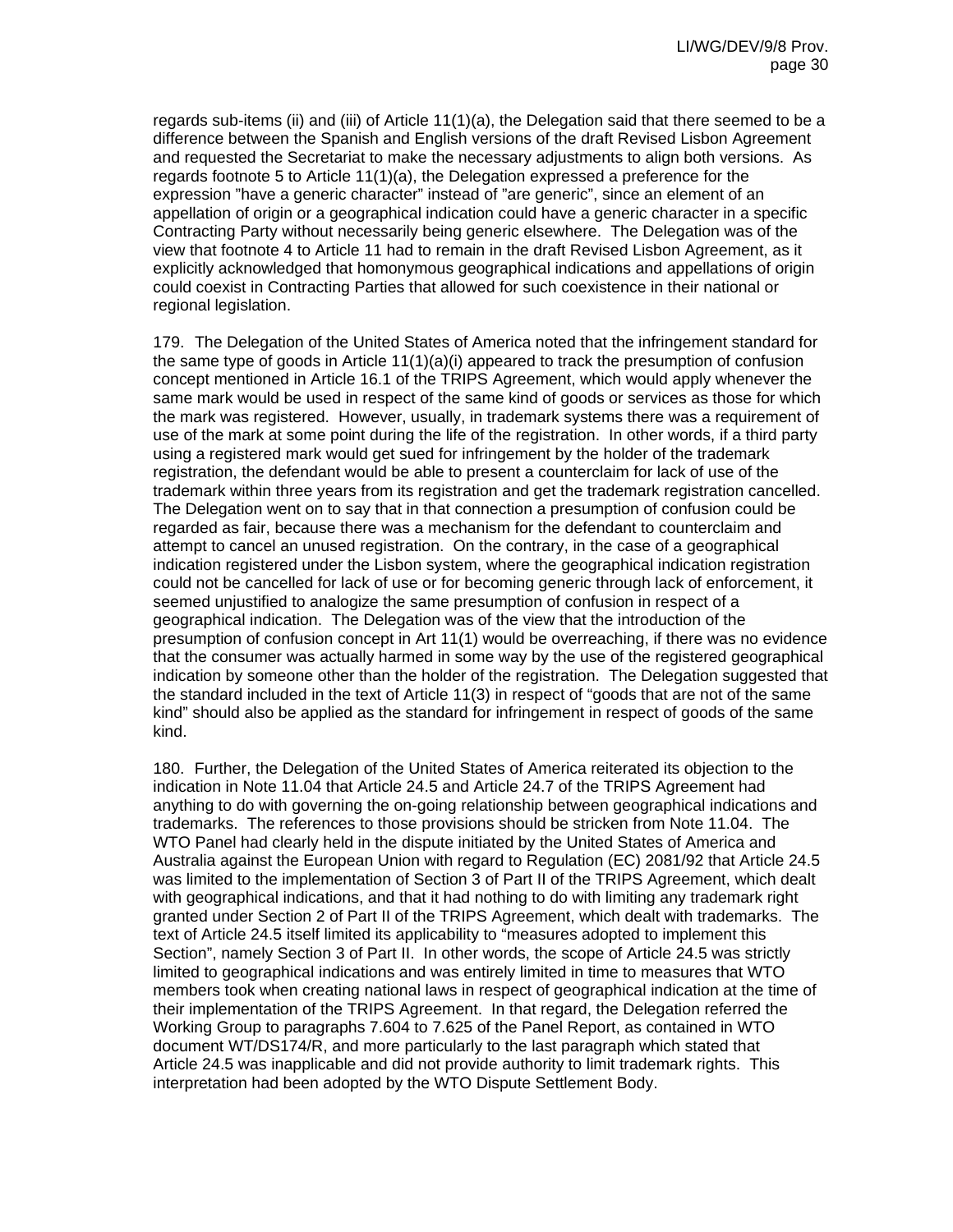regards sub-items (ii) and (iii) of Article 11(1)(a), the Delegation said that there seemed to be a difference between the Spanish and English versions of the draft Revised Lisbon Agreement and requested the Secretariat to make the necessary adjustments to align both versions. As regards footnote 5 to Article 11(1)(a), the Delegation expressed a preference for the expression "have a generic character" instead of "are generic", since an element of an appellation of origin or a geographical indication could have a generic character in a specific Contracting Party without necessarily being generic elsewhere. The Delegation was of the view that footnote 4 to Article 11 had to remain in the draft Revised Lisbon Agreement, as it explicitly acknowledged that homonymous geographical indications and appellations of origin could coexist in Contracting Parties that allowed for such coexistence in their national or regional legislation.

179. The Delegation of the United States of America noted that the infringement standard for the same type of goods in Article 11(1)(a)(i) appeared to track the presumption of confusion concept mentioned in Article 16.1 of the TRIPS Agreement, which would apply whenever the same mark would be used in respect of the same kind of goods or services as those for which the mark was registered. However, usually, in trademark systems there was a requirement of use of the mark at some point during the life of the registration. In other words, if a third party using a registered mark would get sued for infringement by the holder of the trademark registration, the defendant would be able to present a counterclaim for lack of use of the trademark within three years from its registration and get the trademark registration cancelled. The Delegation went on to say that in that connection a presumption of confusion could be regarded as fair, because there was a mechanism for the defendant to counterclaim and attempt to cancel an unused registration. On the contrary, in the case of a geographical indication registered under the Lisbon system, where the geographical indication registration could not be cancelled for lack of use or for becoming generic through lack of enforcement, it seemed unjustified to analogize the same presumption of confusion in respect of a geographical indication. The Delegation was of the view that the introduction of the presumption of confusion concept in Art 11(1) would be overreaching, if there was no evidence that the consumer was actually harmed in some way by the use of the registered geographical indication by someone other than the holder of the registration. The Delegation suggested that the standard included in the text of Article 11(3) in respect of "goods that are not of the same kind" should also be applied as the standard for infringement in respect of goods of the same kind.

180. Further, the Delegation of the United States of America reiterated its objection to the indication in Note 11.04 that Article 24.5 and Article 24.7 of the TRIPS Agreement had anything to do with governing the on-going relationship between geographical indications and trademarks. The references to those provisions should be stricken from Note 11.04. The WTO Panel had clearly held in the dispute initiated by the United States of America and Australia against the European Union with regard to Regulation (EC) 2081/92 that Article 24.5 was limited to the implementation of Section 3 of Part II of the TRIPS Agreement, which dealt with geographical indications, and that it had nothing to do with limiting any trademark right granted under Section 2 of Part II of the TRIPS Agreement, which dealt with trademarks. The text of Article 24.5 itself limited its applicability to "measures adopted to implement this Section", namely Section 3 of Part II. In other words, the scope of Article 24.5 was strictly limited to geographical indications and was entirely limited in time to measures that WTO members took when creating national laws in respect of geographical indication at the time of their implementation of the TRIPS Agreement. In that regard, the Delegation referred the Working Group to paragraphs 7.604 to 7.625 of the Panel Report, as contained in WTO document WT/DS174/R, and more particularly to the last paragraph which stated that Article 24.5 was inapplicable and did not provide authority to limit trademark rights. This interpretation had been adopted by the WTO Dispute Settlement Body.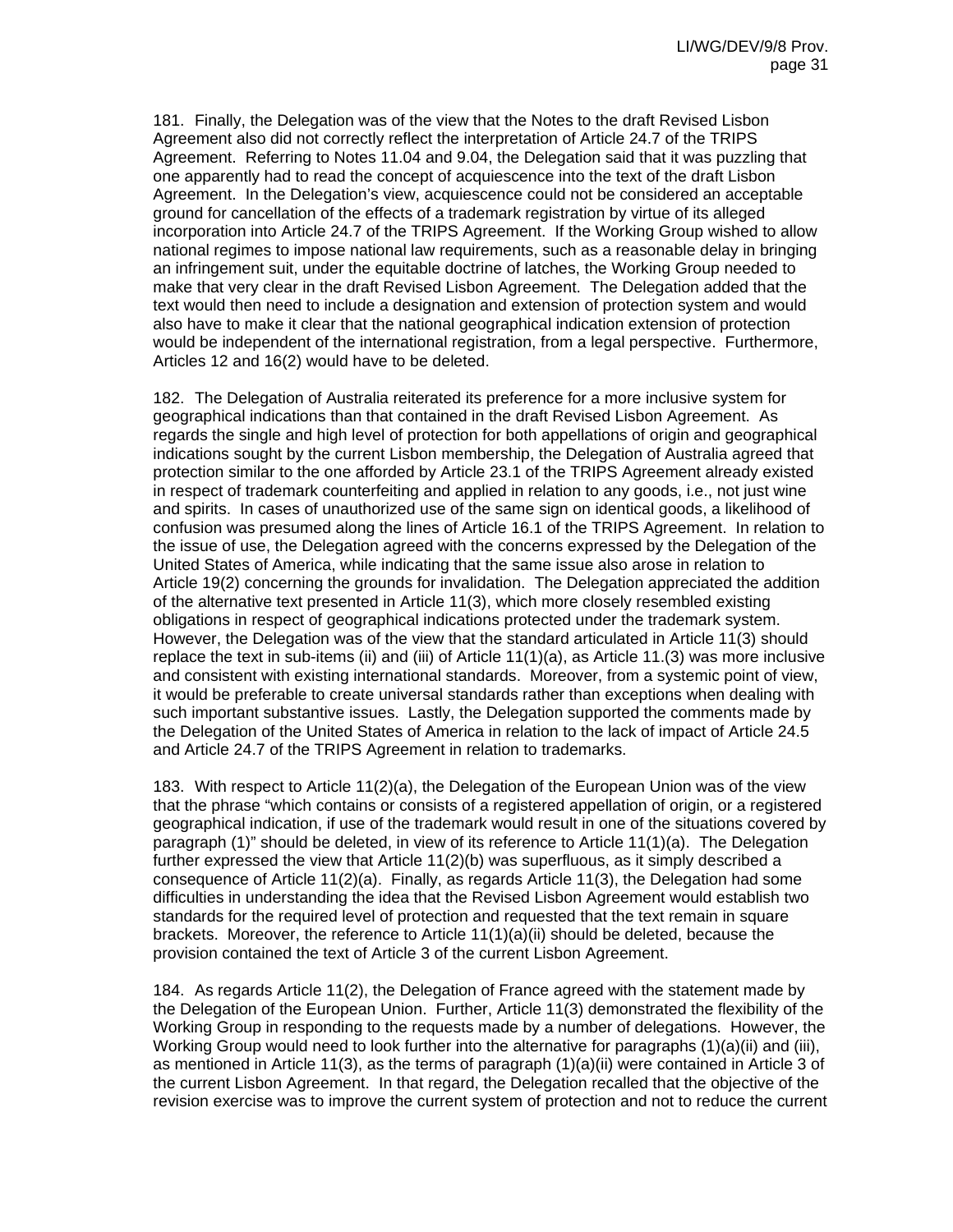181. Finally, the Delegation was of the view that the Notes to the draft Revised Lisbon Agreement also did not correctly reflect the interpretation of Article 24.7 of the TRIPS Agreement. Referring to Notes 11.04 and 9.04, the Delegation said that it was puzzling that one apparently had to read the concept of acquiescence into the text of the draft Lisbon Agreement. In the Delegation's view, acquiescence could not be considered an acceptable ground for cancellation of the effects of a trademark registration by virtue of its alleged incorporation into Article 24.7 of the TRIPS Agreement. If the Working Group wished to allow national regimes to impose national law requirements, such as a reasonable delay in bringing an infringement suit, under the equitable doctrine of latches, the Working Group needed to make that very clear in the draft Revised Lisbon Agreement. The Delegation added that the text would then need to include a designation and extension of protection system and would also have to make it clear that the national geographical indication extension of protection would be independent of the international registration, from a legal perspective. Furthermore, Articles 12 and 16(2) would have to be deleted.

182. The Delegation of Australia reiterated its preference for a more inclusive system for geographical indications than that contained in the draft Revised Lisbon Agreement. As regards the single and high level of protection for both appellations of origin and geographical indications sought by the current Lisbon membership, the Delegation of Australia agreed that protection similar to the one afforded by Article 23.1 of the TRIPS Agreement already existed in respect of trademark counterfeiting and applied in relation to any goods, i.e., not just wine and spirits. In cases of unauthorized use of the same sign on identical goods, a likelihood of confusion was presumed along the lines of Article 16.1 of the TRIPS Agreement. In relation to the issue of use, the Delegation agreed with the concerns expressed by the Delegation of the United States of America, while indicating that the same issue also arose in relation to Article 19(2) concerning the grounds for invalidation. The Delegation appreciated the addition of the alternative text presented in Article 11(3), which more closely resembled existing obligations in respect of geographical indications protected under the trademark system. However, the Delegation was of the view that the standard articulated in Article 11(3) should replace the text in sub-items (ii) and (iii) of Article 11(1)(a), as Article 11.(3) was more inclusive and consistent with existing international standards. Moreover, from a systemic point of view, it would be preferable to create universal standards rather than exceptions when dealing with such important substantive issues. Lastly, the Delegation supported the comments made by the Delegation of the United States of America in relation to the lack of impact of Article 24.5 and Article 24.7 of the TRIPS Agreement in relation to trademarks.

183. With respect to Article 11(2)(a), the Delegation of the European Union was of the view that the phrase "which contains or consists of a registered appellation of origin, or a registered geographical indication, if use of the trademark would result in one of the situations covered by paragraph (1)" should be deleted, in view of its reference to Article 11(1)(a). The Delegation further expressed the view that Article 11(2)(b) was superfluous, as it simply described a consequence of Article 11(2)(a). Finally, as regards Article 11(3), the Delegation had some difficulties in understanding the idea that the Revised Lisbon Agreement would establish two standards for the required level of protection and requested that the text remain in square brackets. Moreover, the reference to Article 11(1)(a)(ii) should be deleted, because the provision contained the text of Article 3 of the current Lisbon Agreement.

184. As regards Article 11(2), the Delegation of France agreed with the statement made by the Delegation of the European Union. Further, Article 11(3) demonstrated the flexibility of the Working Group in responding to the requests made by a number of delegations. However, the Working Group would need to look further into the alternative for paragraphs (1)(a)(ii) and (iii), as mentioned in Article 11(3), as the terms of paragraph (1)(a)(ii) were contained in Article 3 of the current Lisbon Agreement. In that regard, the Delegation recalled that the objective of the revision exercise was to improve the current system of protection and not to reduce the current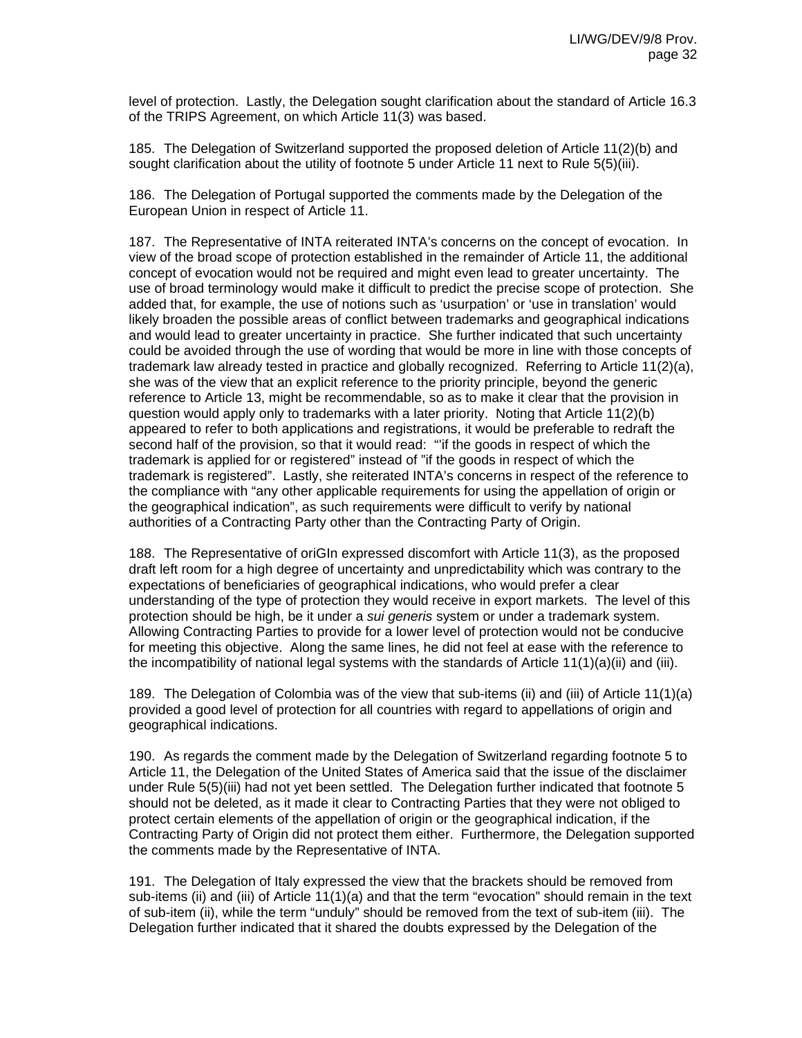level of protection. Lastly, the Delegation sought clarification about the standard of Article 16.3 of the TRIPS Agreement, on which Article 11(3) was based.

185. The Delegation of Switzerland supported the proposed deletion of Article 11(2)(b) and sought clarification about the utility of footnote 5 under Article 11 next to Rule 5(5)(iii).

186. The Delegation of Portugal supported the comments made by the Delegation of the European Union in respect of Article 11.

187. The Representative of INTA reiterated INTA's concerns on the concept of evocation. In view of the broad scope of protection established in the remainder of Article 11, the additional concept of evocation would not be required and might even lead to greater uncertainty. The use of broad terminology would make it difficult to predict the precise scope of protection. She added that, for example, the use of notions such as 'usurpation' or 'use in translation' would likely broaden the possible areas of conflict between trademarks and geographical indications and would lead to greater uncertainty in practice. She further indicated that such uncertainty could be avoided through the use of wording that would be more in line with those concepts of trademark law already tested in practice and globally recognized. Referring to Article 11(2)(a), she was of the view that an explicit reference to the priority principle, beyond the generic reference to Article 13, might be recommendable, so as to make it clear that the provision in question would apply only to trademarks with a later priority. Noting that Article 11(2)(b) appeared to refer to both applications and registrations, it would be preferable to redraft the second half of the provision, so that it would read: "'if the goods in respect of which the trademark is applied for or registered" instead of "if the goods in respect of which the trademark is registered". Lastly, she reiterated INTA's concerns in respect of the reference to the compliance with "any other applicable requirements for using the appellation of origin or the geographical indication", as such requirements were difficult to verify by national authorities of a Contracting Party other than the Contracting Party of Origin.

188. The Representative of oriGIn expressed discomfort with Article 11(3), as the proposed draft left room for a high degree of uncertainty and unpredictability which was contrary to the expectations of beneficiaries of geographical indications, who would prefer a clear understanding of the type of protection they would receive in export markets. The level of this protection should be high, be it under a *sui generis* system or under a trademark system. Allowing Contracting Parties to provide for a lower level of protection would not be conducive for meeting this objective. Along the same lines, he did not feel at ease with the reference to the incompatibility of national legal systems with the standards of Article 11(1)(a)(ii) and (iii).

189. The Delegation of Colombia was of the view that sub-items (ii) and (iii) of Article 11(1)(a) provided a good level of protection for all countries with regard to appellations of origin and geographical indications.

190. As regards the comment made by the Delegation of Switzerland regarding footnote 5 to Article 11, the Delegation of the United States of America said that the issue of the disclaimer under Rule 5(5)(iii) had not yet been settled. The Delegation further indicated that footnote 5 should not be deleted, as it made it clear to Contracting Parties that they were not obliged to protect certain elements of the appellation of origin or the geographical indication, if the Contracting Party of Origin did not protect them either. Furthermore, the Delegation supported the comments made by the Representative of INTA.

191. The Delegation of Italy expressed the view that the brackets should be removed from sub-items (ii) and (iii) of Article 11(1)(a) and that the term "evocation" should remain in the text of sub-item (ii), while the term "unduly" should be removed from the text of sub-item (iii). The Delegation further indicated that it shared the doubts expressed by the Delegation of the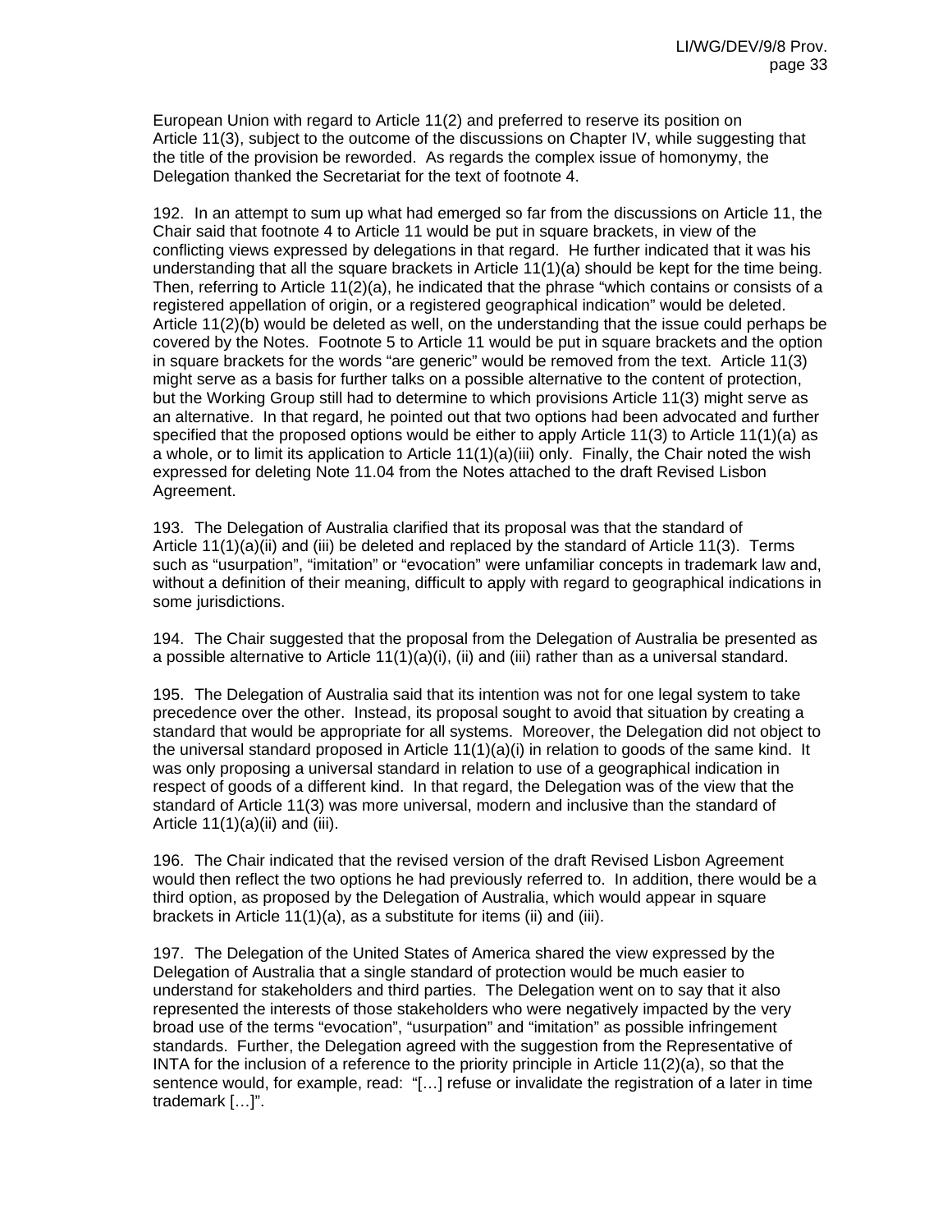European Union with regard to Article 11(2) and preferred to reserve its position on Article 11(3), subject to the outcome of the discussions on Chapter IV, while suggesting that the title of the provision be reworded. As regards the complex issue of homonymy, the Delegation thanked the Secretariat for the text of footnote 4.

192. In an attempt to sum up what had emerged so far from the discussions on Article 11, the Chair said that footnote 4 to Article 11 would be put in square brackets, in view of the conflicting views expressed by delegations in that regard. He further indicated that it was his understanding that all the square brackets in Article 11(1)(a) should be kept for the time being. Then, referring to Article 11(2)(a), he indicated that the phrase "which contains or consists of a registered appellation of origin, or a registered geographical indication" would be deleted. Article 11(2)(b) would be deleted as well, on the understanding that the issue could perhaps be covered by the Notes. Footnote 5 to Article 11 would be put in square brackets and the option in square brackets for the words "are generic" would be removed from the text. Article 11(3) might serve as a basis for further talks on a possible alternative to the content of protection, but the Working Group still had to determine to which provisions Article 11(3) might serve as an alternative. In that regard, he pointed out that two options had been advocated and further specified that the proposed options would be either to apply Article 11(3) to Article 11(1)(a) as a whole, or to limit its application to Article 11(1)(a)(iii) only. Finally, the Chair noted the wish expressed for deleting Note 11.04 from the Notes attached to the draft Revised Lisbon Agreement.

193. The Delegation of Australia clarified that its proposal was that the standard of Article 11(1)(a)(ii) and (iii) be deleted and replaced by the standard of Article 11(3). Terms such as "usurpation", "imitation" or "evocation" were unfamiliar concepts in trademark law and, without a definition of their meaning, difficult to apply with regard to geographical indications in some jurisdictions.

194. The Chair suggested that the proposal from the Delegation of Australia be presented as a possible alternative to Article 11(1)(a)(i), (ii) and (iii) rather than as a universal standard.

195. The Delegation of Australia said that its intention was not for one legal system to take precedence over the other. Instead, its proposal sought to avoid that situation by creating a standard that would be appropriate for all systems. Moreover, the Delegation did not object to the universal standard proposed in Article 11(1)(a)(i) in relation to goods of the same kind. It was only proposing a universal standard in relation to use of a geographical indication in respect of goods of a different kind. In that regard, the Delegation was of the view that the standard of Article 11(3) was more universal, modern and inclusive than the standard of Article 11(1)(a)(ii) and (iii).

196. The Chair indicated that the revised version of the draft Revised Lisbon Agreement would then reflect the two options he had previously referred to. In addition, there would be a third option, as proposed by the Delegation of Australia, which would appear in square brackets in Article 11(1)(a), as a substitute for items (ii) and (iii).

197. The Delegation of the United States of America shared the view expressed by the Delegation of Australia that a single standard of protection would be much easier to understand for stakeholders and third parties. The Delegation went on to say that it also represented the interests of those stakeholders who were negatively impacted by the very broad use of the terms "evocation", "usurpation" and "imitation" as possible infringement standards. Further, the Delegation agreed with the suggestion from the Representative of INTA for the inclusion of a reference to the priority principle in Article 11(2)(a), so that the sentence would, for example, read: "[…] refuse or invalidate the registration of a later in time trademark […]".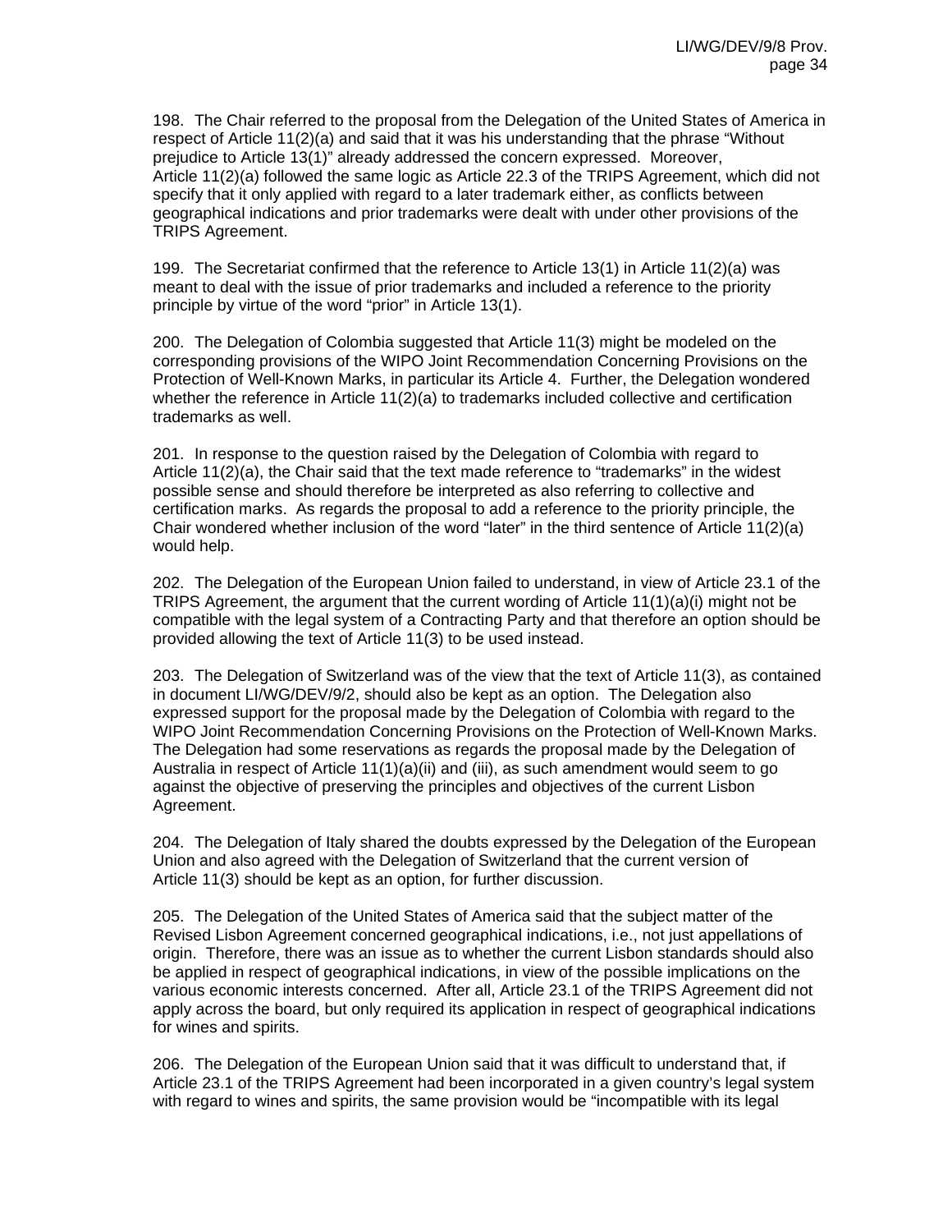198. The Chair referred to the proposal from the Delegation of the United States of America in respect of Article 11(2)(a) and said that it was his understanding that the phrase "Without prejudice to Article 13(1)" already addressed the concern expressed. Moreover, Article 11(2)(a) followed the same logic as Article 22.3 of the TRIPS Agreement, which did not specify that it only applied with regard to a later trademark either, as conflicts between geographical indications and prior trademarks were dealt with under other provisions of the TRIPS Agreement.

199. The Secretariat confirmed that the reference to Article 13(1) in Article 11(2)(a) was meant to deal with the issue of prior trademarks and included a reference to the priority principle by virtue of the word "prior" in Article 13(1).

200. The Delegation of Colombia suggested that Article 11(3) might be modeled on the corresponding provisions of the WIPO Joint Recommendation Concerning Provisions on the Protection of Well-Known Marks, in particular its Article 4. Further, the Delegation wondered whether the reference in Article 11(2)(a) to trademarks included collective and certification trademarks as well.

201. In response to the question raised by the Delegation of Colombia with regard to Article 11(2)(a), the Chair said that the text made reference to "trademarks" in the widest possible sense and should therefore be interpreted as also referring to collective and certification marks. As regards the proposal to add a reference to the priority principle, the Chair wondered whether inclusion of the word "later" in the third sentence of Article 11(2)(a) would help.

202. The Delegation of the European Union failed to understand, in view of Article 23.1 of the TRIPS Agreement, the argument that the current wording of Article 11(1)(a)(i) might not be compatible with the legal system of a Contracting Party and that therefore an option should be provided allowing the text of Article 11(3) to be used instead.

203. The Delegation of Switzerland was of the view that the text of Article 11(3), as contained in document LI/WG/DEV/9/2, should also be kept as an option. The Delegation also expressed support for the proposal made by the Delegation of Colombia with regard to the WIPO Joint Recommendation Concerning Provisions on the Protection of Well-Known Marks. The Delegation had some reservations as regards the proposal made by the Delegation of Australia in respect of Article 11(1)(a)(ii) and (iii), as such amendment would seem to go against the objective of preserving the principles and objectives of the current Lisbon Agreement.

204. The Delegation of Italy shared the doubts expressed by the Delegation of the European Union and also agreed with the Delegation of Switzerland that the current version of Article 11(3) should be kept as an option, for further discussion.

205. The Delegation of the United States of America said that the subject matter of the Revised Lisbon Agreement concerned geographical indications, i.e., not just appellations of origin. Therefore, there was an issue as to whether the current Lisbon standards should also be applied in respect of geographical indications, in view of the possible implications on the various economic interests concerned. After all, Article 23.1 of the TRIPS Agreement did not apply across the board, but only required its application in respect of geographical indications for wines and spirits.

206. The Delegation of the European Union said that it was difficult to understand that, if Article 23.1 of the TRIPS Agreement had been incorporated in a given country's legal system with regard to wines and spirits, the same provision would be "incompatible with its legal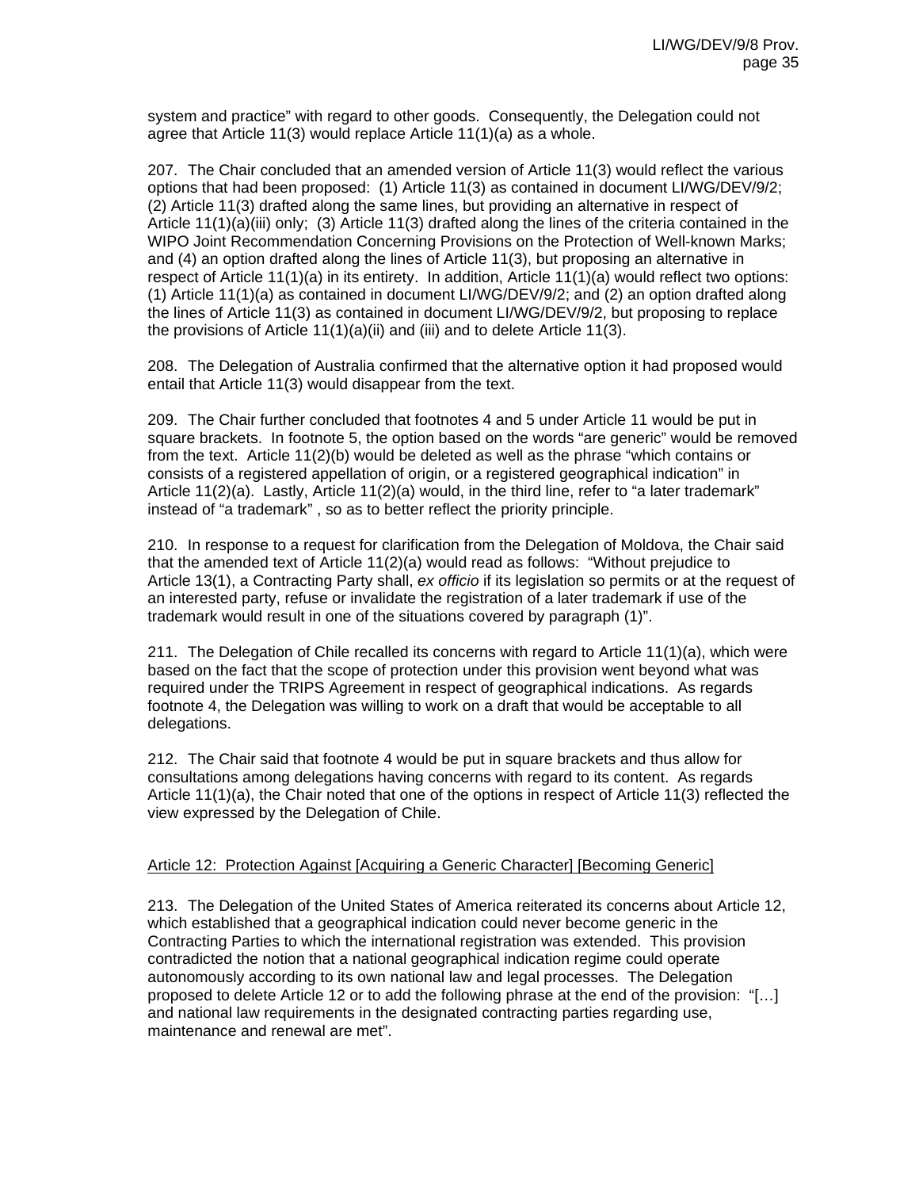system and practice" with regard to other goods. Consequently, the Delegation could not agree that Article 11(3) would replace Article 11(1)(a) as a whole.

207. The Chair concluded that an amended version of Article 11(3) would reflect the various options that had been proposed: (1) Article 11(3) as contained in document LI/WG/DEV/9/2; (2) Article 11(3) drafted along the same lines, but providing an alternative in respect of Article 11(1)(a)(iii) only; (3) Article 11(3) drafted along the lines of the criteria contained in the WIPO Joint Recommendation Concerning Provisions on the Protection of Well-known Marks; and (4) an option drafted along the lines of Article 11(3), but proposing an alternative in respect of Article 11(1)(a) in its entirety. In addition, Article 11(1)(a) would reflect two options: (1) Article 11(1)(a) as contained in document LI/WG/DEV/9/2; and (2) an option drafted along the lines of Article 11(3) as contained in document LI/WG/DEV/9/2, but proposing to replace the provisions of Article 11(1)(a)(ii) and (iii) and to delete Article 11(3).

208. The Delegation of Australia confirmed that the alternative option it had proposed would entail that Article 11(3) would disappear from the text.

209. The Chair further concluded that footnotes 4 and 5 under Article 11 would be put in square brackets. In footnote 5, the option based on the words "are generic" would be removed from the text. Article 11(2)(b) would be deleted as well as the phrase "which contains or consists of a registered appellation of origin, or a registered geographical indication" in Article 11(2)(a). Lastly, Article 11(2)(a) would, in the third line, refer to "a later trademark" instead of "a trademark" , so as to better reflect the priority principle.

210. In response to a request for clarification from the Delegation of Moldova, the Chair said that the amended text of Article 11(2)(a) would read as follows: "Without prejudice to Article 13(1), a Contracting Party shall, *ex officio* if its legislation so permits or at the request of an interested party, refuse or invalidate the registration of a later trademark if use of the trademark would result in one of the situations covered by paragraph (1)".

211. The Delegation of Chile recalled its concerns with regard to Article 11(1)(a), which were based on the fact that the scope of protection under this provision went beyond what was required under the TRIPS Agreement in respect of geographical indications. As regards footnote 4, the Delegation was willing to work on a draft that would be acceptable to all delegations.

212. The Chair said that footnote 4 would be put in square brackets and thus allow for consultations among delegations having concerns with regard to its content. As regards Article 11(1)(a), the Chair noted that one of the options in respect of Article 11(3) reflected the view expressed by the Delegation of Chile.

<u>Article 12: Protection Against [Acquiring a Generic Character] [Becoming Generic]</u>

213. The Delegation of the United States of America reiterated its concerns about Article 12, which established that a geographical indication could never become generic in the Contracting Parties to which the international registration was extended. This provision contradicted the notion that a national geographical indication regime could operate autonomously according to its own national law and legal processes. The Delegation proposed to delete Article 12 or to add the following phrase at the end of the provision: "[…] and national law requirements in the designated contracting parties regarding use, maintenance and renewal are met".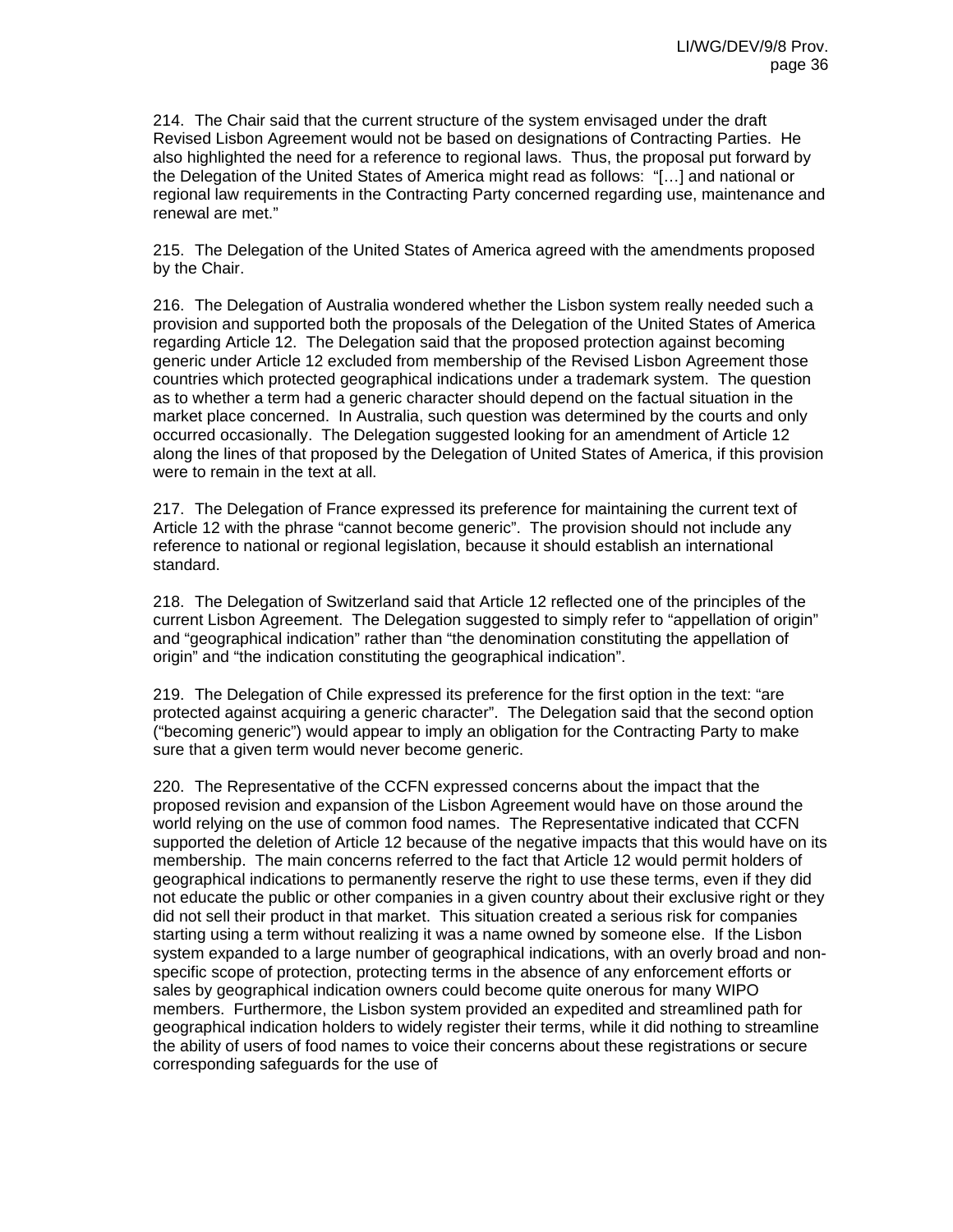214. The Chair said that the current structure of the system envisaged under the draft Revised Lisbon Agreement would not be based on designations of Contracting Parties. He also highlighted the need for a reference to regional laws. Thus, the proposal put forward by the Delegation of the United States of America might read as follows: "[…] and national or regional law requirements in the Contracting Party concerned regarding use, maintenance and renewal are met."

215. The Delegation of the United States of America agreed with the amendments proposed by the Chair.

216. The Delegation of Australia wondered whether the Lisbon system really needed such a provision and supported both the proposals of the Delegation of the United States of America regarding Article 12. The Delegation said that the proposed protection against becoming generic under Article 12 excluded from membership of the Revised Lisbon Agreement those countries which protected geographical indications under a trademark system. The question as to whether a term had a generic character should depend on the factual situation in the market place concerned. In Australia, such question was determined by the courts and only occurred occasionally. The Delegation suggested looking for an amendment of Article 12 along the lines of that proposed by the Delegation of United States of America, if this provision were to remain in the text at all.

217. The Delegation of France expressed its preference for maintaining the current text of Article 12 with the phrase "cannot become generic". The provision should not include any reference to national or regional legislation, because it should establish an international standard.

218. The Delegation of Switzerland said that Article 12 reflected one of the principles of the current Lisbon Agreement. The Delegation suggested to simply refer to "appellation of origin" and "geographical indication" rather than "the denomination constituting the appellation of origin" and "the indication constituting the geographical indication".

219. The Delegation of Chile expressed its preference for the first option in the text: "are protected against acquiring a generic character". The Delegation said that the second option ("becoming generic") would appear to imply an obligation for the Contracting Party to make sure that a given term would never become generic.

220. The Representative of the CCFN expressed concerns about the impact that the proposed revision and expansion of the Lisbon Agreement would have on those around the world relying on the use of common food names. The Representative indicated that CCFN supported the deletion of Article 12 because of the negative impacts that this would have on its membership. The main concerns referred to the fact that Article 12 would permit holders of geographical indications to permanently reserve the right to use these terms, even if they did not educate the public or other companies in a given country about their exclusive right or they did not sell their product in that market. This situation created a serious risk for companies starting using a term without realizing it was a name owned by someone else. If the Lisbon system expanded to a large number of geographical indications, with an overly broad and non-specific scope of protection, protecting terms in the absence of any enforcement efforts or sales by geographical indication owners could become quite onerous for many WIPO members. Furthermore, the Lisbon system provided an expedited and streamlined path for geographical indication holders to widely register their terms, while it did nothing to streamline the ability of users of food names to voice their concerns about these registrations or secure corresponding safeguards for the use of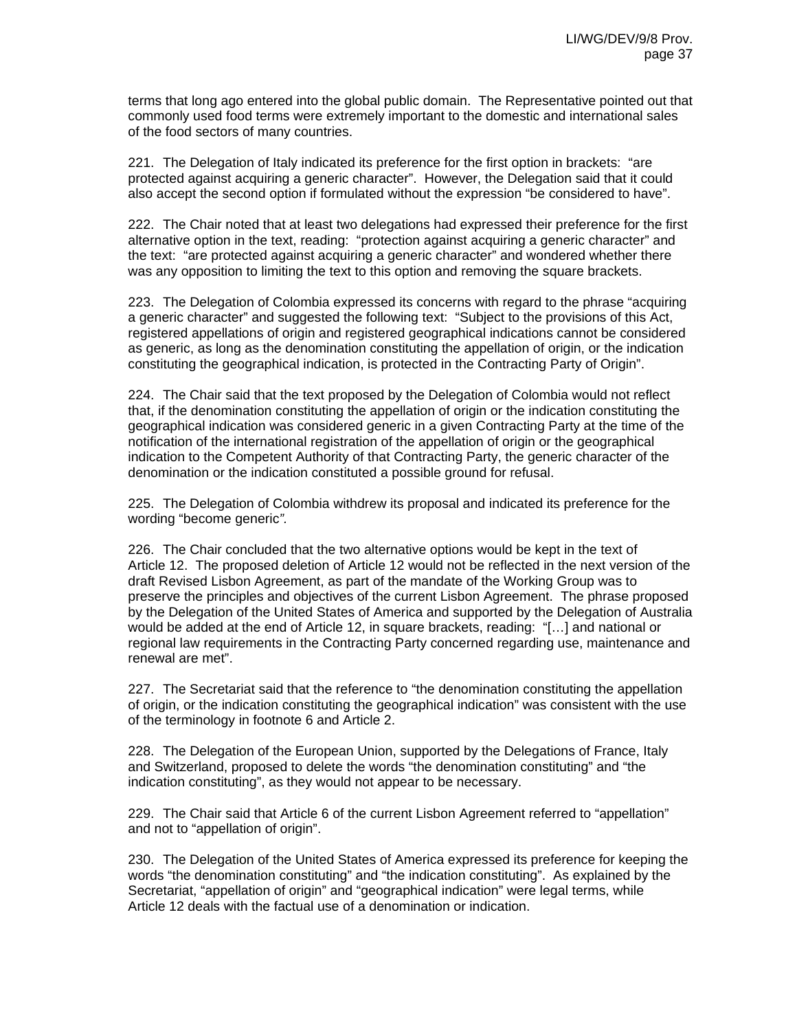terms that long ago entered into the global public domain. The Representative pointed out that commonly used food terms were extremely important to the domestic and international sales of the food sectors of many countries.

221. The Delegation of Italy indicated its preference for the first option in brackets: "are protected against acquiring a generic character". However, the Delegation said that it could also accept the second option if formulated without the expression "be considered to have".

222. The Chair noted that at least two delegations had expressed their preference for the first alternative option in the text, reading: "protection against acquiring a generic character" and the text: "are protected against acquiring a generic character" and wondered whether there was any opposition to limiting the text to this option and removing the square brackets.

223. The Delegation of Colombia expressed its concerns with regard to the phrase "acquiring a generic character" and suggested the following text: "Subject to the provisions of this Act, registered appellations of origin and registered geographical indications cannot be considered as generic, as long as the denomination constituting the appellation of origin, or the indication constituting the geographical indication, is protected in the Contracting Party of Origin".

224. The Chair said that the text proposed by the Delegation of Colombia would not reflect that, if the denomination constituting the appellation of origin or the indication constituting the geographical indication was considered generic in a given Contracting Party at the time of the notification of the international registration of the appellation of origin or the geographical indication to the Competent Authority of that Contracting Party, the generic character of the denomination or the indication constituted a possible ground for refusal.

225. The Delegation of Colombia withdrew its proposal and indicated its preference for the wording "become generic*".*

226. The Chair concluded that the two alternative options would be kept in the text of Article 12. The proposed deletion of Article 12 would not be reflected in the next version of the draft Revised Lisbon Agreement, as part of the mandate of the Working Group was to preserve the principles and objectives of the current Lisbon Agreement. The phrase proposed by the Delegation of the United States of America and supported by the Delegation of Australia would be added at the end of Article 12, in square brackets, reading: "[…] and national or regional law requirements in the Contracting Party concerned regarding use, maintenance and renewal are met".

227. The Secretariat said that the reference to "the denomination constituting the appellation of origin, or the indication constituting the geographical indication" was consistent with the use of the terminology in footnote 6 and Article 2.

228. The Delegation of the European Union, supported by the Delegations of France, Italy and Switzerland, proposed to delete the words "the denomination constituting" and "the indication constituting", as they would not appear to be necessary.

229. The Chair said that Article 6 of the current Lisbon Agreement referred to "appellation" and not to "appellation of origin".

230. The Delegation of the United States of America expressed its preference for keeping the words "the denomination constituting" and "the indication constituting". As explained by the Secretariat, "appellation of origin" and "geographical indication" were legal terms, while Article 12 deals with the factual use of a denomination or indication.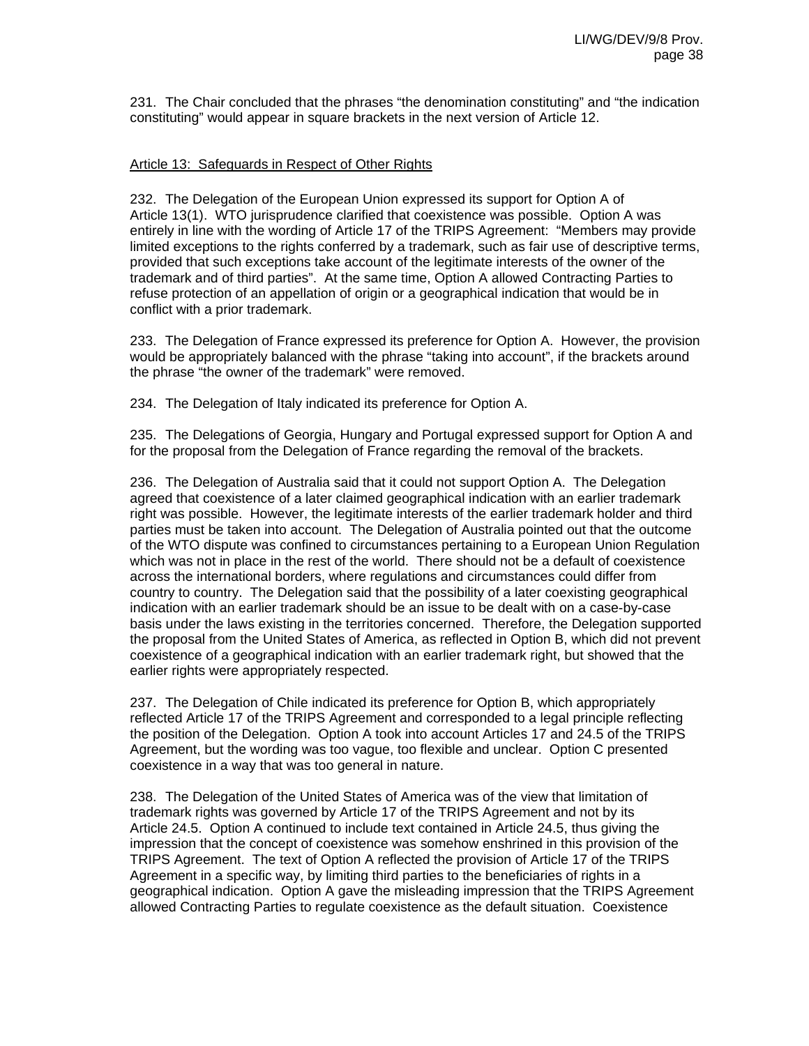231. The Chair concluded that the phrases "the denomination constituting" and "the indication constituting" would appear in square brackets in the next version of Article 12.

Article 13: Safeguards in Respect of Other Rights

232. The Delegation of the European Union expressed its support for Option A of Article 13(1). WTO jurisprudence clarified that coexistence was possible. Option A was entirely in line with the wording of Article 17 of the TRIPS Agreement: "Members may provide limited exceptions to the rights conferred by a trademark, such as fair use of descriptive terms, provided that such exceptions take account of the legitimate interests of the owner of the trademark and of third parties". At the same time, Option A allowed Contracting Parties to refuse protection of an appellation of origin or a geographical indication that would be in conflict with a prior trademark.

233. The Delegation of France expressed its preference for Option A. However, the provision would be appropriately balanced with the phrase "taking into account", if the brackets around the phrase "the owner of the trademark" were removed.

234. The Delegation of Italy indicated its preference for Option A.

235. The Delegations of Georgia, Hungary and Portugal expressed support for Option A and for the proposal from the Delegation of France regarding the removal of the brackets.

236. The Delegation of Australia said that it could not support Option A. The Delegation agreed that coexistence of a later claimed geographical indication with an earlier trademark right was possible. However, the legitimate interests of the earlier trademark holder and third parties must be taken into account. The Delegation of Australia pointed out that the outcome of the WTO dispute was confined to circumstances pertaining to a European Union Regulation which was not in place in the rest of the world. There should not be a default of coexistence across the international borders, where regulations and circumstances could differ from country to country. The Delegation said that the possibility of a later coexisting geographical indication with an earlier trademark should be an issue to be dealt with on a case-by-case basis under the laws existing in the territories concerned. Therefore, the Delegation supported the proposal from the United States of America, as reflected in Option B, which did not prevent coexistence of a geographical indication with an earlier trademark right, but showed that the earlier rights were appropriately respected.

237. The Delegation of Chile indicated its preference for Option B, which appropriately reflected Article 17 of the TRIPS Agreement and corresponded to a legal principle reflecting the position of the Delegation. Option A took into account Articles 17 and 24.5 of the TRIPS Agreement, but the wording was too vague, too flexible and unclear. Option C presented coexistence in a way that was too general in nature.

238. The Delegation of the United States of America was of the view that limitation of trademark rights was governed by Article 17 of the TRIPS Agreement and not by its Article 24.5. Option A continued to include text contained in Article 24.5, thus giving the impression that the concept of coexistence was somehow enshrined in this provision of the TRIPS Agreement. The text of Option A reflected the provision of Article 17 of the TRIPS Agreement in a specific way, by limiting third parties to the beneficiaries of rights in a geographical indication. Option A gave the misleading impression that the TRIPS Agreement allowed Contracting Parties to regulate coexistence as the default situation. Coexistence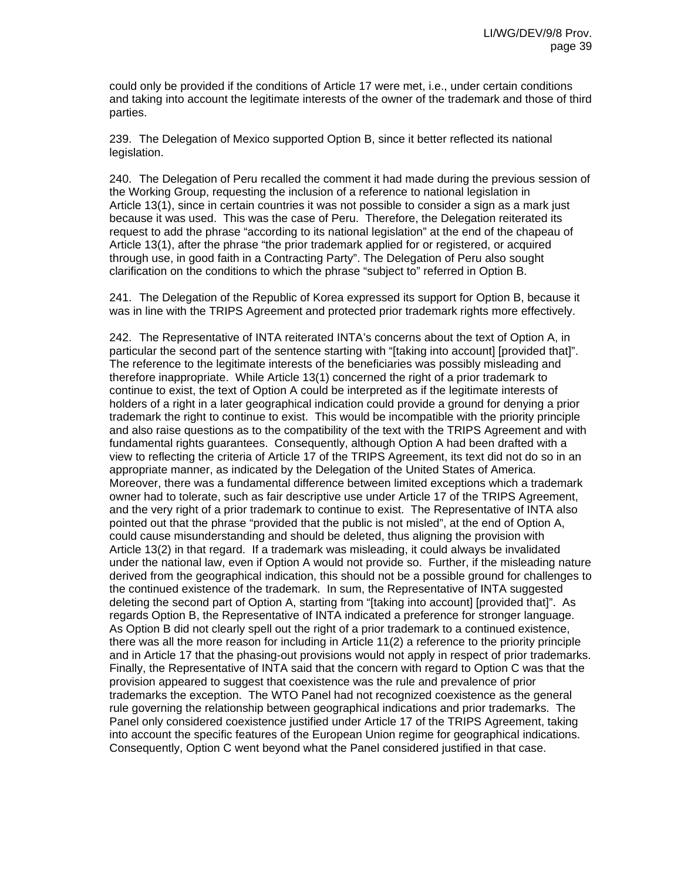could only be provided if the conditions of Article 17 were met, i.e., under certain conditions and taking into account the legitimate interests of the owner of the trademark and those of third parties.

239. The Delegation of Mexico supported Option B, since it better reflected its national legislation.

240. The Delegation of Peru recalled the comment it had made during the previous session of the Working Group, requesting the inclusion of a reference to national legislation in Article 13(1), since in certain countries it was not possible to consider a sign as a mark just because it was used. This was the case of Peru. Therefore, the Delegation reiterated its request to add the phrase "according to its national legislation" at the end of the chapeau of Article 13(1), after the phrase "the prior trademark applied for or registered, or acquired through use, in good faith in a Contracting Party". The Delegation of Peru also sought clarification on the conditions to which the phrase "subject to" referred in Option B.

241. The Delegation of the Republic of Korea expressed its support for Option B, because it was in line with the TRIPS Agreement and protected prior trademark rights more effectively.

242. The Representative of INTA reiterated INTA's concerns about the text of Option A, in particular the second part of the sentence starting with "[taking into account] [provided that]". The reference to the legitimate interests of the beneficiaries was possibly misleading and therefore inappropriate. While Article 13(1) concerned the right of a prior trademark to continue to exist, the text of Option A could be interpreted as if the legitimate interests of holders of a right in a later geographical indication could provide a ground for denying a prior trademark the right to continue to exist. This would be incompatible with the priority principle and also raise questions as to the compatibility of the text with the TRIPS Agreement and with fundamental rights guarantees. Consequently, although Option A had been drafted with a view to reflecting the criteria of Article 17 of the TRIPS Agreement, its text did not do so in an appropriate manner, as indicated by the Delegation of the United States of America. Moreover, there was a fundamental difference between limited exceptions which a trademark owner had to tolerate, such as fair descriptive use under Article 17 of the TRIPS Agreement, and the very right of a prior trademark to continue to exist. The Representative of INTA also pointed out that the phrase "provided that the public is not misled", at the end of Option A, could cause misunderstanding and should be deleted, thus aligning the provision with Article 13(2) in that regard. If a trademark was misleading, it could always be invalidated under the national law, even if Option A would not provide so. Further, if the misleading nature derived from the geographical indication, this should not be a possible ground for challenges to the continued existence of the trademark. In sum, the Representative of INTA suggested deleting the second part of Option A, starting from "[taking into account] [provided that]". As regards Option B, the Representative of INTA indicated a preference for stronger language. As Option B did not clearly spell out the right of a prior trademark to a continued existence, there was all the more reason for including in Article 11(2) a reference to the priority principle and in Article 17 that the phasing-out provisions would not apply in respect of prior trademarks. Finally, the Representative of INTA said that the concern with regard to Option C was that the provision appeared to suggest that coexistence was the rule and prevalence of prior trademarks the exception. The WTO Panel had not recognized coexistence as the general rule governing the relationship between geographical indications and prior trademarks. The Panel only considered coexistence justified under Article 17 of the TRIPS Agreement, taking into account the specific features of the European Union regime for geographical indications. Consequently, Option C went beyond what the Panel considered justified in that case.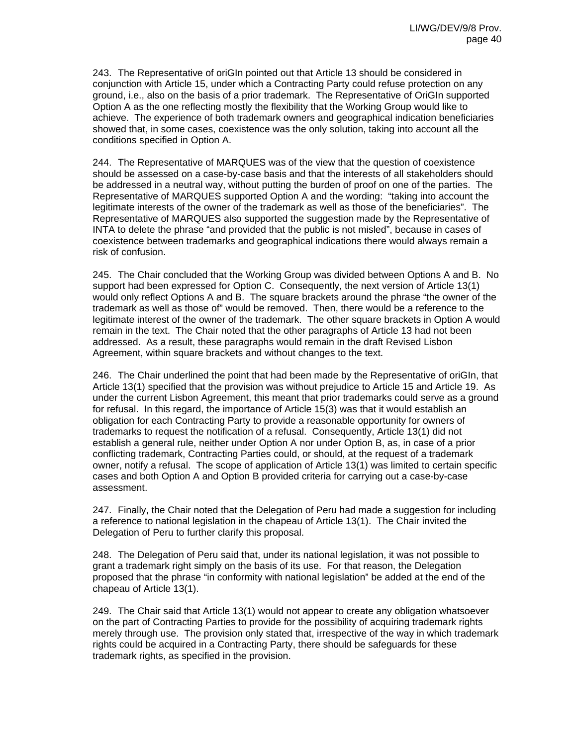243. The Representative of oriGIn pointed out that Article 13 should be considered in conjunction with Article 15, under which a Contracting Party could refuse protection on any ground, i.e., also on the basis of a prior trademark. The Representative of OriGIn supported Option A as the one reflecting mostly the flexibility that the Working Group would like to achieve. The experience of both trademark owners and geographical indication beneficiaries showed that, in some cases, coexistence was the only solution, taking into account all the conditions specified in Option A.

244. The Representative of MARQUES was of the view that the question of coexistence should be assessed on a case-by-case basis and that the interests of all stakeholders should be addressed in a neutral way, without putting the burden of proof on one of the parties. The Representative of MARQUES supported Option A and the wording: "taking into account the legitimate interests of the owner of the trademark as well as those of the beneficiaries". The Representative of MARQUES also supported the suggestion made by the Representative of INTA to delete the phrase "and provided that the public is not misled", because in cases of coexistence between trademarks and geographical indications there would always remain a risk of confusion.

245. The Chair concluded that the Working Group was divided between Options A and B. No support had been expressed for Option C. Consequently, the next version of Article 13(1) would only reflect Options A and B. The square brackets around the phrase "the owner of the trademark as well as those of" would be removed. Then, there would be a reference to the legitimate interest of the owner of the trademark. The other square brackets in Option A would remain in the text. The Chair noted that the other paragraphs of Article 13 had not been addressed. As a result, these paragraphs would remain in the draft Revised Lisbon Agreement, within square brackets and without changes to the text.

246. The Chair underlined the point that had been made by the Representative of oriGIn, that Article 13(1) specified that the provision was without prejudice to Article 15 and Article 19. As under the current Lisbon Agreement, this meant that prior trademarks could serve as a ground for refusal. In this regard, the importance of Article 15(3) was that it would establish an obligation for each Contracting Party to provide a reasonable opportunity for owners of trademarks to request the notification of a refusal. Consequently, Article 13(1) did not establish a general rule, neither under Option A nor under Option B, as, in case of a prior conflicting trademark, Contracting Parties could, or should, at the request of a trademark owner, notify a refusal. The scope of application of Article 13(1) was limited to certain specific cases and both Option A and Option B provided criteria for carrying out a case-by-case assessment.

247. Finally, the Chair noted that the Delegation of Peru had made a suggestion for including a reference to national legislation in the chapeau of Article 13(1). The Chair invited the Delegation of Peru to further clarify this proposal.

248. The Delegation of Peru said that, under its national legislation, it was not possible to grant a trademark right simply on the basis of its use. For that reason, the Delegation proposed that the phrase "in conformity with national legislation" be added at the end of the chapeau of Article 13(1).

249. The Chair said that Article 13(1) would not appear to create any obligation whatsoever on the part of Contracting Parties to provide for the possibility of acquiring trademark rights merely through use. The provision only stated that, irrespective of the way in which trademark rights could be acquired in a Contracting Party, there should be safeguards for these trademark rights, as specified in the provision.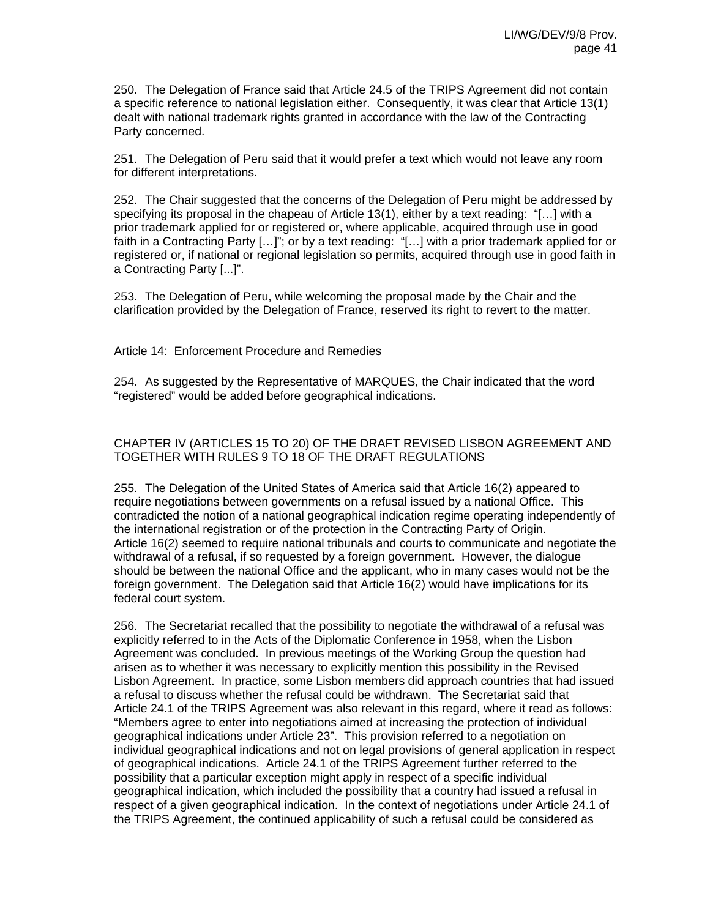250. The Delegation of France said that Article 24.5 of the TRIPS Agreement did not contain a specific reference to national legislation either. Consequently, it was clear that Article 13(1) dealt with national trademark rights granted in accordance with the law of the Contracting Party concerned.

251. The Delegation of Peru said that it would prefer a text which would not leave any room for different interpretations.

252. The Chair suggested that the concerns of the Delegation of Peru might be addressed by specifying its proposal in the chapeau of Article 13(1), either by a text reading: "[…] with a prior trademark applied for or registered or, where applicable, acquired through use in good faith in a Contracting Party […]"; or by a text reading: "[…] with a prior trademark applied for or registered or, if national or regional legislation so permits, acquired through use in good faith in a Contracting Party [...]".

253. The Delegation of Peru, while welcoming the proposal made by the Chair and the clarification provided by the Delegation of France, reserved its right to revert to the matter.

Article 14: Enforcement Procedure and Remedies

254. As suggested by the Representative of MARQUES, the Chair indicated that the word "registered" would be added before geographical indications.

CHAPTER IV (ARTICLES 15 TO 20) OF THE DRAFT REVISED LISBON AGREEMENT AND TOGETHER WITH RULES 9 TO 18 OF THE DRAFT REGULATIONS

255. The Delegation of the United States of America said that Article 16(2) appeared to require negotiations between governments on a refusal issued by a national Office. This contradicted the notion of a national geographical indication regime operating independently of the international registration or of the protection in the Contracting Party of Origin. Article 16(2) seemed to require national tribunals and courts to communicate and negotiate the withdrawal of a refusal, if so requested by a foreign government. However, the dialogue should be between the national Office and the applicant, who in many cases would not be the foreign government. The Delegation said that Article 16(2) would have implications for its federal court system.

256. The Secretariat recalled that the possibility to negotiate the withdrawal of a refusal was explicitly referred to in the Acts of the Diplomatic Conference in 1958, when the Lisbon Agreement was concluded. In previous meetings of the Working Group the question had arisen as to whether it was necessary to explicitly mention this possibility in the Revised Lisbon Agreement. In practice, some Lisbon members did approach countries that had issued a refusal to discuss whether the refusal could be withdrawn. The Secretariat said that Article 24.1 of the TRIPS Agreement was also relevant in this regard, where it read as follows: "Members agree to enter into negotiations aimed at increasing the protection of individual geographical indications under Article 23". This provision referred to a negotiation on individual geographical indications and not on legal provisions of general application in respect of geographical indications. Article 24.1 of the TRIPS Agreement further referred to the possibility that a particular exception might apply in respect of a specific individual geographical indication, which included the possibility that a country had issued a refusal in respect of a given geographical indication. In the context of negotiations under Article 24.1 of the TRIPS Agreement, the continued applicability of such a refusal could be considered as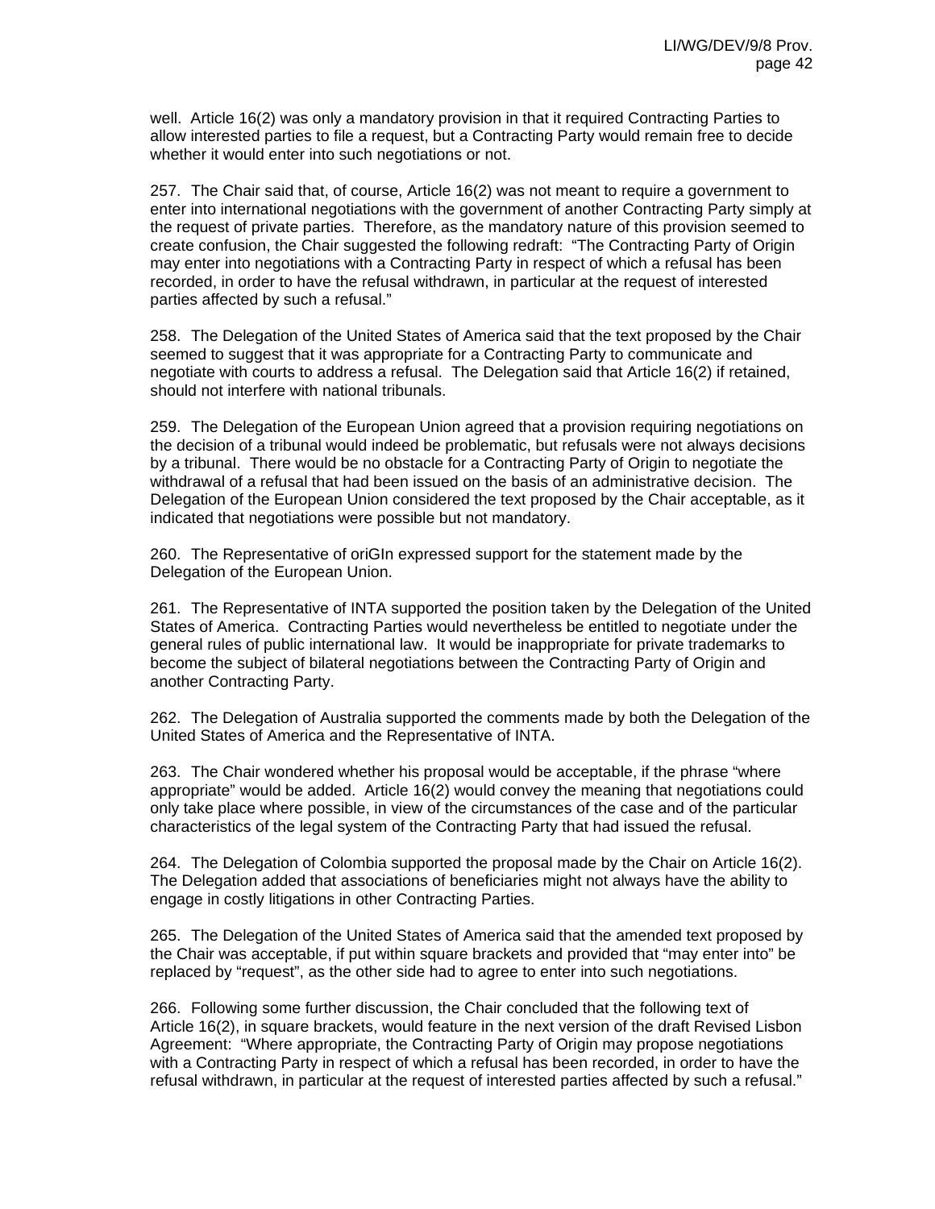well. Article 16(2) was only a mandatory provision in that it required Contracting Parties to allow interested parties to file a request, but a Contracting Party would remain free to decide whether it would enter into such negotiations or not.

257. The Chair said that, of course, Article 16(2) was not meant to require a government to enter into international negotiations with the government of another Contracting Party simply at the request of private parties. Therefore, as the mandatory nature of this provision seemed to create confusion, the Chair suggested the following redraft: "The Contracting Party of Origin may enter into negotiations with a Contracting Party in respect of which a refusal has been recorded, in order to have the refusal withdrawn, in particular at the request of interested parties affected by such a refusal."

258. The Delegation of the United States of America said that the text proposed by the Chair seemed to suggest that it was appropriate for a Contracting Party to communicate and negotiate with courts to address a refusal. The Delegation said that Article 16(2) if retained, should not interfere with national tribunals.

259. The Delegation of the European Union agreed that a provision requiring negotiations on the decision of a tribunal would indeed be problematic, but refusals were not always decisions by a tribunal. There would be no obstacle for a Contracting Party of Origin to negotiate the withdrawal of a refusal that had been issued on the basis of an administrative decision. The Delegation of the European Union considered the text proposed by the Chair acceptable, as it indicated that negotiations were possible but not mandatory.

260. The Representative of oriGIn expressed support for the statement made by the Delegation of the European Union.

261. The Representative of INTA supported the position taken by the Delegation of the United States of America. Contracting Parties would nevertheless be entitled to negotiate under the general rules of public international law. It would be inappropriate for private trademarks to become the subject of bilateral negotiations between the Contracting Party of Origin and another Contracting Party.

262. The Delegation of Australia supported the comments made by both the Delegation of the United States of America and the Representative of INTA.

263. The Chair wondered whether his proposal would be acceptable, if the phrase "where appropriate" would be added. Article 16(2) would convey the meaning that negotiations could only take place where possible, in view of the circumstances of the case and of the particular characteristics of the legal system of the Contracting Party that had issued the refusal.

264. The Delegation of Colombia supported the proposal made by the Chair on Article 16(2). The Delegation added that associations of beneficiaries might not always have the ability to engage in costly litigations in other Contracting Parties.

265. The Delegation of the United States of America said that the amended text proposed by the Chair was acceptable, if put within square brackets and provided that "may enter into" be replaced by "request", as the other side had to agree to enter into such negotiations.

266. Following some further discussion, the Chair concluded that the following text of Article 16(2), in square brackets, would feature in the next version of the draft Revised Lisbon Agreement: "Where appropriate, the Contracting Party of Origin may propose negotiations with a Contracting Party in respect of which a refusal has been recorded, in order to have the refusal withdrawn, in particular at the request of interested parties affected by such a refusal."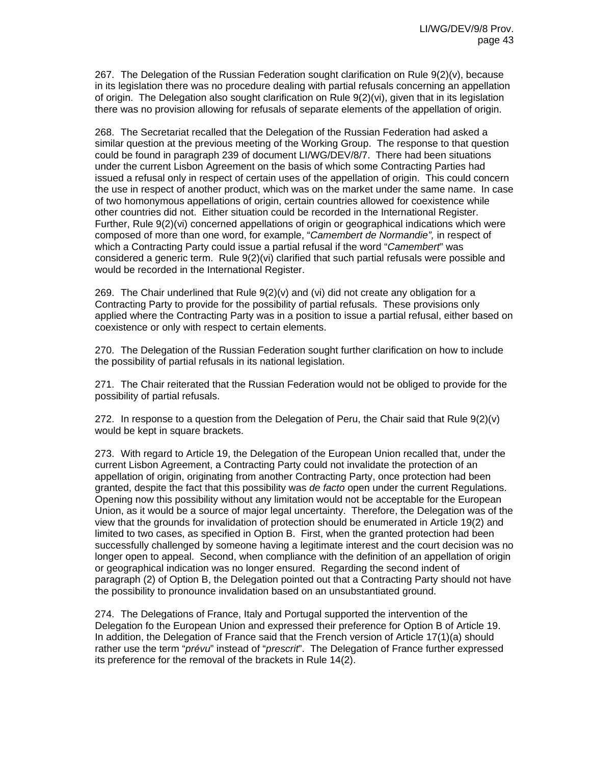267. The Delegation of the Russian Federation sought clarification on Rule 9(2)(v), because in its legislation there was no procedure dealing with partial refusals concerning an appellation of origin. The Delegation also sought clarification on Rule 9(2)(vi), given that in its legislation there was no provision allowing for refusals of separate elements of the appellation of origin.

268. The Secretariat recalled that the Delegation of the Russian Federation had asked a similar question at the previous meeting of the Working Group. The response to that question could be found in paragraph 239 of document LI/WG/DEV/8/7. There had been situations under the current Lisbon Agreement on the basis of which some Contracting Parties had issued a refusal only in respect of certain uses of the appellation of origin. This could concern the use in respect of another product, which was on the market under the same name. In case of two homonymous appellations of origin, certain countries allowed for coexistence while other countries did not. Either situation could be recorded in the International Register. Further, Rule 9(2)(vi) concerned appellations of origin or geographical indications which were composed of more than one word, for example, "*Camembert de Normandie",* in respect of which a Contracting Party could issue a partial refusal if the word "*Camembert*" was considered a generic term. Rule 9(2)(vi) clarified that such partial refusals were possible and would be recorded in the International Register.

269. The Chair underlined that Rule 9(2)(v) and (vi) did not create any obligation for a Contracting Party to provide for the possibility of partial refusals. These provisions only applied where the Contracting Party was in a position to issue a partial refusal, either based on coexistence or only with respect to certain elements.

270. The Delegation of the Russian Federation sought further clarification on how to include the possibility of partial refusals in its national legislation.

271. The Chair reiterated that the Russian Federation would not be obliged to provide for the possibility of partial refusals.

272. In response to a question from the Delegation of Peru, the Chair said that Rule 9(2)(v) would be kept in square brackets.

273. With regard to Article 19, the Delegation of the European Union recalled that, under the current Lisbon Agreement, a Contracting Party could not invalidate the protection of an appellation of origin, originating from another Contracting Party, once protection had been granted, despite the fact that this possibility was *de facto* open under the current Regulations. Opening now this possibility without any limitation would not be acceptable for the European Union, as it would be a source of major legal uncertainty. Therefore, the Delegation was of the view that the grounds for invalidation of protection should be enumerated in Article 19(2) and limited to two cases, as specified in Option B. First, when the granted protection had been successfully challenged by someone having a legitimate interest and the court decision was no longer open to appeal. Second, when compliance with the definition of an appellation of origin or geographical indication was no longer ensured. Regarding the second indent of paragraph (2) of Option B, the Delegation pointed out that a Contracting Party should not have the possibility to pronounce invalidation based on an unsubstantiated ground.

274. The Delegations of France, Italy and Portugal supported the intervention of the Delegation fo the European Union and expressed their preference for Option B of Article 19. In addition, the Delegation of France said that the French version of Article 17(1)(a) should rather use the term "*prévu*" instead of "*prescrit*". The Delegation of France further expressed its preference for the removal of the brackets in Rule 14(2).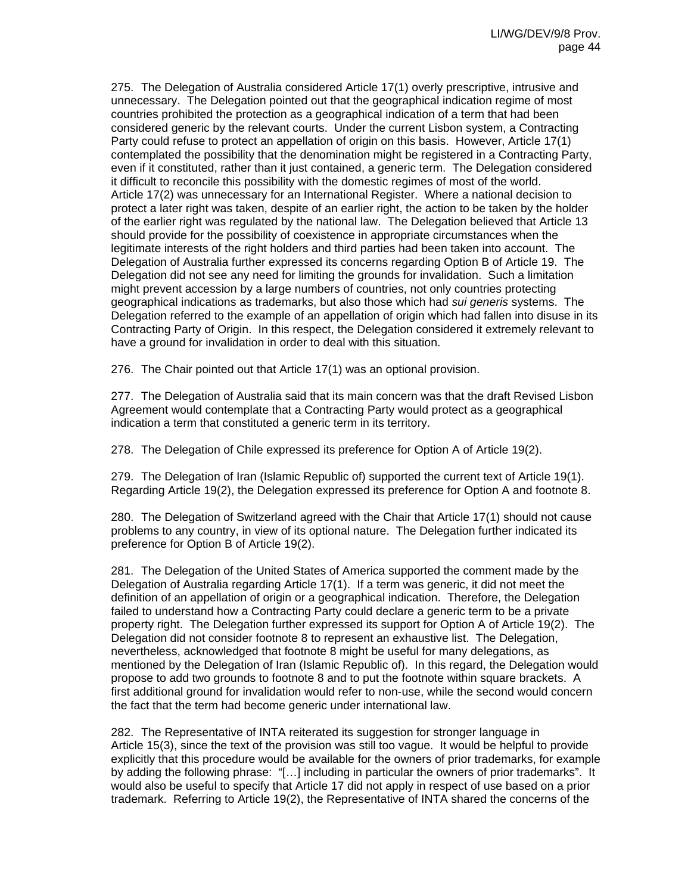275. The Delegation of Australia considered Article 17(1) overly prescriptive, intrusive and unnecessary. The Delegation pointed out that the geographical indication regime of most countries prohibited the protection as a geographical indication of a term that had been considered generic by the relevant courts. Under the current Lisbon system, a Contracting Party could refuse to protect an appellation of origin on this basis. However, Article 17(1) contemplated the possibility that the denomination might be registered in a Contracting Party, even if it constituted, rather than it just contained, a generic term. The Delegation considered it difficult to reconcile this possibility with the domestic regimes of most of the world. Article 17(2) was unnecessary for an International Register. Where a national decision to protect a later right was taken, despite of an earlier right, the action to be taken by the holder of the earlier right was regulated by the national law. The Delegation believed that Article 13 should provide for the possibility of coexistence in appropriate circumstances when the legitimate interests of the right holders and third parties had been taken into account. The Delegation of Australia further expressed its concerns regarding Option B of Article 19. The Delegation did not see any need for limiting the grounds for invalidation. Such a limitation might prevent accession by a large numbers of countries, not only countries protecting geographical indications as trademarks, but also those which had *sui generis* systems. The Delegation referred to the example of an appellation of origin which had fallen into disuse in its Contracting Party of Origin. In this respect, the Delegation considered it extremely relevant to have a ground for invalidation in order to deal with this situation.

276. The Chair pointed out that Article 17(1) was an optional provision.

277. The Delegation of Australia said that its main concern was that the draft Revised Lisbon Agreement would contemplate that a Contracting Party would protect as a geographical indication a term that constituted a generic term in its territory.

278. The Delegation of Chile expressed its preference for Option A of Article 19(2).

279. The Delegation of Iran (Islamic Republic of) supported the current text of Article 19(1). Regarding Article 19(2), the Delegation expressed its preference for Option A and footnote 8.

280. The Delegation of Switzerland agreed with the Chair that Article 17(1) should not cause problems to any country, in view of its optional nature. The Delegation further indicated its preference for Option B of Article 19(2).

281. The Delegation of the United States of America supported the comment made by the Delegation of Australia regarding Article 17(1). If a term was generic, it did not meet the definition of an appellation of origin or a geographical indication. Therefore, the Delegation failed to understand how a Contracting Party could declare a generic term to be a private property right. The Delegation further expressed its support for Option A of Article 19(2). The Delegation did not consider footnote 8 to represent an exhaustive list. The Delegation, nevertheless, acknowledged that footnote 8 might be useful for many delegations, as mentioned by the Delegation of Iran (Islamic Republic of). In this regard, the Delegation would propose to add two grounds to footnote 8 and to put the footnote within square brackets. A first additional ground for invalidation would refer to non-use, while the second would concern the fact that the term had become generic under international law.

282. The Representative of INTA reiterated its suggestion for stronger language in Article 15(3), since the text of the provision was still too vague. It would be helpful to provide explicitly that this procedure would be available for the owners of prior trademarks, for example by adding the following phrase: "[…] including in particular the owners of prior trademarks". It would also be useful to specify that Article 17 did not apply in respect of use based on a prior trademark. Referring to Article 19(2), the Representative of INTA shared the concerns of the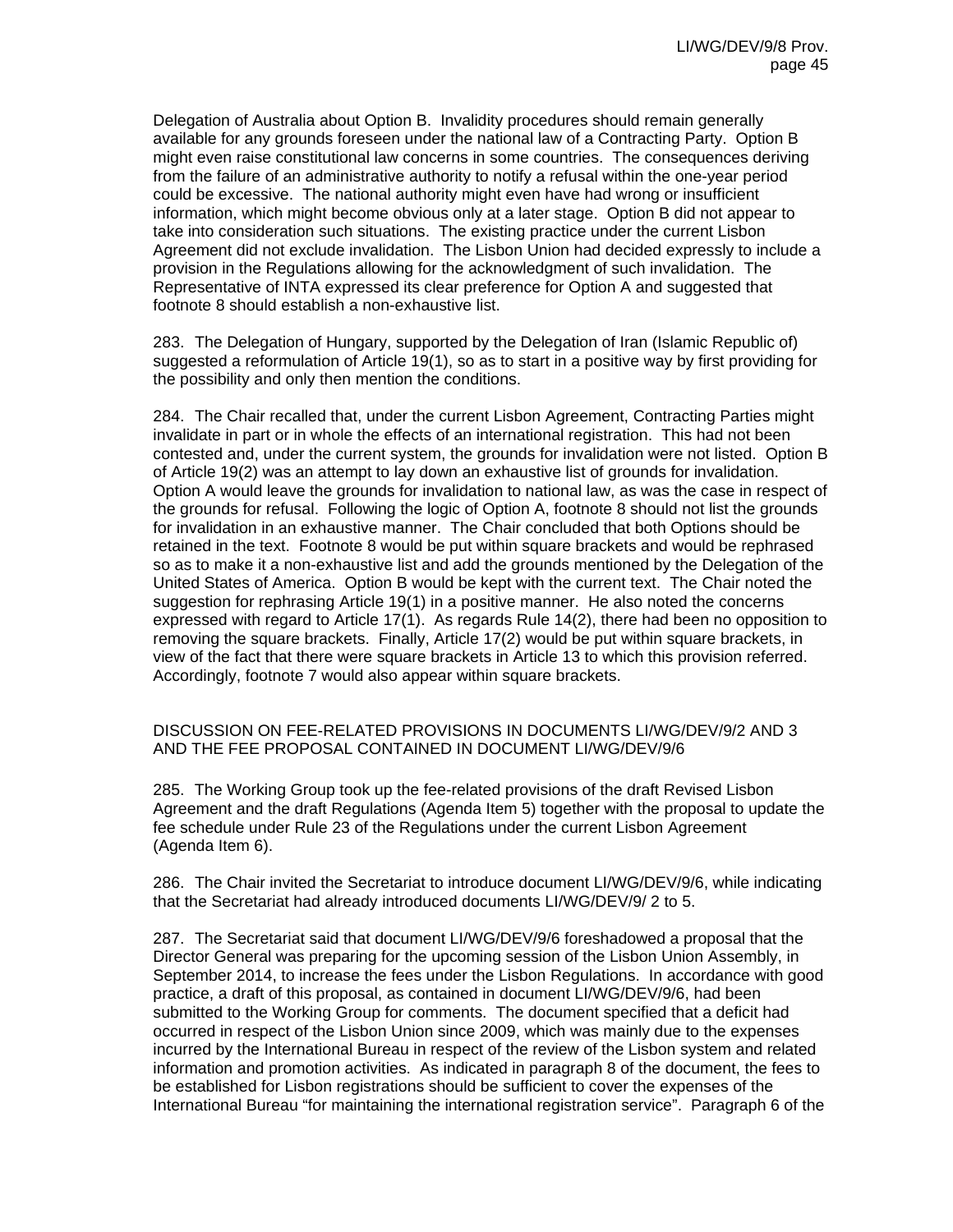Delegation of Australia about Option B. Invalidity procedures should remain generally available for any grounds foreseen under the national law of a Contracting Party. Option B might even raise constitutional law concerns in some countries. The consequences deriving from the failure of an administrative authority to notify a refusal within the one-year period could be excessive. The national authority might even have had wrong or insufficient information, which might become obvious only at a later stage. Option B did not appear to take into consideration such situations. The existing practice under the current Lisbon Agreement did not exclude invalidation. The Lisbon Union had decided expressly to include a provision in the Regulations allowing for the acknowledgment of such invalidation. The Representative of INTA expressed its clear preference for Option A and suggested that footnote 8 should establish a non-exhaustive list.

283. The Delegation of Hungary, supported by the Delegation of Iran (Islamic Republic of) suggested a reformulation of Article 19(1), so as to start in a positive way by first providing for the possibility and only then mention the conditions.

284. The Chair recalled that, under the current Lisbon Agreement, Contracting Parties might invalidate in part or in whole the effects of an international registration. This had not been contested and, under the current system, the grounds for invalidation were not listed. Option B of Article 19(2) was an attempt to lay down an exhaustive list of grounds for invalidation. Option A would leave the grounds for invalidation to national law, as was the case in respect of the grounds for refusal. Following the logic of Option A, footnote 8 should not list the grounds for invalidation in an exhaustive manner. The Chair concluded that both Options should be retained in the text. Footnote 8 would be put within square brackets and would be rephrased so as to make it a non-exhaustive list and add the grounds mentioned by the Delegation of the United States of America. Option B would be kept with the current text. The Chair noted the suggestion for rephrasing Article 19(1) in a positive manner. He also noted the concerns expressed with regard to Article 17(1). As regards Rule 14(2), there had been no opposition to removing the square brackets. Finally, Article 17(2) would be put within square brackets, in view of the fact that there were square brackets in Article 13 to which this provision referred. Accordingly, footnote 7 would also appear within square brackets.

## DISCUSSION ON FEE-RELATED PROVISIONS IN DOCUMENTS LI/WG/DEV/9/2 AND 3 AND THE FEE PROPOSAL CONTAINED IN DOCUMENT LI/WG/DEV/9/6

285. The Working Group took up the fee-related provisions of the draft Revised Lisbon Agreement and the draft Regulations (Agenda Item 5) together with the proposal to update the fee schedule under Rule 23 of the Regulations under the current Lisbon Agreement (Agenda Item 6).

286. The Chair invited the Secretariat to introduce document LI/WG/DEV/9/6, while indicating that the Secretariat had already introduced documents LI/WG/DEV/9/ 2 to 5.

287. The Secretariat said that document LI/WG/DEV/9/6 foreshadowed a proposal that the Director General was preparing for the upcoming session of the Lisbon Union Assembly, in September 2014, to increase the fees under the Lisbon Regulations. In accordance with good practice, a draft of this proposal, as contained in document LI/WG/DEV/9/6, had been submitted to the Working Group for comments. The document specified that a deficit had occurred in respect of the Lisbon Union since 2009, which was mainly due to the expenses incurred by the International Bureau in respect of the review of the Lisbon system and related information and promotion activities. As indicated in paragraph 8 of the document, the fees to be established for Lisbon registrations should be sufficient to cover the expenses of the International Bureau "for maintaining the international registration service". Paragraph 6 of the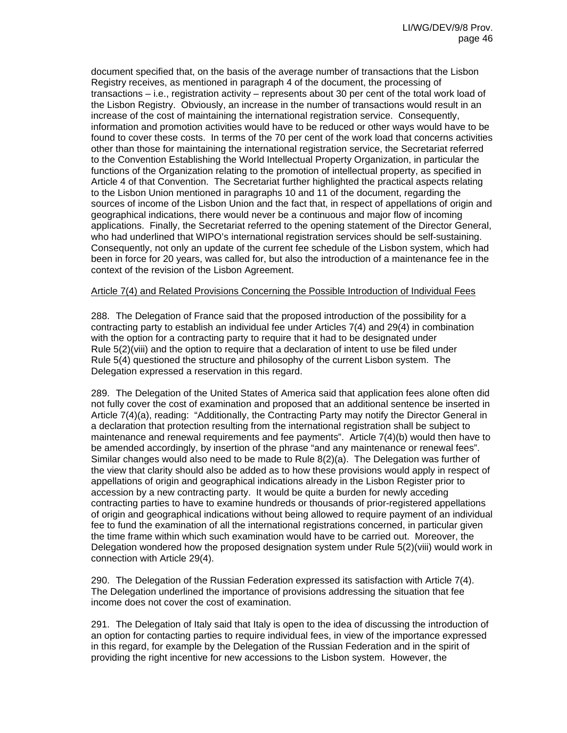document specified that, on the basis of the average number of transactions that the Lisbon Registry receives, as mentioned in paragraph 4 of the document, the processing of transactions – i.e., registration activity – represents about 30 per cent of the total work load of the Lisbon Registry. Obviously, an increase in the number of transactions would result in an increase of the cost of maintaining the international registration service. Consequently, information and promotion activities would have to be reduced or other ways would have to be found to cover these costs. In terms of the 70 per cent of the work load that concerns activities other than those for maintaining the international registration service, the Secretariat referred to the Convention Establishing the World Intellectual Property Organization, in particular the functions of the Organization relating to the promotion of intellectual property, as specified in Article 4 of that Convention. The Secretariat further highlighted the practical aspects relating to the Lisbon Union mentioned in paragraphs 10 and 11 of the document, regarding the sources of income of the Lisbon Union and the fact that, in respect of appellations of origin and geographical indications, there would never be a continuous and major flow of incoming applications. Finally, the Secretariat referred to the opening statement of the Director General, who had underlined that WIPO's international registration services should be self-sustaining. Consequently, not only an update of the current fee schedule of the Lisbon system, which had been in force for 20 years, was called for, but also the introduction of a maintenance fee in the context of the revision of the Lisbon Agreement.

Article 7(4) and Related Provisions Concerning the Possible Introduction of Individual Fees

288. The Delegation of France said that the proposed introduction of the possibility for a contracting party to establish an individual fee under Articles 7(4) and 29(4) in combination with the option for a contracting party to require that it had to be designated under Rule 5(2)(viii) and the option to require that a declaration of intent to use be filed under Rule 5(4) questioned the structure and philosophy of the current Lisbon system. The Delegation expressed a reservation in this regard.

289. The Delegation of the United States of America said that application fees alone often did not fully cover the cost of examination and proposed that an additional sentence be inserted in Article 7(4)(a), reading: "Additionally, the Contracting Party may notify the Director General in a declaration that protection resulting from the international registration shall be subject to maintenance and renewal requirements and fee payments". Article 7(4)(b) would then have to be amended accordingly, by insertion of the phrase "and any maintenance or renewal fees". Similar changes would also need to be made to Rule 8(2)(a). The Delegation was further of the view that clarity should also be added as to how these provisions would apply in respect of appellations of origin and geographical indications already in the Lisbon Register prior to accession by a new contracting party. It would be quite a burden for newly acceding contracting parties to have to examine hundreds or thousands of prior-registered appellations of origin and geographical indications without being allowed to require payment of an individual fee to fund the examination of all the international registrations concerned, in particular given the time frame within which such examination would have to be carried out. Moreover, the Delegation wondered how the proposed designation system under Rule 5(2)(viii) would work in connection with Article 29(4).

290. The Delegation of the Russian Federation expressed its satisfaction with Article 7(4). The Delegation underlined the importance of provisions addressing the situation that fee income does not cover the cost of examination.

291. The Delegation of Italy said that Italy is open to the idea of discussing the introduction of an option for contacting parties to require individual fees, in view of the importance expressed in this regard, for example by the Delegation of the Russian Federation and in the spirit of providing the right incentive for new accessions to the Lisbon system. However, the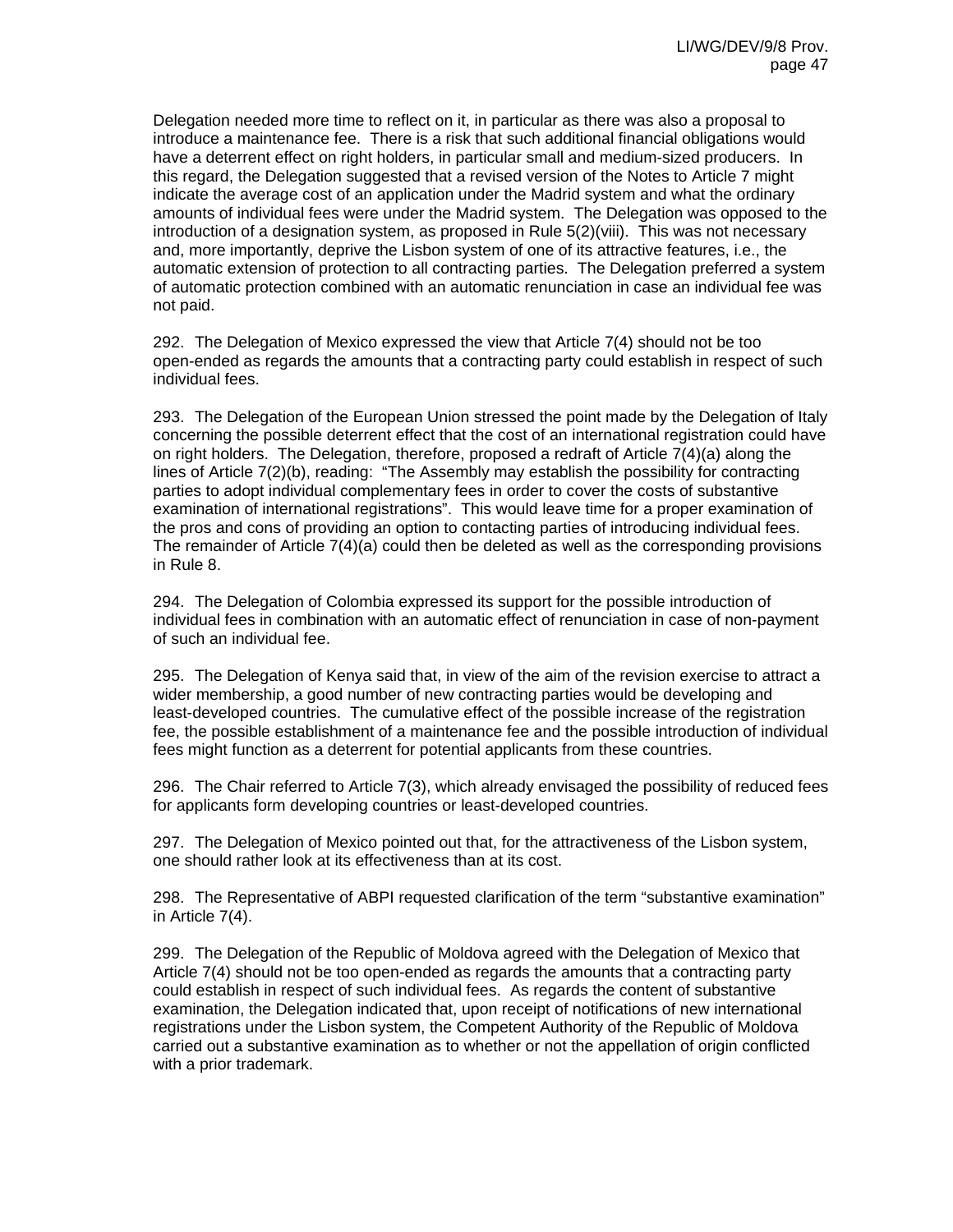Delegation needed more time to reflect on it, in particular as there was also a proposal to introduce a maintenance fee. There is a risk that such additional financial obligations would have a deterrent effect on right holders, in particular small and medium-sized producers. In this regard, the Delegation suggested that a revised version of the Notes to Article 7 might indicate the average cost of an application under the Madrid system and what the ordinary amounts of individual fees were under the Madrid system. The Delegation was opposed to the introduction of a designation system, as proposed in Rule 5(2)(viii). This was not necessary and, more importantly, deprive the Lisbon system of one of its attractive features, i.e., the automatic extension of protection to all contracting parties. The Delegation preferred a system of automatic protection combined with an automatic renunciation in case an individual fee was not paid.

292. The Delegation of Mexico expressed the view that Article 7(4) should not be too open-ended as regards the amounts that a contracting party could establish in respect of such individual fees.

293. The Delegation of the European Union stressed the point made by the Delegation of Italy concerning the possible deterrent effect that the cost of an international registration could have on right holders. The Delegation, therefore, proposed a redraft of Article 7(4)(a) along the lines of Article 7(2)(b), reading: "The Assembly may establish the possibility for contracting parties to adopt individual complementary fees in order to cover the costs of substantive examination of international registrations". This would leave time for a proper examination of the pros and cons of providing an option to contacting parties of introducing individual fees. The remainder of Article 7(4)(a) could then be deleted as well as the corresponding provisions in Rule 8.

294. The Delegation of Colombia expressed its support for the possible introduction of individual fees in combination with an automatic effect of renunciation in case of non-payment of such an individual fee.

295. The Delegation of Kenya said that, in view of the aim of the revision exercise to attract a wider membership, a good number of new contracting parties would be developing and least-developed countries. The cumulative effect of the possible increase of the registration fee, the possible establishment of a maintenance fee and the possible introduction of individual fees might function as a deterrent for potential applicants from these countries.

296. The Chair referred to Article 7(3), which already envisaged the possibility of reduced fees for applicants form developing countries or least-developed countries.

297. The Delegation of Mexico pointed out that, for the attractiveness of the Lisbon system, one should rather look at its effectiveness than at its cost.

298. The Representative of ABPI requested clarification of the term "substantive examination" in Article 7(4).

299. The Delegation of the Republic of Moldova agreed with the Delegation of Mexico that Article 7(4) should not be too open-ended as regards the amounts that a contracting party could establish in respect of such individual fees. As regards the content of substantive examination, the Delegation indicated that, upon receipt of notifications of new international registrations under the Lisbon system, the Competent Authority of the Republic of Moldova carried out a substantive examination as to whether or not the appellation of origin conflicted with a prior trademark.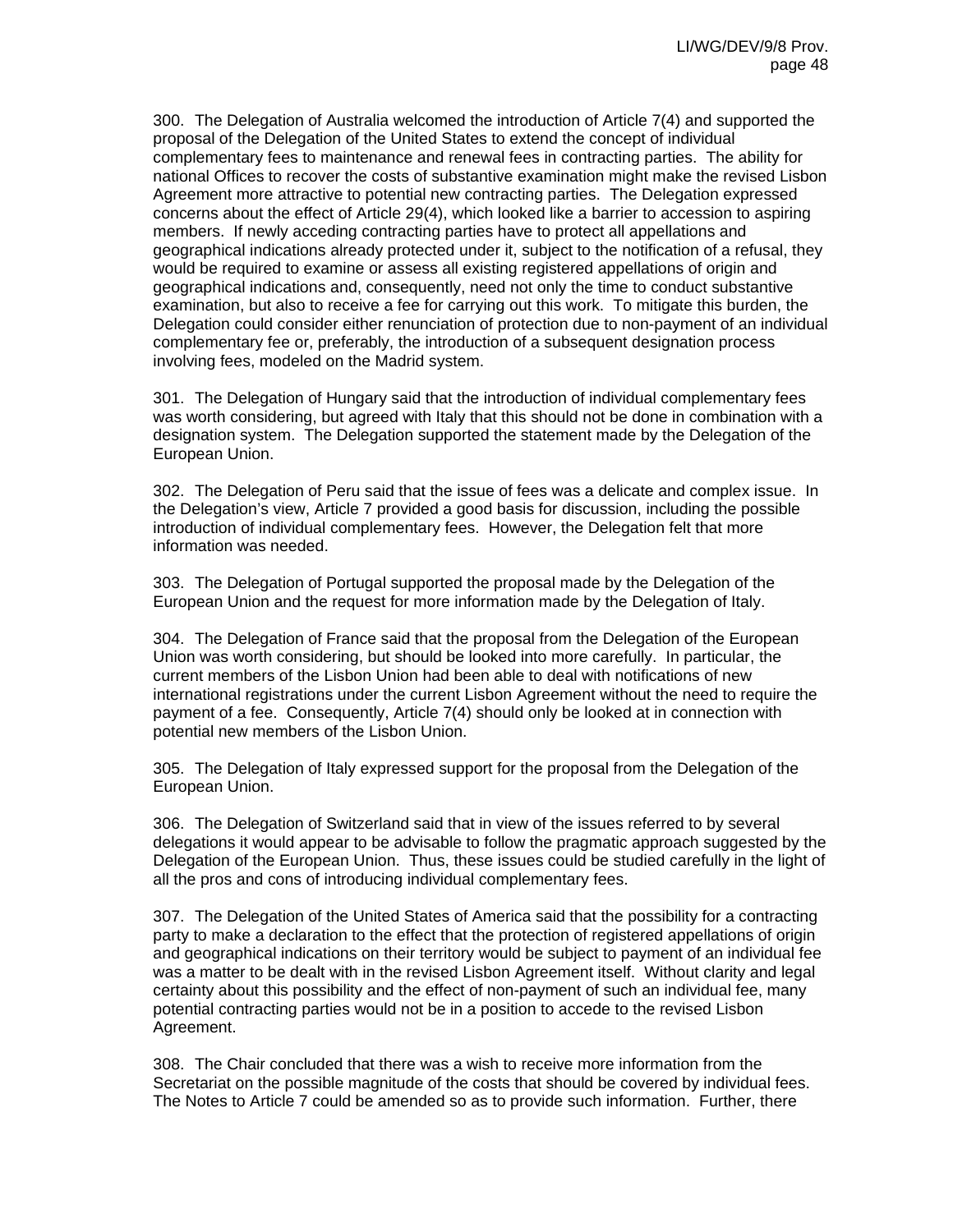300. The Delegation of Australia welcomed the introduction of Article 7(4) and supported the proposal of the Delegation of the United States to extend the concept of individual complementary fees to maintenance and renewal fees in contracting parties. The ability for national Offices to recover the costs of substantive examination might make the revised Lisbon Agreement more attractive to potential new contracting parties. The Delegation expressed concerns about the effect of Article 29(4), which looked like a barrier to accession to aspiring members. If newly acceding contracting parties have to protect all appellations and geographical indications already protected under it, subject to the notification of a refusal, they would be required to examine or assess all existing registered appellations of origin and geographical indications and, consequently, need not only the time to conduct substantive examination, but also to receive a fee for carrying out this work. To mitigate this burden, the Delegation could consider either renunciation of protection due to non-payment of an individual complementary fee or, preferably, the introduction of a subsequent designation process involving fees, modeled on the Madrid system.

301. The Delegation of Hungary said that the introduction of individual complementary fees was worth considering, but agreed with Italy that this should not be done in combination with a designation system. The Delegation supported the statement made by the Delegation of the European Union.

302. The Delegation of Peru said that the issue of fees was a delicate and complex issue. In the Delegation's view, Article 7 provided a good basis for discussion, including the possible introduction of individual complementary fees. However, the Delegation felt that more information was needed.

303. The Delegation of Portugal supported the proposal made by the Delegation of the European Union and the request for more information made by the Delegation of Italy.

304. The Delegation of France said that the proposal from the Delegation of the European Union was worth considering, but should be looked into more carefully. In particular, the current members of the Lisbon Union had been able to deal with notifications of new international registrations under the current Lisbon Agreement without the need to require the payment of a fee. Consequently, Article 7(4) should only be looked at in connection with potential new members of the Lisbon Union.

305. The Delegation of Italy expressed support for the proposal from the Delegation of the European Union.

306. The Delegation of Switzerland said that in view of the issues referred to by several delegations it would appear to be advisable to follow the pragmatic approach suggested by the Delegation of the European Union. Thus, these issues could be studied carefully in the light of all the pros and cons of introducing individual complementary fees.

307. The Delegation of the United States of America said that the possibility for a contracting party to make a declaration to the effect that the protection of registered appellations of origin and geographical indications on their territory would be subject to payment of an individual fee was a matter to be dealt with in the revised Lisbon Agreement itself. Without clarity and legal certainty about this possibility and the effect of non-payment of such an individual fee, many potential contracting parties would not be in a position to accede to the revised Lisbon Agreement.

308. The Chair concluded that there was a wish to receive more information from the Secretariat on the possible magnitude of the costs that should be covered by individual fees. The Notes to Article 7 could be amended so as to provide such information. Further, there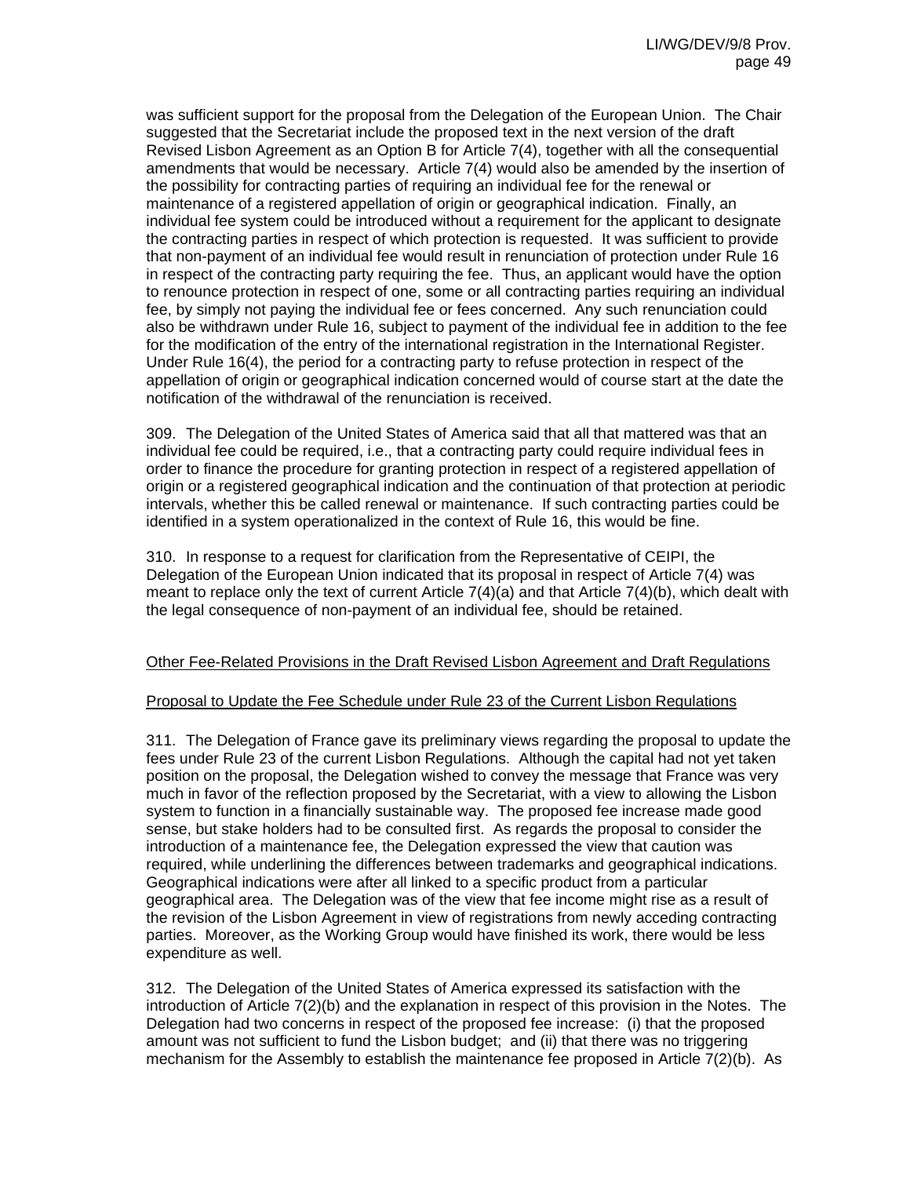was sufficient support for the proposal from the Delegation of the European Union. The Chair suggested that the Secretariat include the proposed text in the next version of the draft Revised Lisbon Agreement as an Option B for Article 7(4), together with all the consequential amendments that would be necessary. Article 7(4) would also be amended by the insertion of the possibility for contracting parties of requiring an individual fee for the renewal or maintenance of a registered appellation of origin or geographical indication. Finally, an individual fee system could be introduced without a requirement for the applicant to designate the contracting parties in respect of which protection is requested. It was sufficient to provide that non-payment of an individual fee would result in renunciation of protection under Rule 16 in respect of the contracting party requiring the fee. Thus, an applicant would have the option to renounce protection in respect of one, some or all contracting parties requiring an individual fee, by simply not paying the individual fee or fees concerned. Any such renunciation could also be withdrawn under Rule 16, subject to payment of the individual fee in addition to the fee for the modification of the entry of the international registration in the International Register. Under Rule 16(4), the period for a contracting party to refuse protection in respect of the appellation of origin or geographical indication concerned would of course start at the date the notification of the withdrawal of the renunciation is received.

309. The Delegation of the United States of America said that all that mattered was that an individual fee could be required, i.e., that a contracting party could require individual fees in order to finance the procedure for granting protection in respect of a registered appellation of origin or a registered geographical indication and the continuation of that protection at periodic intervals, whether this be called renewal or maintenance. If such contracting parties could be identified in a system operationalized in the context of Rule 16, this would be fine.

310. In response to a request for clarification from the Representative of CEIPI, the Delegation of the European Union indicated that its proposal in respect of Article 7(4) was meant to replace only the text of current Article 7(4)(a) and that Article 7(4)(b), which dealt with the legal consequence of non-payment of an individual fee, should be retained.

Other Fee-Related Provisions in the Draft Revised Lisbon Agreement and Draft Regulations

Proposal to Update the Fee Schedule under Rule 23 of the Current Lisbon Regulations

311. The Delegation of France gave its preliminary views regarding the proposal to update the fees under Rule 23 of the current Lisbon Regulations. Although the capital had not yet taken position on the proposal, the Delegation wished to convey the message that France was very much in favor of the reflection proposed by the Secretariat, with a view to allowing the Lisbon system to function in a financially sustainable way. The proposed fee increase made good sense, but stake holders had to be consulted first. As regards the proposal to consider the introduction of a maintenance fee, the Delegation expressed the view that caution was required, while underlining the differences between trademarks and geographical indications. Geographical indications were after all linked to a specific product from a particular geographical area. The Delegation was of the view that fee income might rise as a result of the revision of the Lisbon Agreement in view of registrations from newly acceding contracting parties. Moreover, as the Working Group would have finished its work, there would be less expenditure as well.

312. The Delegation of the United States of America expressed its satisfaction with the introduction of Article 7(2)(b) and the explanation in respect of this provision in the Notes. The Delegation had two concerns in respect of the proposed fee increase: (i) that the proposed amount was not sufficient to fund the Lisbon budget; and (ii) that there was no triggering mechanism for the Assembly to establish the maintenance fee proposed in Article 7(2)(b). As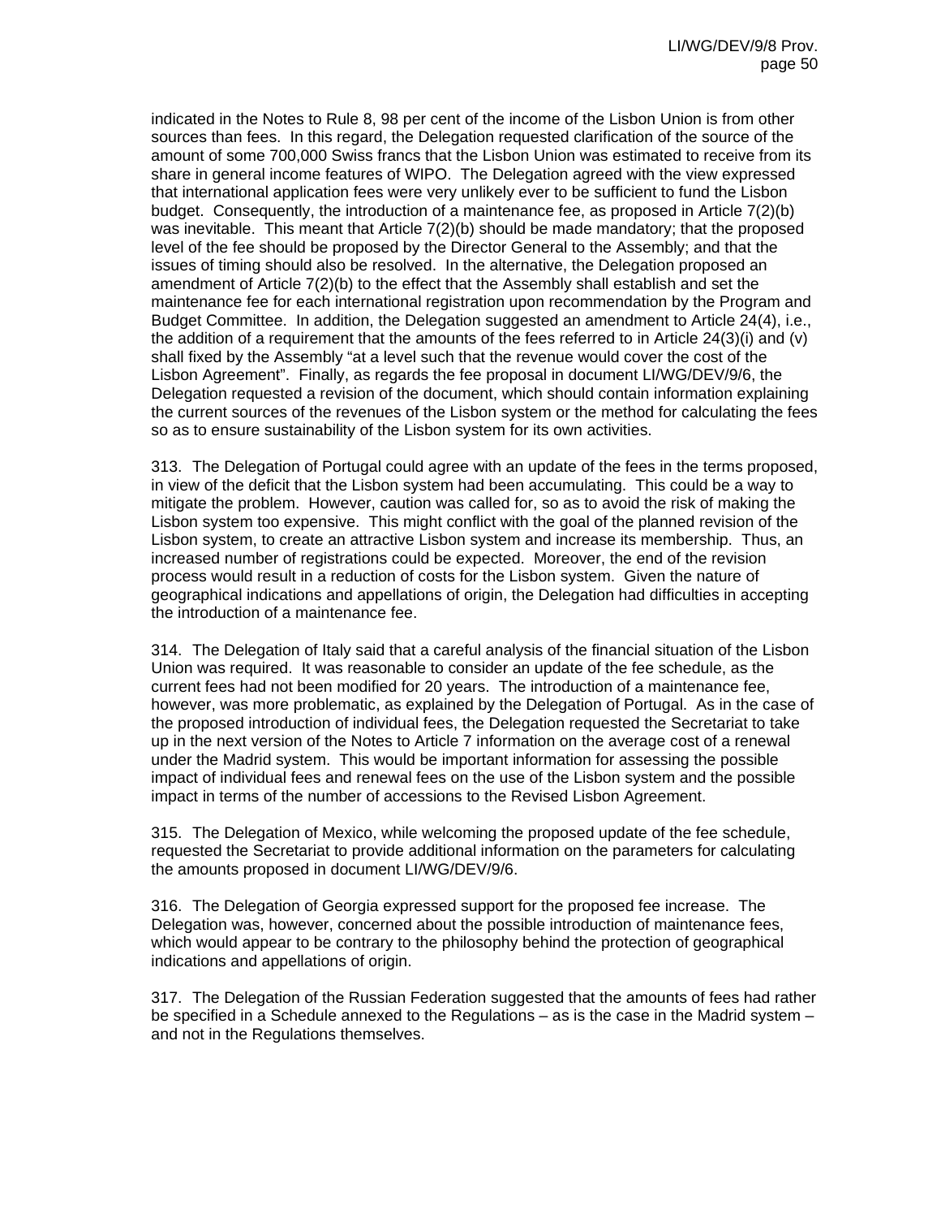indicated in the Notes to Rule 8, 98 per cent of the income of the Lisbon Union is from other sources than fees. In this regard, the Delegation requested clarification of the source of the amount of some 700,000 Swiss francs that the Lisbon Union was estimated to receive from its share in general income features of WIPO. The Delegation agreed with the view expressed that international application fees were very unlikely ever to be sufficient to fund the Lisbon budget. Consequently, the introduction of a maintenance fee, as proposed in Article 7(2)(b) was inevitable. This meant that Article 7(2)(b) should be made mandatory; that the proposed level of the fee should be proposed by the Director General to the Assembly; and that the issues of timing should also be resolved. In the alternative, the Delegation proposed an amendment of Article 7(2)(b) to the effect that the Assembly shall establish and set the maintenance fee for each international registration upon recommendation by the Program and Budget Committee. In addition, the Delegation suggested an amendment to Article 24(4), i.e., the addition of a requirement that the amounts of the fees referred to in Article 24(3)(i) and (v) shall fixed by the Assembly "at a level such that the revenue would cover the cost of the Lisbon Agreement". Finally, as regards the fee proposal in document LI/WG/DEV/9/6, the Delegation requested a revision of the document, which should contain information explaining the current sources of the revenues of the Lisbon system or the method for calculating the fees so as to ensure sustainability of the Lisbon system for its own activities.

313. The Delegation of Portugal could agree with an update of the fees in the terms proposed, in view of the deficit that the Lisbon system had been accumulating. This could be a way to mitigate the problem. However, caution was called for, so as to avoid the risk of making the Lisbon system too expensive. This might conflict with the goal of the planned revision of the Lisbon system, to create an attractive Lisbon system and increase its membership. Thus, an increased number of registrations could be expected. Moreover, the end of the revision process would result in a reduction of costs for the Lisbon system. Given the nature of geographical indications and appellations of origin, the Delegation had difficulties in accepting the introduction of a maintenance fee.

314. The Delegation of Italy said that a careful analysis of the financial situation of the Lisbon Union was required. It was reasonable to consider an update of the fee schedule, as the current fees had not been modified for 20 years. The introduction of a maintenance fee, however, was more problematic, as explained by the Delegation of Portugal. As in the case of the proposed introduction of individual fees, the Delegation requested the Secretariat to take up in the next version of the Notes to Article 7 information on the average cost of a renewal under the Madrid system. This would be important information for assessing the possible impact of individual fees and renewal fees on the use of the Lisbon system and the possible impact in terms of the number of accessions to the Revised Lisbon Agreement.

315. The Delegation of Mexico, while welcoming the proposed update of the fee schedule, requested the Secretariat to provide additional information on the parameters for calculating the amounts proposed in document LI/WG/DEV/9/6.

316. The Delegation of Georgia expressed support for the proposed fee increase. The Delegation was, however, concerned about the possible introduction of maintenance fees, which would appear to be contrary to the philosophy behind the protection of geographical indications and appellations of origin.

317. The Delegation of the Russian Federation suggested that the amounts of fees had rather be specified in a Schedule annexed to the Regulations – as is the case in the Madrid system – and not in the Regulations themselves.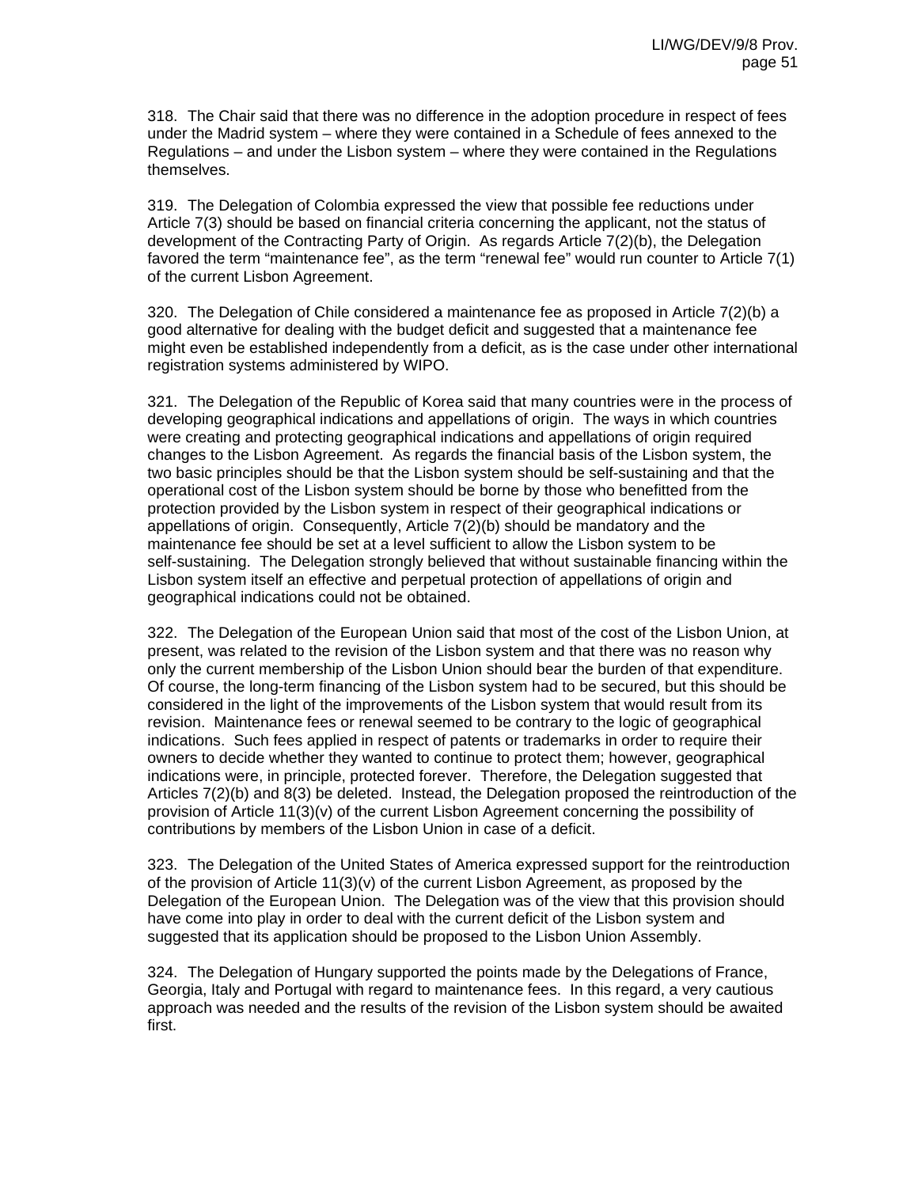318. The Chair said that there was no difference in the adoption procedure in respect of fees under the Madrid system – where they were contained in a Schedule of fees annexed to the Regulations – and under the Lisbon system – where they were contained in the Regulations themselves.

319. The Delegation of Colombia expressed the view that possible fee reductions under Article 7(3) should be based on financial criteria concerning the applicant, not the status of development of the Contracting Party of Origin. As regards Article 7(2)(b), the Delegation favored the term "maintenance fee", as the term "renewal fee" would run counter to Article 7(1) of the current Lisbon Agreement.

320. The Delegation of Chile considered a maintenance fee as proposed in Article 7(2)(b) a good alternative for dealing with the budget deficit and suggested that a maintenance fee might even be established independently from a deficit, as is the case under other international registration systems administered by WIPO.

321. The Delegation of the Republic of Korea said that many countries were in the process of developing geographical indications and appellations of origin. The ways in which countries were creating and protecting geographical indications and appellations of origin required changes to the Lisbon Agreement. As regards the financial basis of the Lisbon system, the two basic principles should be that the Lisbon system should be self-sustaining and that the operational cost of the Lisbon system should be borne by those who benefitted from the protection provided by the Lisbon system in respect of their geographical indications or appellations of origin. Consequently, Article 7(2)(b) should be mandatory and the maintenance fee should be set at a level sufficient to allow the Lisbon system to be self-sustaining. The Delegation strongly believed that without sustainable financing within the Lisbon system itself an effective and perpetual protection of appellations of origin and geographical indications could not be obtained.

322. The Delegation of the European Union said that most of the cost of the Lisbon Union, at present, was related to the revision of the Lisbon system and that there was no reason why only the current membership of the Lisbon Union should bear the burden of that expenditure. Of course, the long-term financing of the Lisbon system had to be secured, but this should be considered in the light of the improvements of the Lisbon system that would result from its revision. Maintenance fees or renewal seemed to be contrary to the logic of geographical indications. Such fees applied in respect of patents or trademarks in order to require their owners to decide whether they wanted to continue to protect them; however, geographical indications were, in principle, protected forever. Therefore, the Delegation suggested that Articles 7(2)(b) and 8(3) be deleted. Instead, the Delegation proposed the reintroduction of the provision of Article 11(3)(v) of the current Lisbon Agreement concerning the possibility of contributions by members of the Lisbon Union in case of a deficit.

323. The Delegation of the United States of America expressed support for the reintroduction of the provision of Article 11(3)(v) of the current Lisbon Agreement, as proposed by the Delegation of the European Union. The Delegation was of the view that this provision should have come into play in order to deal with the current deficit of the Lisbon system and suggested that its application should be proposed to the Lisbon Union Assembly.

324. The Delegation of Hungary supported the points made by the Delegations of France, Georgia, Italy and Portugal with regard to maintenance fees. In this regard, a very cautious approach was needed and the results of the revision of the Lisbon system should be awaited first.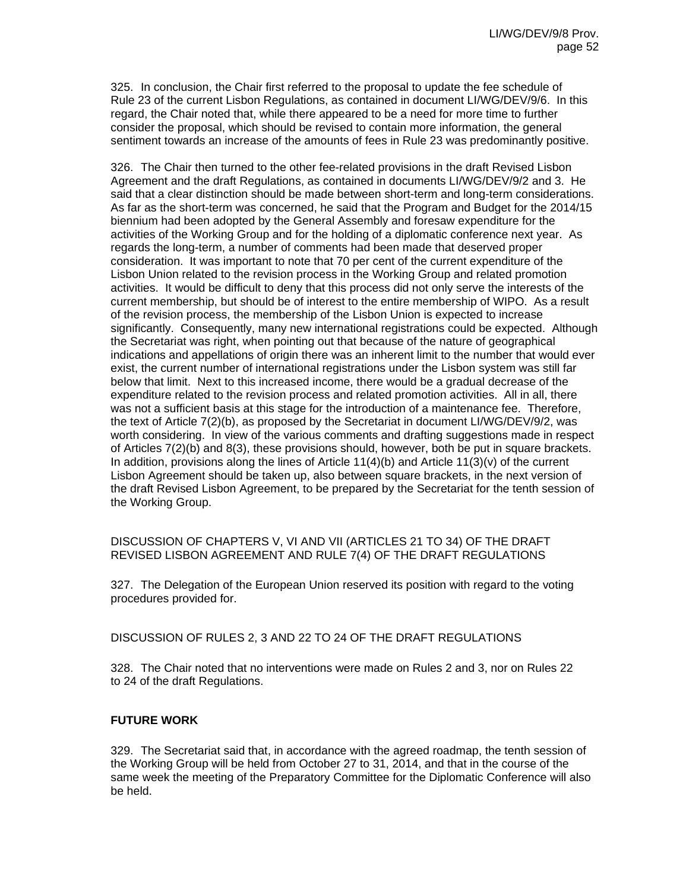325. In conclusion, the Chair first referred to the proposal to update the fee schedule of Rule 23 of the current Lisbon Regulations, as contained in document LI/WG/DEV/9/6. In this regard, the Chair noted that, while there appeared to be a need for more time to further consider the proposal, which should be revised to contain more information, the general sentiment towards an increase of the amounts of fees in Rule 23 was predominantly positive.

326. The Chair then turned to the other fee-related provisions in the draft Revised Lisbon Agreement and the draft Regulations, as contained in documents LI/WG/DEV/9/2 and 3. He said that a clear distinction should be made between short-term and long-term considerations. As far as the short-term was concerned, he said that the Program and Budget for the 2014/15 biennium had been adopted by the General Assembly and foresaw expenditure for the activities of the Working Group and for the holding of a diplomatic conference next year. As regards the long-term, a number of comments had been made that deserved proper consideration. It was important to note that 70 per cent of the current expenditure of the Lisbon Union related to the revision process in the Working Group and related promotion activities. It would be difficult to deny that this process did not only serve the interests of the current membership, but should be of interest to the entire membership of WIPO. As a result of the revision process, the membership of the Lisbon Union is expected to increase significantly. Consequently, many new international registrations could be expected. Although the Secretariat was right, when pointing out that because of the nature of geographical indications and appellations of origin there was an inherent limit to the number that would ever exist, the current number of international registrations under the Lisbon system was still far below that limit. Next to this increased income, there would be a gradual decrease of the expenditure related to the revision process and related promotion activities. All in all, there was not a sufficient basis at this stage for the introduction of a maintenance fee. Therefore, the text of Article 7(2)(b), as proposed by the Secretariat in document LI/WG/DEV/9/2, was worth considering. In view of the various comments and drafting suggestions made in respect of Articles 7(2)(b) and 8(3), these provisions should, however, both be put in square brackets. In addition, provisions along the lines of Article 11(4)(b) and Article 11(3)(v) of the current Lisbon Agreement should be taken up, also between square brackets, in the next version of the draft Revised Lisbon Agreement, to be prepared by the Secretariat for the tenth session of the Working Group.

DISCUSSION OF CHAPTERS V, VI AND VII (ARTICLES 21 TO 34) OF THE DRAFT REVISED LISBON AGREEMENT AND RULE 7(4) OF THE DRAFT REGULATIONS

327. The Delegation of the European Union reserved its position with regard to the voting procedures provided for.

DISCUSSION OF RULES 2, 3 AND 22 TO 24 OF THE DRAFT REGULATIONS

328. The Chair noted that no interventions were made on Rules 2 and 3, nor on Rules 22 to 24 of the draft Regulations.

## FUTURE WORK

329. The Secretariat said that, in accordance with the agreed roadmap, the tenth session of the Working Group will be held from October 27 to 31, 2014, and that in the course of the same week the meeting of the Preparatory Committee for the Diplomatic Conference will also be held.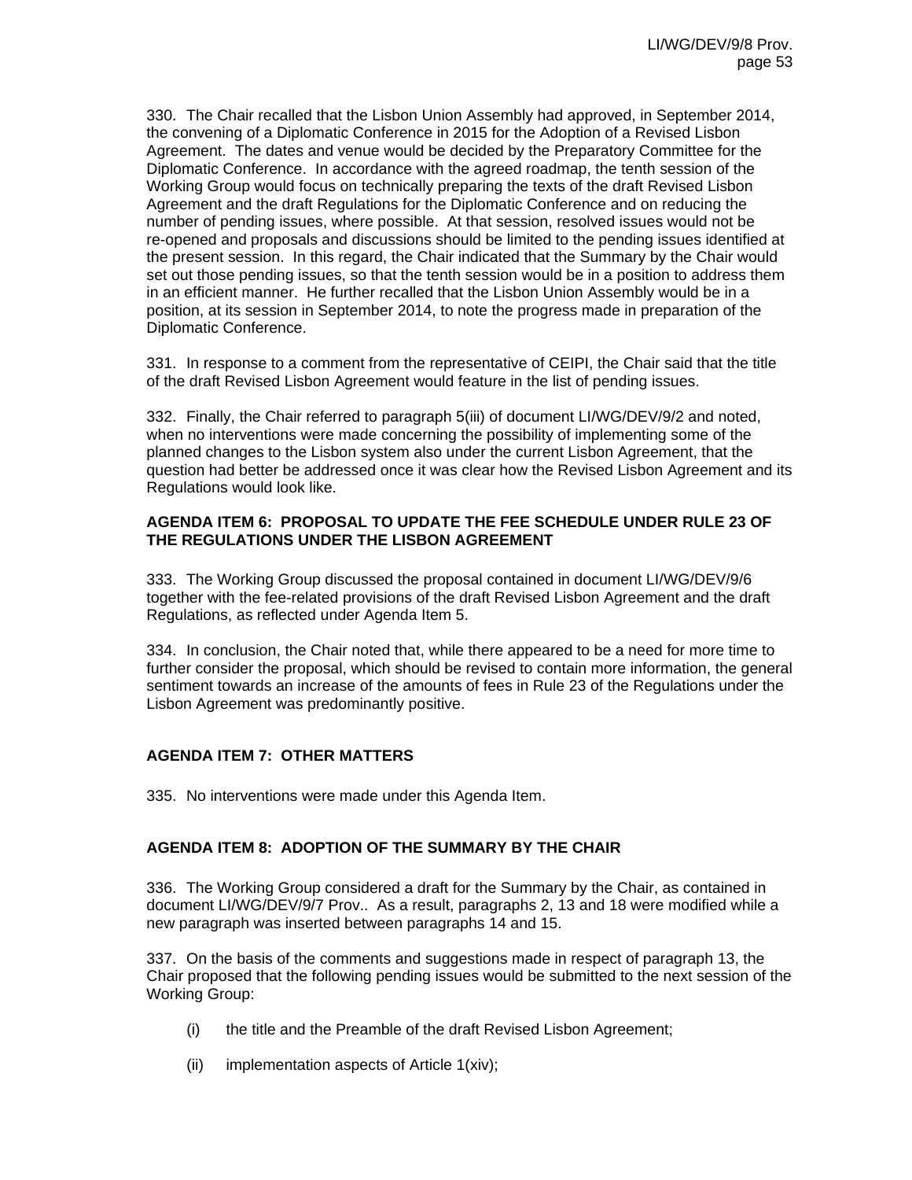330. The Chair recalled that the Lisbon Union Assembly had approved, in September 2014, the convening of a Diplomatic Conference in 2015 for the Adoption of a Revised Lisbon Agreement. The dates and venue would be decided by the Preparatory Committee for the Diplomatic Conference. In accordance with the agreed roadmap, the tenth session of the Working Group would focus on technically preparing the texts of the draft Revised Lisbon Agreement and the draft Regulations for the Diplomatic Conference and on reducing the number of pending issues, where possible. At that session, resolved issues would not be re-opened and proposals and discussions should be limited to the pending issues identified at the present session. In this regard, the Chair indicated that the Summary by the Chair would set out those pending issues, so that the tenth session would be in a position to address them in an efficient manner. He further recalled that the Lisbon Union Assembly would be in a position, at its session in September 2014, to note the progress made in preparation of the Diplomatic Conference.

331. In response to a comment from the representative of CEIPI, the Chair said that the title of the draft Revised Lisbon Agreement would feature in the list of pending issues.

332. Finally, the Chair referred to paragraph 5(iii) of document LI/WG/DEV/9/2 and noted, when no interventions were made concerning the possibility of implementing some of the planned changes to the Lisbon system also under the current Lisbon Agreement, that the question had better be addressed once it was clear how the Revised Lisbon Agreement and its Regulations would look like.

## AGENDA ITEM 6: PROPOSAL TO UPDATE THE FEE SCHEDULE UNDER RULE 23 OF THE REGULATIONS UNDER THE LISBON AGREEMENT

333. The Working Group discussed the proposal contained in document LI/WG/DEV/9/6 together with the fee-related provisions of the draft Revised Lisbon Agreement and the draft Regulations, as reflected under Agenda Item 5.

334. In conclusion, the Chair noted that, while there appeared to be a need for more time to further consider the proposal, which should be revised to contain more information, the general sentiment towards an increase of the amounts of fees in Rule 23 of the Regulations under the Lisbon Agreement was predominantly positive.

## AGENDA ITEM 7: OTHER MATTERS

335. No interventions were made under this Agenda Item.

## AGENDA ITEM 8: ADOPTION OF THE SUMMARY BY THE CHAIR

336. The Working Group considered a draft for the Summary by the Chair, as contained in document LI/WG/DEV/9/7 Prov.. As a result, paragraphs 2, 13 and 18 were modified while a new paragraph was inserted between paragraphs 14 and 15.

337. On the basis of the comments and suggestions made in respect of paragraph 13, the Chair proposed that the following pending issues would be submitted to the next session of the Working Group:

(i) the title and the Preamble of the draft Revised Lisbon Agreement;

(ii) implementation aspects of Article 1(xiv);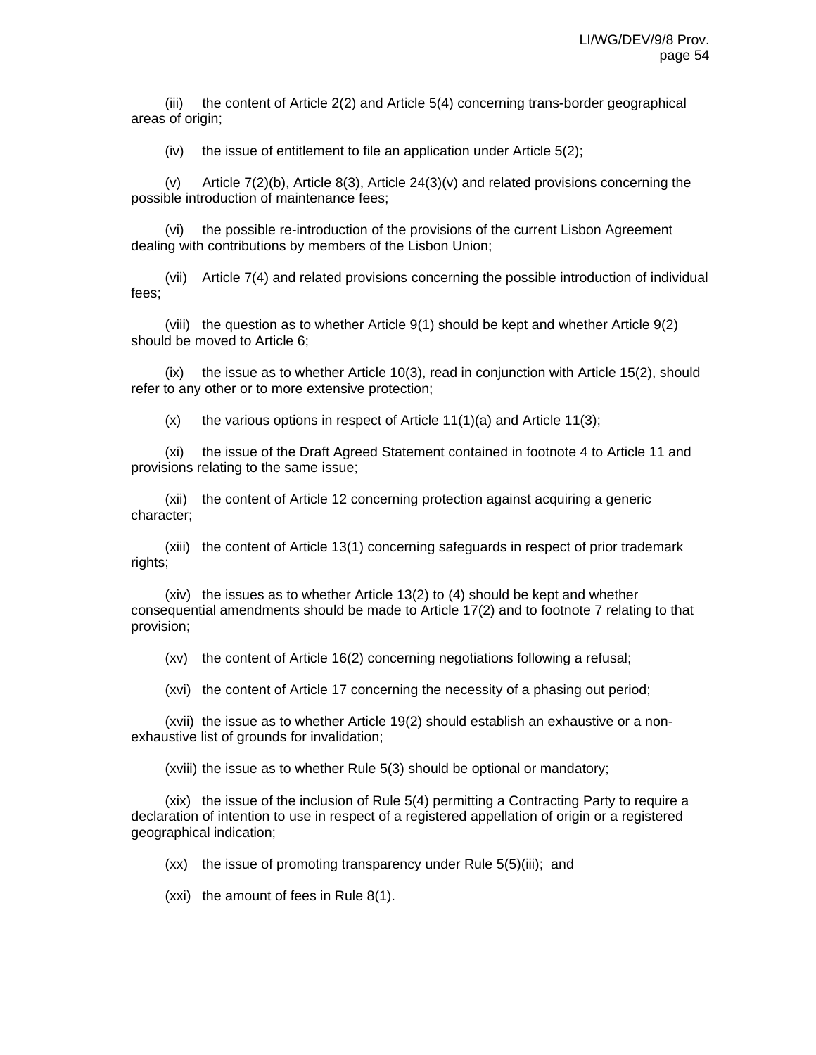(iii) the content of Article 2(2) and Article 5(4) concerning trans-border geographical areas of origin;

(iv) the issue of entitlement to file an application under Article 5(2);

(v) Article 7(2)(b), Article 8(3), Article 24(3)(v) and related provisions concerning the possible introduction of maintenance fees;

(vi) the possible re-introduction of the provisions of the current Lisbon Agreement dealing with contributions by members of the Lisbon Union;

(vii) Article 7(4) and related provisions concerning the possible introduction of individual fees;

(viii) the question as to whether Article 9(1) should be kept and whether Article 9(2) should be moved to Article 6;

(ix) the issue as to whether Article 10(3), read in conjunction with Article 15(2), should refer to any other or to more extensive protection;

(x) the various options in respect of Article 11(1)(a) and Article 11(3);

(xi) the issue of the Draft Agreed Statement contained in footnote 4 to Article 11 and provisions relating to the same issue;

(xii) the content of Article 12 concerning protection against acquiring a generic character;

(xiii) the content of Article 13(1) concerning safeguards in respect of prior trademark rights;

(xiv) the issues as to whether Article 13(2) to (4) should be kept and whether consequential amendments should be made to Article 17(2) and to footnote 7 relating to that provision;

(xv) the content of Article 16(2) concerning negotiations following a refusal;

(xvi) the content of Article 17 concerning the necessity of a phasing out period;

(xvii) the issue as to whether Article 19(2) should establish an exhaustive or a non-exhaustive list of grounds for invalidation;

(xviii) the issue as to whether Rule 5(3) should be optional or mandatory;

(xix) the issue of the inclusion of Rule 5(4) permitting a Contracting Party to require a declaration of intention to use in respect of a registered appellation of origin or a registered geographical indication;

(xx) the issue of promoting transparency under Rule 5(5)(iii); and

(xxi) the amount of fees in Rule 8(1).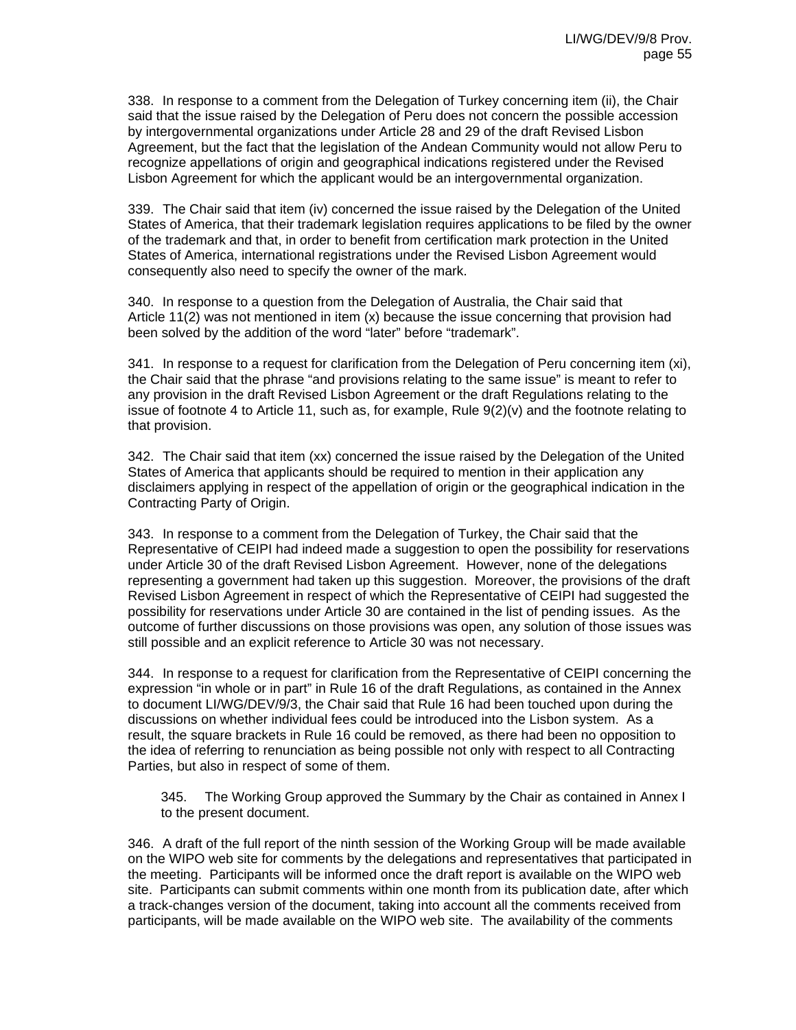338. In response to a comment from the Delegation of Turkey concerning item (ii), the Chair said that the issue raised by the Delegation of Peru does not concern the possible accession by intergovernmental organizations under Article 28 and 29 of the draft Revised Lisbon Agreement, but the fact that the legislation of the Andean Community would not allow Peru to recognize appellations of origin and geographical indications registered under the Revised Lisbon Agreement for which the applicant would be an intergovernmental organization.

339. The Chair said that item (iv) concerned the issue raised by the Delegation of the United States of America, that their trademark legislation requires applications to be filed by the owner of the trademark and that, in order to benefit from certification mark protection in the United States of America, international registrations under the Revised Lisbon Agreement would consequently also need to specify the owner of the mark.

340. In response to a question from the Delegation of Australia, the Chair said that Article 11(2) was not mentioned in item (x) because the issue concerning that provision had been solved by the addition of the word "later" before "trademark".

341. In response to a request for clarification from the Delegation of Peru concerning item (xi), the Chair said that the phrase "and provisions relating to the same issue" is meant to refer to any provision in the draft Revised Lisbon Agreement or the draft Regulations relating to the issue of footnote 4 to Article 11, such as, for example, Rule 9(2)(v) and the footnote relating to that provision.

342. The Chair said that item (xx) concerned the issue raised by the Delegation of the United States of America that applicants should be required to mention in their application any disclaimers applying in respect of the appellation of origin or the geographical indication in the Contracting Party of Origin.

343. In response to a comment from the Delegation of Turkey, the Chair said that the Representative of CEIPI had indeed made a suggestion to open the possibility for reservations under Article 30 of the draft Revised Lisbon Agreement. However, none of the delegations representing a government had taken up this suggestion. Moreover, the provisions of the draft Revised Lisbon Agreement in respect of which the Representative of CEIPI had suggested the possibility for reservations under Article 30 are contained in the list of pending issues. As the outcome of further discussions on those provisions was open, any solution of those issues was still possible and an explicit reference to Article 30 was not necessary.

344. In response to a request for clarification from the Representative of CEIPI concerning the expression "in whole or in part" in Rule 16 of the draft Regulations, as contained in the Annex to document LI/WG/DEV/9/3, the Chair said that Rule 16 had been touched upon during the discussions on whether individual fees could be introduced into the Lisbon system. As a result, the square brackets in Rule 16 could be removed, as there had been no opposition to the idea of referring to renunciation as being possible not only with respect to all Contracting Parties, but also in respect of some of them.

345. The Working Group approved the Summary by the Chair as contained in Annex I to the present document.

346. A draft of the full report of the ninth session of the Working Group will be made available on the WIPO web site for comments by the delegations and representatives that participated in the meeting. Participants will be informed once the draft report is available on the WIPO web site. Participants can submit comments within one month from its publication date, after which a track-changes version of the document, taking into account all the comments received from participants, will be made available on the WIPO web site. The availability of the comments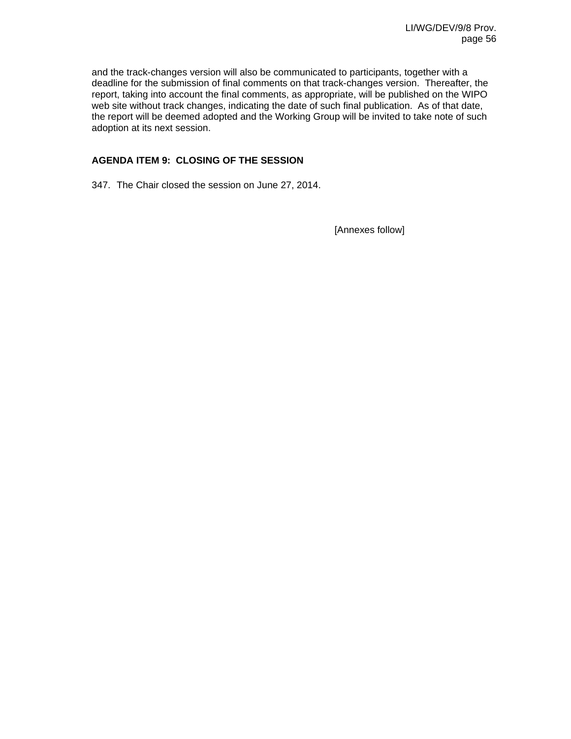and the track-changes version will also be communicated to participants, together with a deadline for the submission of final comments on that track-changes version.  Thereafter, the report, taking into account the final comments, as appropriate, will be published on the WIPO web site without track changes, indicating the date of such final publication.  As of that date, the report will be deemed adopted and the Working Group will be invited to take note of such adoption at its next session.

## AGENDA ITEM 9:  CLOSING OF THE SESSION

347.  The Chair closed the session on June 27, 2014.

[Annexes follow]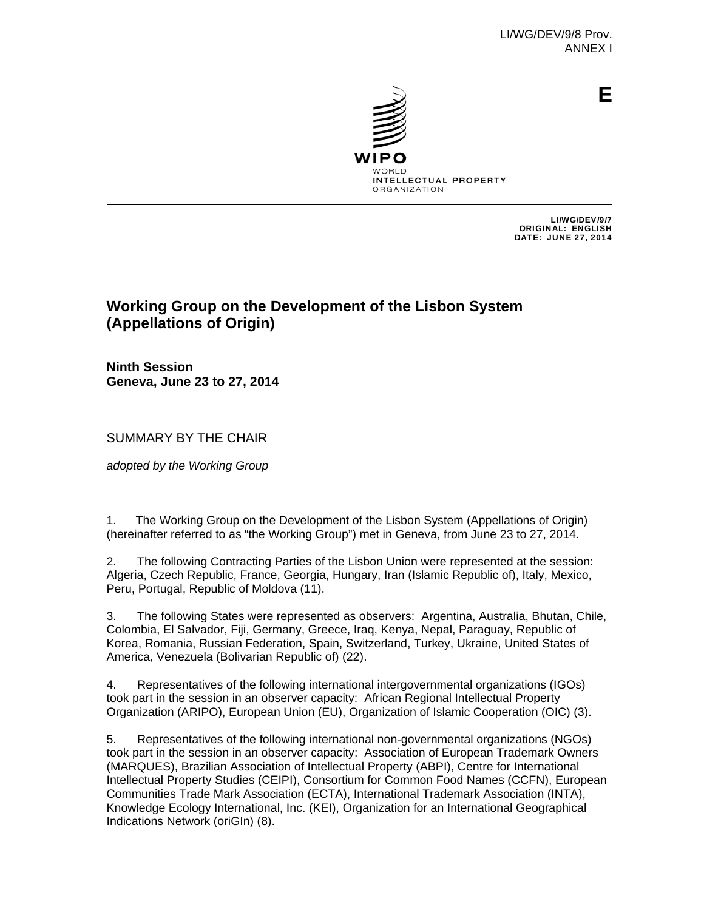LI/WG/DEV/9/8 Prov.
ANNEX I

E

WIPO
WORLD
INTELLECTUAL PROPERTY
ORGANIZATION

LI/WG/DEV/9/7
ORIGINAL: ENGLISH
DATE: JUNE 27, 2014

# Working Group on the Development of the Lisbon System (Appellations of Origin)

**Ninth Session**
**Geneva, June 23 to 27, 2014**

SUMMARY BY THE CHAIR

*adopted by the Working Group*

1. The Working Group on the Development of the Lisbon System (Appellations of Origin) (hereinafter referred to as "the Working Group") met in Geneva, from June 23 to 27, 2014.

2. The following Contracting Parties of the Lisbon Union were represented at the session: Algeria, Czech Republic, France, Georgia, Hungary, Iran (Islamic Republic of), Italy, Mexico, Peru, Portugal, Republic of Moldova (11).

3. The following States were represented as observers: Argentina, Australia, Bhutan, Chile, Colombia, El Salvador, Fiji, Germany, Greece, Iraq, Kenya, Nepal, Paraguay, Republic of Korea, Romania, Russian Federation, Spain, Switzerland, Turkey, Ukraine, United States of America, Venezuela (Bolivarian Republic of) (22).

4. Representatives of the following international intergovernmental organizations (IGOs) took part in the session in an observer capacity: African Regional Intellectual Property Organization (ARIPO), European Union (EU), Organization of Islamic Cooperation (OIC) (3).

5. Representatives of the following international non-governmental organizations (NGOs) took part in the session in an observer capacity: Association of European Trademark Owners (MARQUES), Brazilian Association of Intellectual Property (ABPI), Centre for International Intellectual Property Studies (CEIPI), Consortium for Common Food Names (CCFN), European Communities Trade Mark Association (ECTA), International Trademark Association (INTA), Knowledge Ecology International, Inc. (KEI), Organization for an International Geographical Indications Network (oriGIn) (8).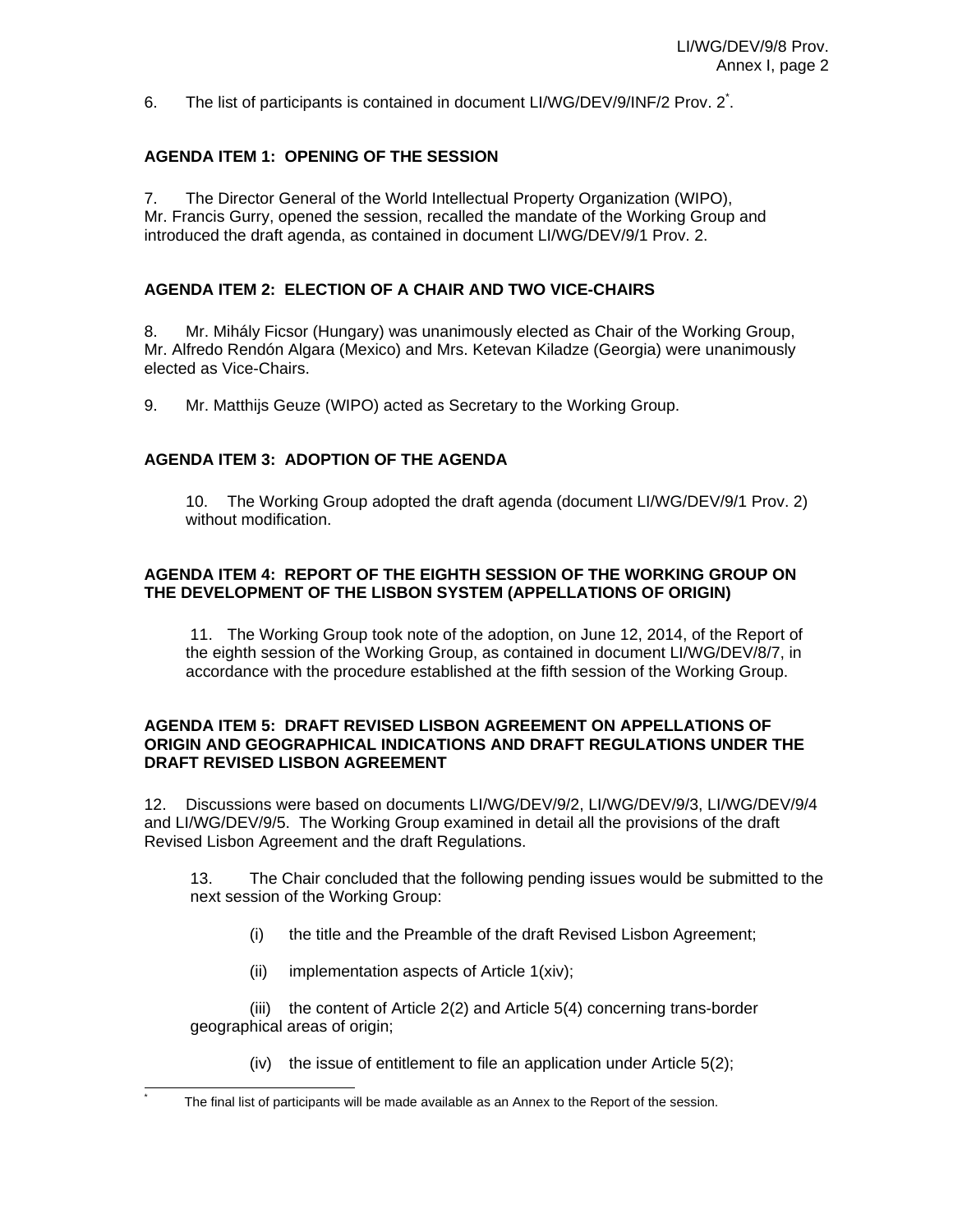6. The list of participants is contained in document LI/WG/DEV/9/INF/2 Prov. 2[*].

## AGENDA ITEM 1: OPENING OF THE SESSION

7. The Director General of the World Intellectual Property Organization (WIPO), Mr. Francis Gurry, opened the session, recalled the mandate of the Working Group and introduced the draft agenda, as contained in document LI/WG/DEV/9/1 Prov. 2.

## AGENDA ITEM 2: ELECTION OF A CHAIR AND TWO VICE-CHAIRS

8. Mr. Mihály Ficsor (Hungary) was unanimously elected as Chair of the Working Group, Mr. Alfredo Rendón Algara (Mexico) and Mrs. Ketevan Kiladze (Georgia) were unanimously elected as Vice-Chairs.

9. Mr. Matthijs Geuze (WIPO) acted as Secretary to the Working Group.

## AGENDA ITEM 3: ADOPTION OF THE AGENDA

> 10. The Working Group adopted the draft agenda (document LI/WG/DEV/9/1 Prov. 2) without modification.

## AGENDA ITEM 4: REPORT OF THE EIGHTH SESSION OF THE WORKING GROUP ON THE DEVELOPMENT OF THE LISBON SYSTEM (APPELLATIONS OF ORIGIN)

> 11. The Working Group took note of the adoption, on June 12, 2014, of the Report of the eighth session of the Working Group, as contained in document LI/WG/DEV/8/7, in accordance with the procedure established at the fifth session of the Working Group.

## AGENDA ITEM 5: DRAFT REVISED LISBON AGREEMENT ON APPELLATIONS OF ORIGIN AND GEOGRAPHICAL INDICATIONS AND DRAFT REGULATIONS UNDER THE DRAFT REVISED LISBON AGREEMENT

12. Discussions were based on documents LI/WG/DEV/9/2, LI/WG/DEV/9/3, LI/WG/DEV/9/4 and LI/WG/DEV/9/5. The Working Group examined in detail all the provisions of the draft Revised Lisbon Agreement and the draft Regulations.

> 13. The Chair concluded that the following pending issues would be submitted to the next session of the Working Group:
>
> (i) the title and the Preamble of the draft Revised Lisbon Agreement;
>
> (ii) implementation aspects of Article 1(xiv);
>
> (iii) the content of Article 2(2) and Article 5(4) concerning trans-border geographical areas of origin;
>
> (iv) the issue of entitlement to file an application under Article 5(2);

[*] The final list of participants will be made available as an Annex to the Report of the session.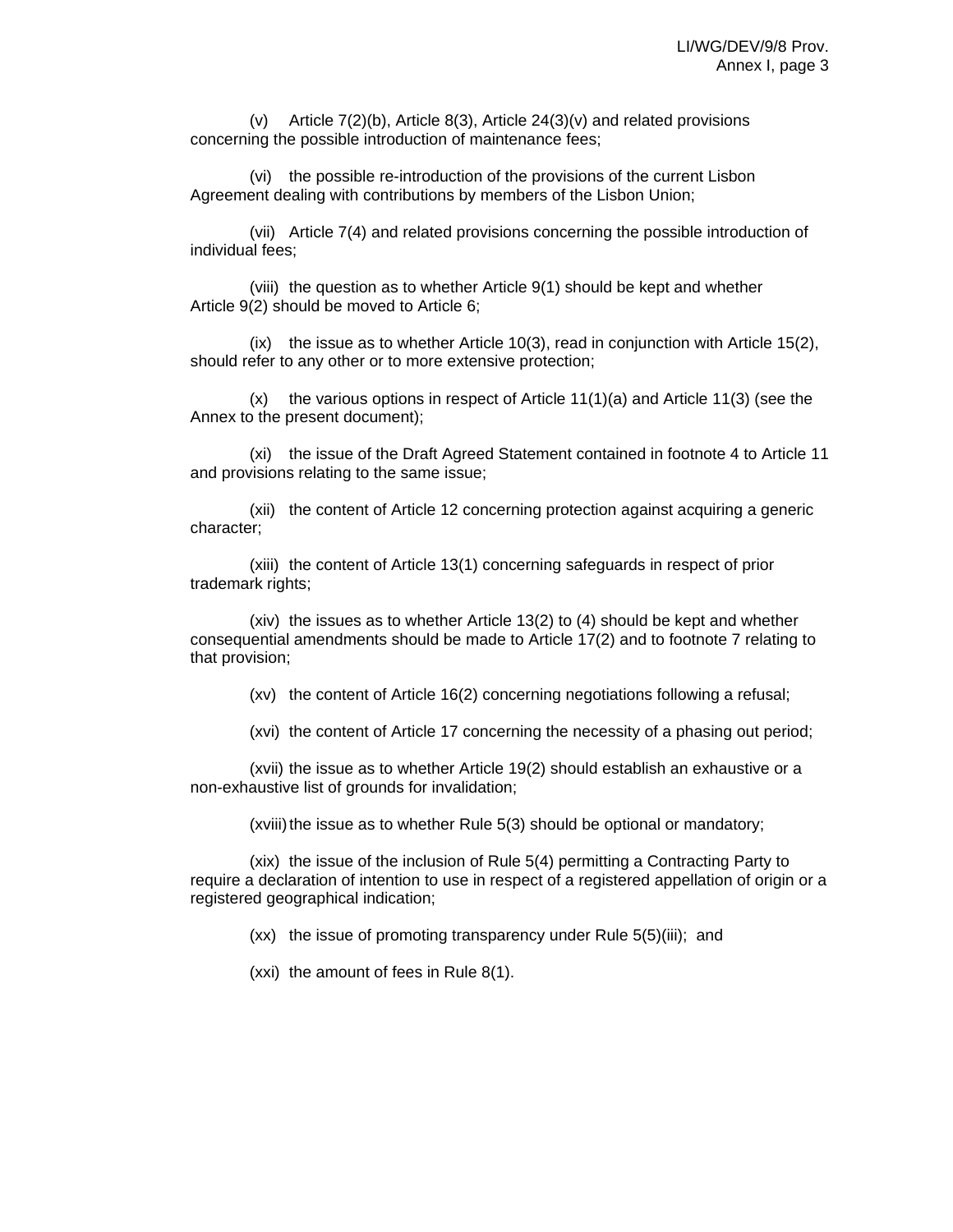(v) Article 7(2)(b), Article 8(3), Article 24(3)(v) and related provisions concerning the possible introduction of maintenance fees;

(vi) the possible re-introduction of the provisions of the current Lisbon Agreement dealing with contributions by members of the Lisbon Union;

(vii) Article 7(4) and related provisions concerning the possible introduction of individual fees;

(viii) the question as to whether Article 9(1) should be kept and whether Article 9(2) should be moved to Article 6;

(ix) the issue as to whether Article 10(3), read in conjunction with Article 15(2), should refer to any other or to more extensive protection;

(x) the various options in respect of Article 11(1)(a) and Article 11(3) (see the Annex to the present document);

(xi) the issue of the Draft Agreed Statement contained in footnote 4 to Article 11 and provisions relating to the same issue;

(xii) the content of Article 12 concerning protection against acquiring a generic character;

(xiii) the content of Article 13(1) concerning safeguards in respect of prior trademark rights;

(xiv) the issues as to whether Article 13(2) to (4) should be kept and whether consequential amendments should be made to Article 17(2) and to footnote 7 relating to that provision;

(xv) the content of Article 16(2) concerning negotiations following a refusal;

(xvi) the content of Article 17 concerning the necessity of a phasing out period;

(xvii) the issue as to whether Article 19(2) should establish an exhaustive or a non-exhaustive list of grounds for invalidation;

(xviii) the issue as to whether Rule 5(3) should be optional or mandatory;

(xix) the issue of the inclusion of Rule 5(4) permitting a Contracting Party to require a declaration of intention to use in respect of a registered appellation of origin or a registered geographical indication;

(xx) the issue of promoting transparency under Rule 5(5)(iii); and

(xxi) the amount of fees in Rule 8(1).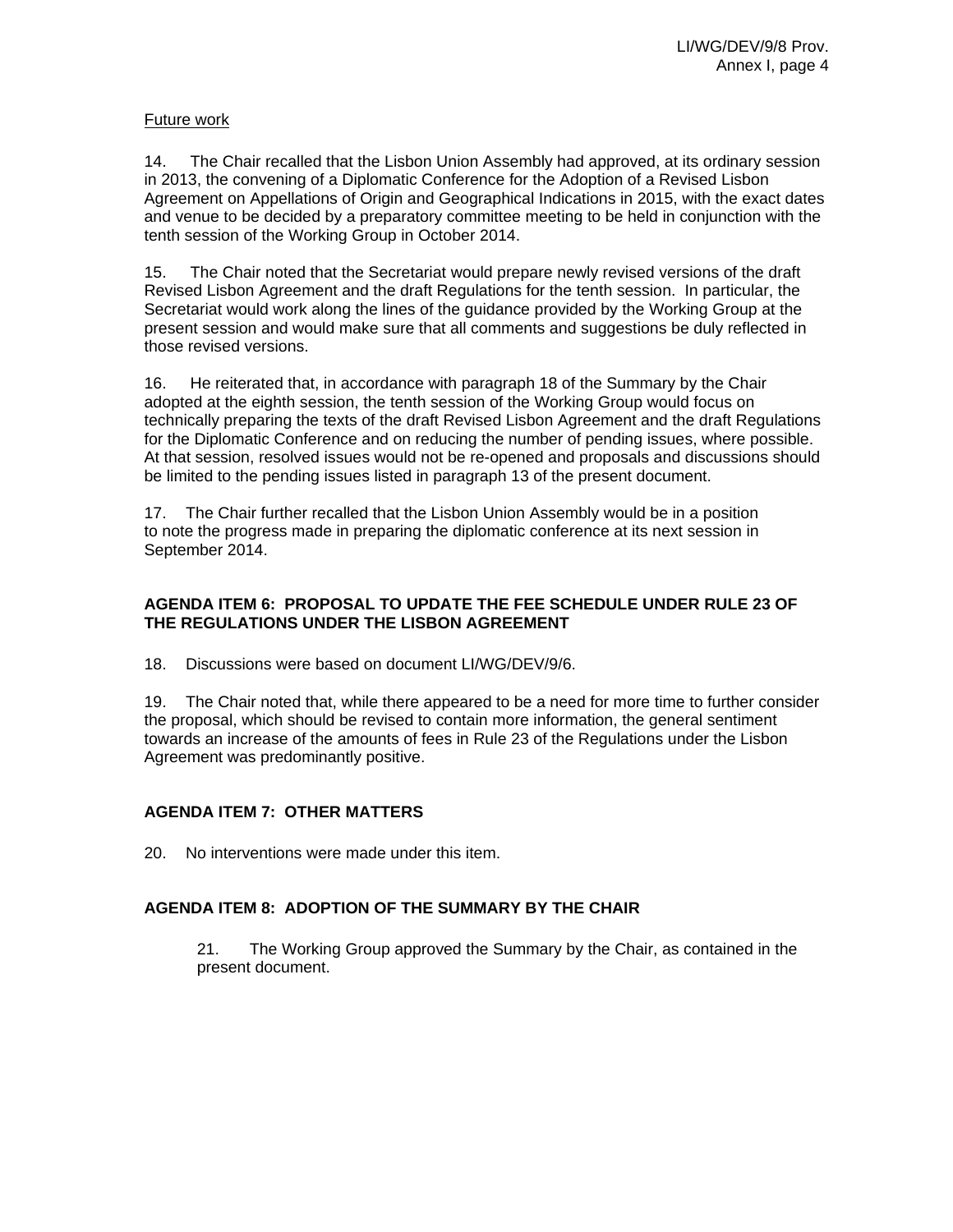Future work

14. The Chair recalled that the Lisbon Union Assembly had approved, at its ordinary session in 2013, the convening of a Diplomatic Conference for the Adoption of a Revised Lisbon Agreement on Appellations of Origin and Geographical Indications in 2015, with the exact dates and venue to be decided by a preparatory committee meeting to be held in conjunction with the tenth session of the Working Group in October 2014.

15. The Chair noted that the Secretariat would prepare newly revised versions of the draft Revised Lisbon Agreement and the draft Regulations for the tenth session. In particular, the Secretariat would work along the lines of the guidance provided by the Working Group at the present session and would make sure that all comments and suggestions be duly reflected in those revised versions.

16. He reiterated that, in accordance with paragraph 18 of the Summary by the Chair adopted at the eighth session, the tenth session of the Working Group would focus on technically preparing the texts of the draft Revised Lisbon Agreement and the draft Regulations for the Diplomatic Conference and on reducing the number of pending issues, where possible. At that session, resolved issues would not be re-opened and proposals and discussions should be limited to the pending issues listed in paragraph 13 of the present document.

17. The Chair further recalled that the Lisbon Union Assembly would be in a position to note the progress made in preparing the diplomatic conference at its next session in September 2014.

**AGENDA ITEM 6: PROPOSAL TO UPDATE THE FEE SCHEDULE UNDER RULE 23 OF THE REGULATIONS UNDER THE LISBON AGREEMENT**

18. Discussions were based on document LI/WG/DEV/9/6.

19. The Chair noted that, while there appeared to be a need for more time to further consider the proposal, which should be revised to contain more information, the general sentiment towards an increase of the amounts of fees in Rule 23 of the Regulations under the Lisbon Agreement was predominantly positive.

**AGENDA ITEM 7: OTHER MATTERS**

20. No interventions were made under this item.

**AGENDA ITEM 8: ADOPTION OF THE SUMMARY BY THE CHAIR**

> 21. The Working Group approved the Summary by the Chair, as contained in the present document.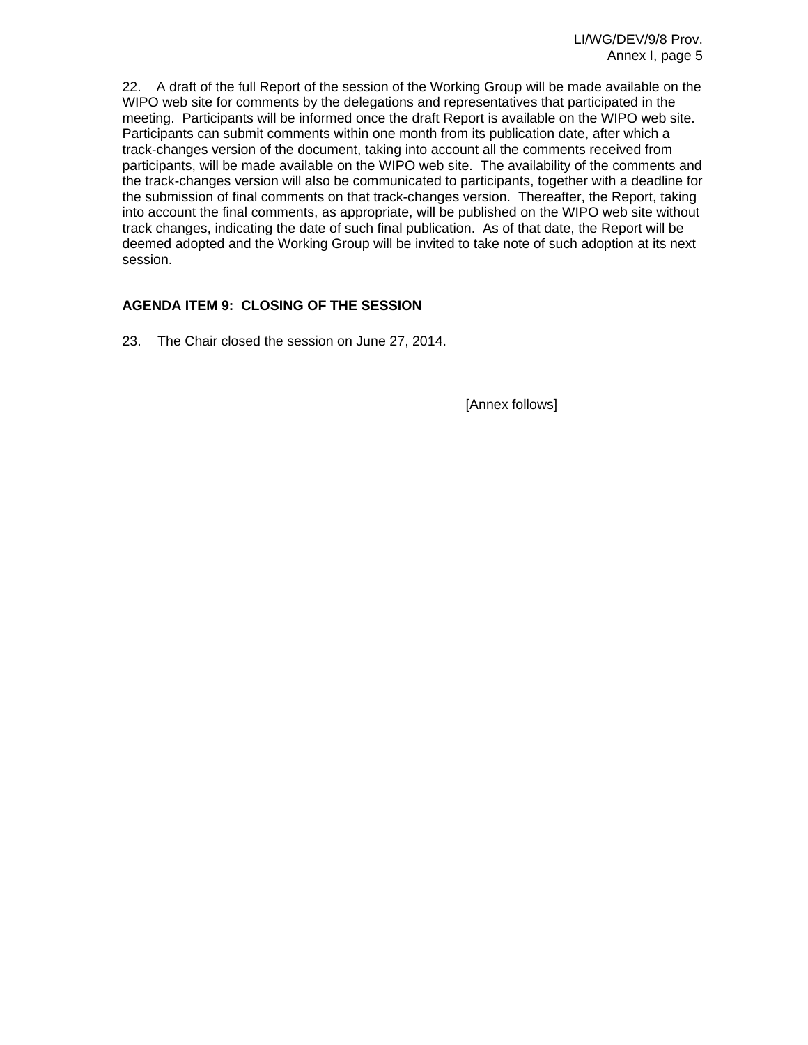22. A draft of the full Report of the session of the Working Group will be made available on the WIPO web site for comments by the delegations and representatives that participated in the meeting. Participants will be informed once the draft Report is available on the WIPO web site. Participants can submit comments within one month from its publication date, after which a track-changes version of the document, taking into account all the comments received from participants, will be made available on the WIPO web site. The availability of the comments and the track-changes version will also be communicated to participants, together with a deadline for the submission of final comments on that track-changes version. Thereafter, the Report, taking into account the final comments, as appropriate, will be published on the WIPO web site without track changes, indicating the date of such final publication. As of that date, the Report will be deemed adopted and the Working Group will be invited to take note of such adoption at its next session.

**AGENDA ITEM 9: CLOSING OF THE SESSION**

23. The Chair closed the session on June 27, 2014.

[Annex follows]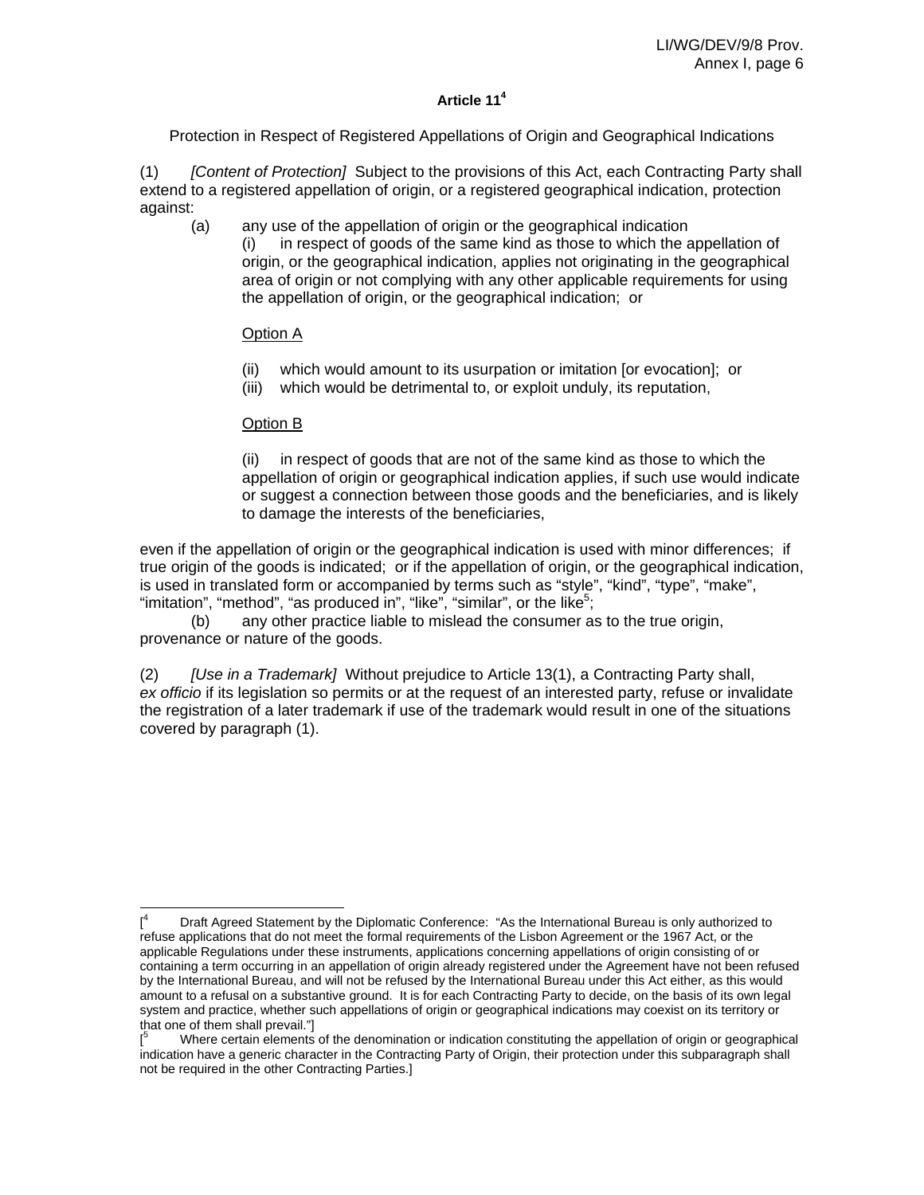### Article 11[4]

Protection in Respect of Registered Appellations of Origin and Geographical Indications

(1) *[Content of Protection]* Subject to the provisions of this Act, each Contracting Party shall extend to a registered appellation of origin, or a registered geographical indication, protection against:

(a) any use of the appellation of origin or the geographical indication

(i) in respect of goods of the same kind as those to which the appellation of origin, or the geographical indication, applies not originating in the geographical area of origin or not complying with any other applicable requirements for using the appellation of origin, or the geographical indication; or

Option A

(ii) which would amount to its usurpation or imitation [or evocation]; or

(iii) which would be detrimental to, or exploit unduly, its reputation,

Option B

(ii) in respect of goods that are not of the same kind as those to which the appellation of origin or geographical indication applies, if such use would indicate or suggest a connection between those goods and the beneficiaries, and is likely to damage the interests of the beneficiaries,

even if the appellation of origin or the geographical indication is used with minor differences; if true origin of the goods is indicated; or if the appellation of origin, or the geographical indication, is used in translated form or accompanied by terms such as "style", "kind", "type", "make", "imitation", "method", "as produced in", "like", "similar", or the like[5];

(b) any other practice liable to mislead the consumer as to the true origin, provenance or nature of the goods.

(2) *[Use in a Trademark]* Without prejudice to Article 13(1), a Contracting Party shall, *ex officio* if its legislation so permits or at the request of an interested party, refuse or invalidate the registration of a later trademark if use of the trademark would result in one of the situations covered by paragraph (1).

---

[[4] Draft Agreed Statement by the Diplomatic Conference: "As the International Bureau is only authorized to refuse applications that do not meet the formal requirements of the Lisbon Agreement or the 1967 Act, or the applicable Regulations under these instruments, applications concerning appellations of origin consisting of or containing a term occurring in an appellation of origin already registered under the Agreement have not been refused by the International Bureau, and will not be refused by the International Bureau under this Act either, as this would amount to a refusal on a substantive ground. It is for each Contracting Party to decide, on the basis of its own legal system and practice, whether such appellations of origin or geographical indications may coexist on its territory or that one of them shall prevail."]

[[5] Where certain elements of the denomination or indication constituting the appellation of origin or geographical indication have a generic character in the Contracting Party of Origin, their protection under this subparagraph shall not be required in the other Contracting Parties.]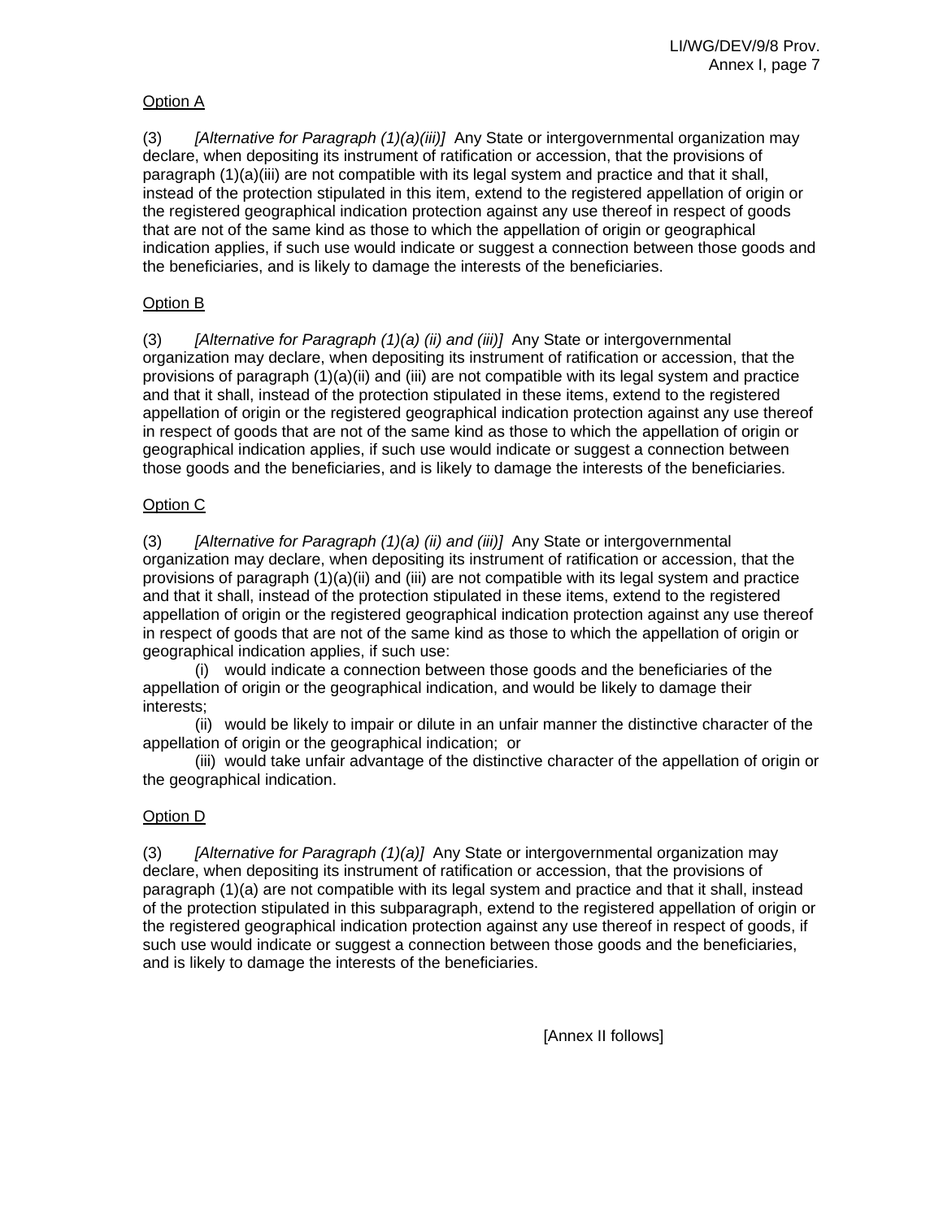Option A

(3) *[Alternative for Paragraph (1)(a)(iii)]* Any State or intergovernmental organization may declare, when depositing its instrument of ratification or accession, that the provisions of paragraph (1)(a)(iii) are not compatible with its legal system and practice and that it shall, instead of the protection stipulated in this item, extend to the registered appellation of origin or the registered geographical indication protection against any use thereof in respect of goods that are not of the same kind as those to which the appellation of origin or geographical indication applies, if such use would indicate or suggest a connection between those goods and the beneficiaries, and is likely to damage the interests of the beneficiaries.

Option B

(3) *[Alternative for Paragraph (1)(a) (ii) and (iii)]* Any State or intergovernmental organization may declare, when depositing its instrument of ratification or accession, that the provisions of paragraph (1)(a)(ii) and (iii) are not compatible with its legal system and practice and that it shall, instead of the protection stipulated in these items, extend to the registered appellation of origin or the registered geographical indication protection against any use thereof in respect of goods that are not of the same kind as those to which the appellation of origin or geographical indication applies, if such use would indicate or suggest a connection between those goods and the beneficiaries, and is likely to damage the interests of the beneficiaries.

Option C

(3) *[Alternative for Paragraph (1)(a) (ii) and (iii)]* Any State or intergovernmental organization may declare, when depositing its instrument of ratification or accession, that the provisions of paragraph (1)(a)(ii) and (iii) are not compatible with its legal system and practice and that it shall, instead of the protection stipulated in these items, extend to the registered appellation of origin or the registered geographical indication protection against any use thereof in respect of goods that are not of the same kind as those to which the appellation of origin or geographical indication applies, if such use:

(i) would indicate a connection between those goods and the beneficiaries of the appellation of origin or the geographical indication, and would be likely to damage their interests;

(ii) would be likely to impair or dilute in an unfair manner the distinctive character of the appellation of origin or the geographical indication; or

(iii) would take unfair advantage of the distinctive character of the appellation of origin or the geographical indication.

Option D

(3) *[Alternative for Paragraph (1)(a)]* Any State or intergovernmental organization may declare, when depositing its instrument of ratification or accession, that the provisions of paragraph (1)(a) are not compatible with its legal system and practice and that it shall, instead of the protection stipulated in this subparagraph, extend to the registered appellation of origin or the registered geographical indication protection against any use thereof in respect of goods, if such use would indicate or suggest a connection between those goods and the beneficiaries, and is likely to damage the interests of the beneficiaries.

[Annex II follows]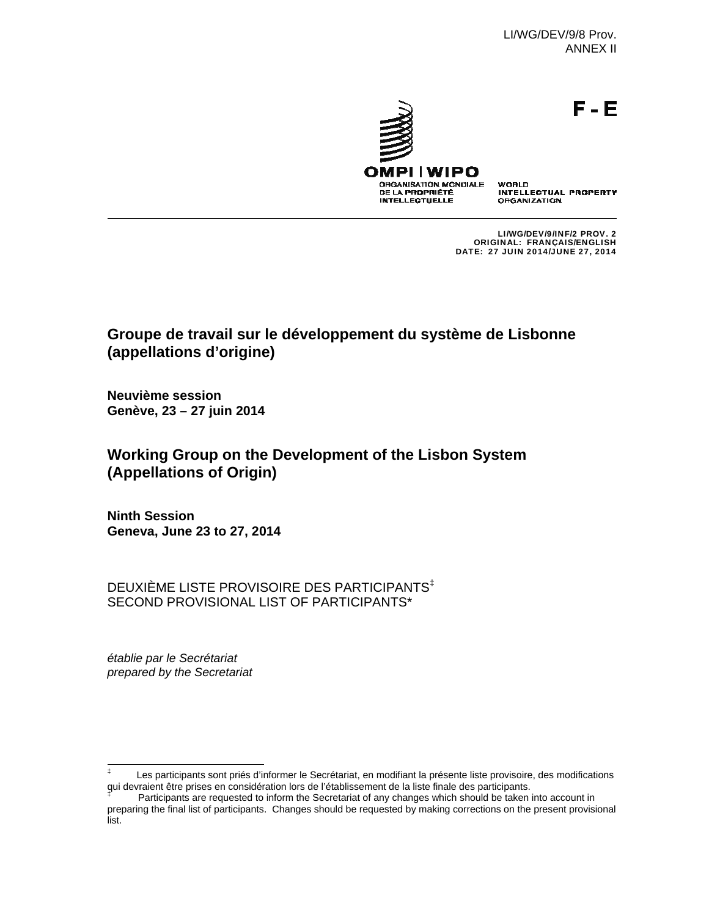LI/WG/DEV/9/8 Prov.
ANNEX II

F - E

OMPI | WIPO
ORGANISATION MONDIALE DE LA PROPRIÉTÉ INTELLECTUELLE
WORLD INTELLECTUAL PROPERTY ORGANIZATION

LI/WG/DEV/9/INF/2 PROV. 2
ORIGINAL: FRANÇAIS/ENGLISH
DATE: 27 JUIN 2014/JUNE 27, 2014

## Groupe de travail sur le développement du système de Lisbonne (appellations d'origine)

**Neuvième session**
**Genève, 23 – 27 juin 2014**

## Working Group on the Development of the Lisbon System (Appellations of Origin)

**Ninth Session**
**Geneva, June 23 to 27, 2014**

DEUXIÈME LISTE PROVISOIRE DES PARTICIPANTS[‡]
SECOND PROVISIONAL LIST OF PARTICIPANTS*

*établie par le Secrétariat*
*prepared by the Secretariat*

---

[‡] Les participants sont priés d'informer le Secrétariat, en modifiant la présente liste provisoire, des modifications qui devraient être prises en considération lors de l'établissement de la liste finale des participants.

[‡] Participants are requested to inform the Secretariat of any changes which should be taken into account in preparing the final list of participants. Changes should be requested by making corrections on the present provisional list.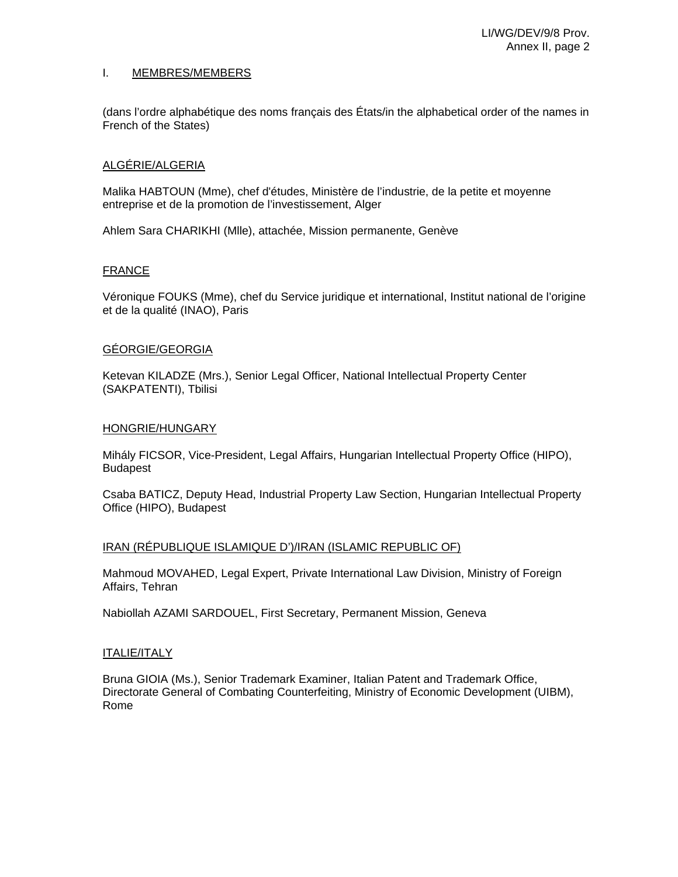## I. MEMBRES/MEMBERS

(dans l'ordre alphabétique des noms français des États/in the alphabetical order of the names in French of the States)

ALGÉRIE/ALGERIA

Malika HABTOUN (Mme), chef d'études, Ministère de l'industrie, de la petite et moyenne entreprise et de la promotion de l'investissement, Alger

Ahlem Sara CHARIKHI (Mlle), attachée, Mission permanente, Genève

FRANCE

Véronique FOUKS (Mme), chef du Service juridique et international, Institut national de l'origine et de la qualité (INAO), Paris

GÉORGIE/GEORGIA

Ketevan KILADZE (Mrs.), Senior Legal Officer, National Intellectual Property Center (SAKPATENTI), Tbilisi

HONGRIE/HUNGARY

Mihály FICSOR, Vice-President, Legal Affairs, Hungarian Intellectual Property Office (HIPO), Budapest

Csaba BATICZ, Deputy Head, Industrial Property Law Section, Hungarian Intellectual Property Office (HIPO), Budapest

IRAN (RÉPUBLIQUE ISLAMIQUE D')/IRAN (ISLAMIC REPUBLIC OF)

Mahmoud MOVAHED, Legal Expert, Private International Law Division, Ministry of Foreign Affairs, Tehran

Nabiollah AZAMI SARDOUEL, First Secretary, Permanent Mission, Geneva

ITALIE/ITALY

Bruna GIOIA (Ms.), Senior Trademark Examiner, Italian Patent and Trademark Office, Directorate General of Combating Counterfeiting, Ministry of Economic Development (UIBM), Rome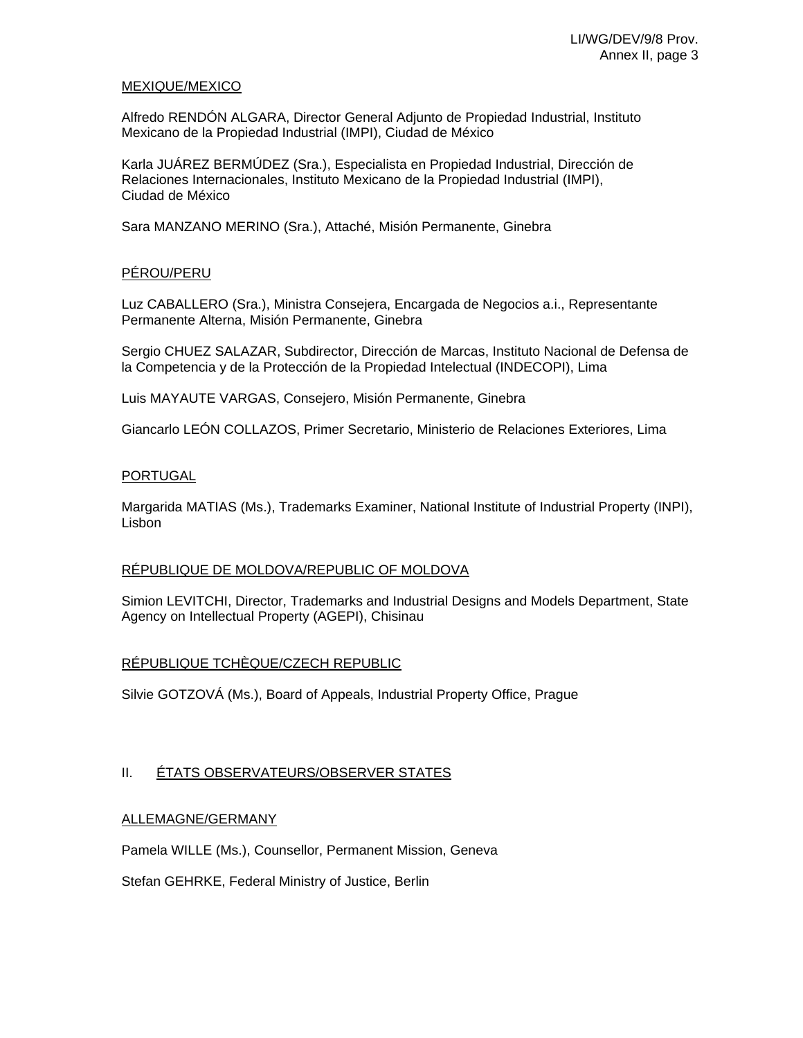MEXIQUE/MEXICO

Alfredo RENDÓN ALGARA, Director General Adjunto de Propiedad Industrial, Instituto Mexicano de la Propiedad Industrial (IMPI), Ciudad de México

Karla JUÁREZ BERMÚDEZ (Sra.), Especialista en Propiedad Industrial, Dirección de Relaciones Internacionales, Instituto Mexicano de la Propiedad Industrial (IMPI), Ciudad de México

Sara MANZANO MERINO (Sra.), Attaché, Misión Permanente, Ginebra

PÉROU/PERU

Luz CABALLERO (Sra.), Ministra Consejera, Encargada de Negocios a.i., Representante Permanente Alterna, Misión Permanente, Ginebra

Sergio CHUEZ SALAZAR, Subdirector, Dirección de Marcas, Instituto Nacional de Defensa de la Competencia y de la Protección de la Propiedad Intelectual (INDECOPI), Lima

Luis MAYAUTE VARGAS, Consejero, Misión Permanente, Ginebra

Giancarlo LEÓN COLLAZOS, Primer Secretario, Ministerio de Relaciones Exteriores, Lima

PORTUGAL

Margarida MATIAS (Ms.), Trademarks Examiner, National Institute of Industrial Property (INPI), Lisbon

RÉPUBLIQUE DE MOLDOVA/REPUBLIC OF MOLDOVA

Simion LEVITCHI, Director, Trademarks and Industrial Designs and Models Department, State Agency on Intellectual Property (AGEPI), Chisinau

RÉPUBLIQUE TCHÈQUE/CZECH REPUBLIC

Silvie GOTZOVÁ (Ms.), Board of Appeals, Industrial Property Office, Prague

## II. ÉTATS OBSERVATEURS/OBSERVER STATES

ALLEMAGNE/GERMANY

Pamela WILLE (Ms.), Counsellor, Permanent Mission, Geneva

Stefan GEHRKE, Federal Ministry of Justice, Berlin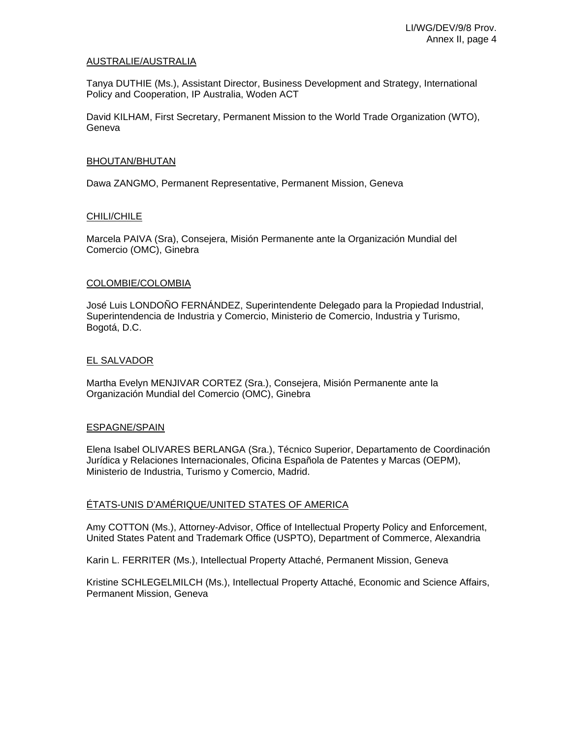AUSTRALIE/AUSTRALIA

Tanya DUTHIE (Ms.), Assistant Director, Business Development and Strategy, International Policy and Cooperation, IP Australia, Woden ACT

David KILHAM, First Secretary, Permanent Mission to the World Trade Organization (WTO), Geneva

BHOUTAN/BHUTAN

Dawa ZANGMO, Permanent Representative, Permanent Mission, Geneva

CHILI/CHILE

Marcela PAIVA (Sra), Consejera, Misión Permanente ante la Organización Mundial del Comercio (OMC), Ginebra

COLOMBIE/COLOMBIA

José Luis LONDOÑO FERNÁNDEZ, Superintendente Delegado para la Propiedad Industrial, Superintendencia de Industria y Comercio, Ministerio de Comercio, Industria y Turismo, Bogotá, D.C.

EL SALVADOR

Martha Evelyn MENJIVAR CORTEZ (Sra.), Consejera, Misión Permanente ante la Organización Mundial del Comercio (OMC), Ginebra

ESPAGNE/SPAIN

Elena Isabel OLIVARES BERLANGA (Sra.), Técnico Superior, Departamento de Coordinación Jurídica y Relaciones Internacionales, Oficina Española de Patentes y Marcas (OEPM), Ministerio de Industria, Turismo y Comercio, Madrid.

ÉTATS-UNIS D'AMÉRIQUE/UNITED STATES OF AMERICA

Amy COTTON (Ms.), Attorney-Advisor, Office of Intellectual Property Policy and Enforcement, United States Patent and Trademark Office (USPTO), Department of Commerce, Alexandria

Karin L. FERRITER (Ms.), Intellectual Property Attaché, Permanent Mission, Geneva

Kristine SCHLEGELMILCH (Ms.), Intellectual Property Attaché, Economic and Science Affairs, Permanent Mission, Geneva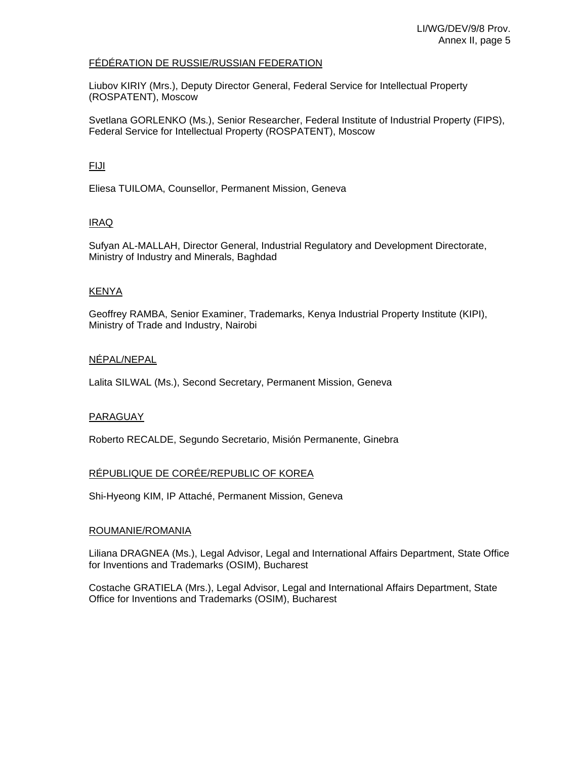FÉDÉRATION DE RUSSIE/RUSSIAN FEDERATION

Liubov KIRIY (Mrs.), Deputy Director General, Federal Service for Intellectual Property (ROSPATENT), Moscow

Svetlana GORLENKO (Ms.), Senior Researcher, Federal Institute of Industrial Property (FIPS), Federal Service for Intellectual Property (ROSPATENT), Moscow

FIJI

Eliesa TUILOMA, Counsellor, Permanent Mission, Geneva

IRAQ

Sufyan AL-MALLAH, Director General, Industrial Regulatory and Development Directorate, Ministry of Industry and Minerals, Baghdad

KENYA

Geoffrey RAMBA, Senior Examiner, Trademarks, Kenya Industrial Property Institute (KIPI), Ministry of Trade and Industry, Nairobi

NÉPAL/NEPAL

Lalita SILWAL (Ms.), Second Secretary, Permanent Mission, Geneva

PARAGUAY

Roberto RECALDE, Segundo Secretario, Misión Permanente, Ginebra

RÉPUBLIQUE DE CORÉE/REPUBLIC OF KOREA

Shi-Hyeong KIM, IP Attaché, Permanent Mission, Geneva

ROUMANIE/ROMANIA

Liliana DRAGNEA (Ms.), Legal Advisor, Legal and International Affairs Department, State Office for Inventions and Trademarks (OSIM), Bucharest

Costache GRATIELA (Mrs.), Legal Advisor, Legal and International Affairs Department, State Office for Inventions and Trademarks (OSIM), Bucharest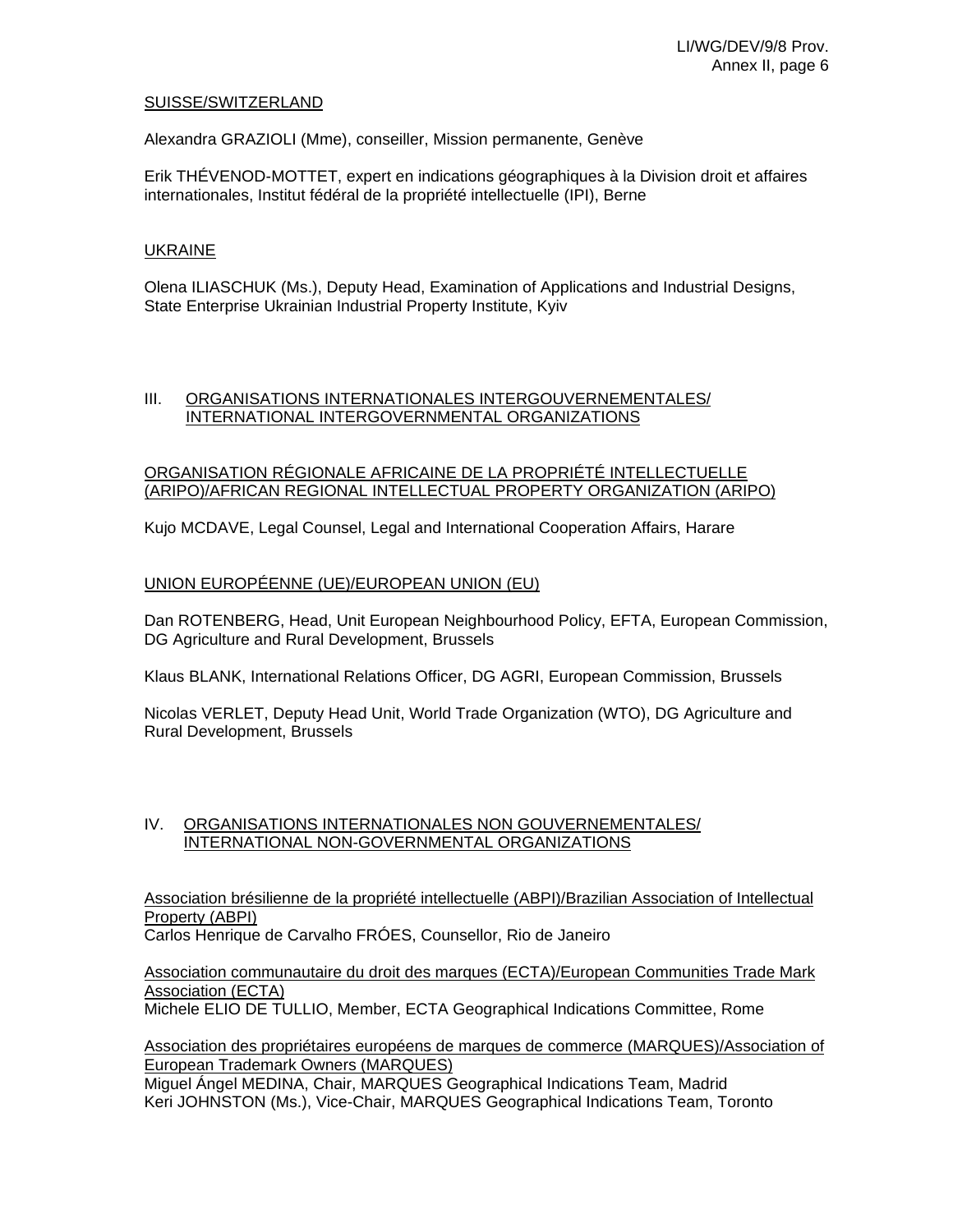SUISSE/SWITZERLAND

Alexandra GRAZIOLI (Mme), conseiller, Mission permanente, Genève

Erik THÉVENOD-MOTTET, expert en indications géographiques à la Division droit et affaires internationales, Institut fédéral de la propriété intellectuelle (IPI), Berne

UKRAINE

Olena ILIASCHUK (Ms.), Deputy Head, Examination of Applications and Industrial Designs, State Enterprise Ukrainian Industrial Property Institute, Kyiv

## III. ORGANISATIONS INTERNATIONALES INTERGOUVERNEMENTALES/ INTERNATIONAL INTERGOVERNMENTAL ORGANIZATIONS

ORGANISATION RÉGIONALE AFRICAINE DE LA PROPRIÉTÉ INTELLECTUELLE (ARIPO)/AFRICAN REGIONAL INTELLECTUAL PROPERTY ORGANIZATION (ARIPO)

Kujo MCDAVE, Legal Counsel, Legal and International Cooperation Affairs, Harare

UNION EUROPÉENNE (UE)/EUROPEAN UNION (EU)

Dan ROTENBERG, Head, Unit European Neighbourhood Policy, EFTA, European Commission, DG Agriculture and Rural Development, Brussels

Klaus BLANK, International Relations Officer, DG AGRI, European Commission, Brussels

Nicolas VERLET, Deputy Head Unit, World Trade Organization (WTO), DG Agriculture and Rural Development, Brussels

## IV. ORGANISATIONS INTERNATIONALES NON GOUVERNEMENTALES/ INTERNATIONAL NON-GOVERNMENTAL ORGANIZATIONS

Association brésilienne de la propriété intellectuelle (ABPI)/Brazilian Association of Intellectual Property (ABPI)
Carlos Henrique de Carvalho FRÓES, Counsellor, Rio de Janeiro

Association communautaire du droit des marques (ECTA)/European Communities Trade Mark Association (ECTA)
Michele ELIO DE TULLIO, Member, ECTA Geographical Indications Committee, Rome

Association des propriétaires européens de marques de commerce (MARQUES)/Association of European Trademark Owners (MARQUES)
Miguel Ángel MEDINA, Chair, MARQUES Geographical Indications Team, Madrid
Keri JOHNSTON (Ms.), Vice-Chair, MARQUES Geographical Indications Team, Toronto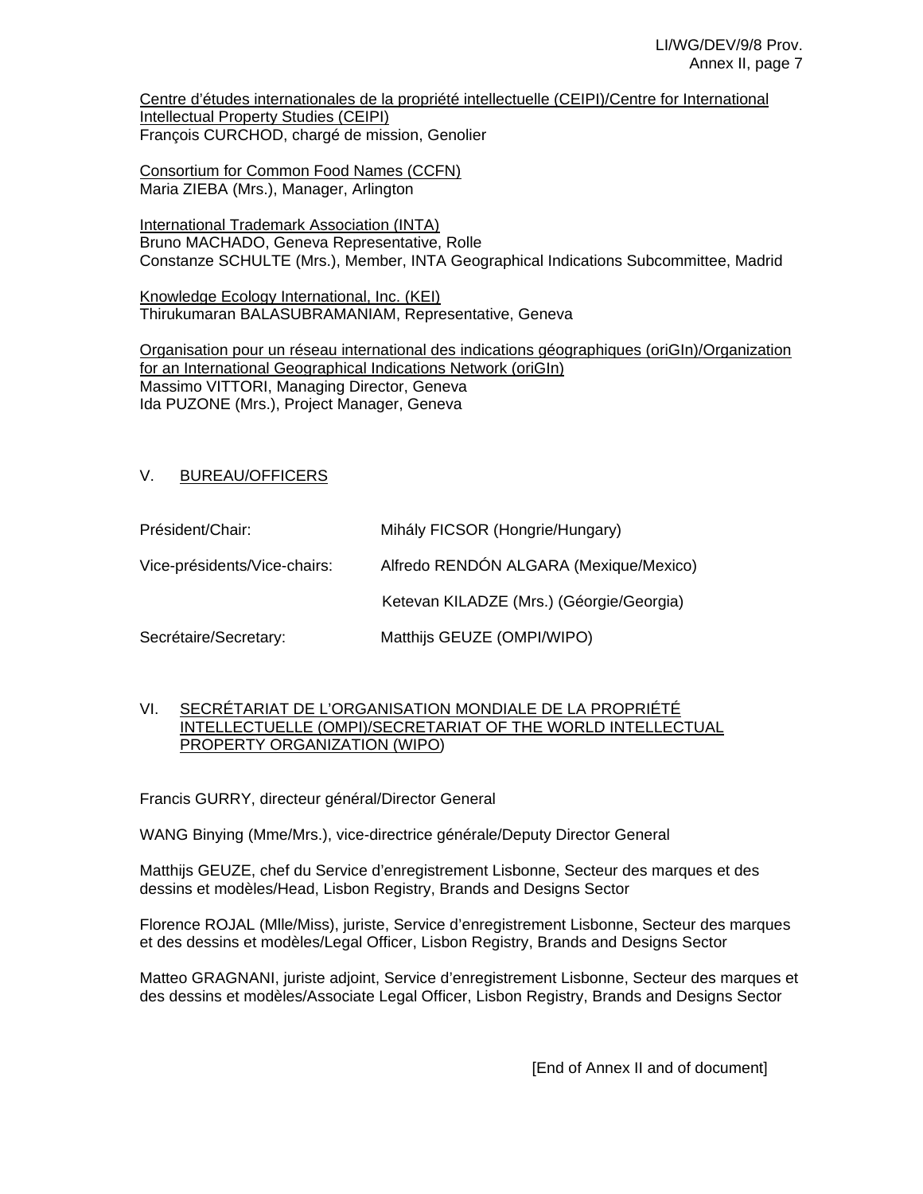<u>Centre d'études internationales de la propriété intellectuelle (CEIPI)/Centre for International Intellectual Property Studies (CEIPI)</u>
François CURCHOD, chargé de mission, Genolier

<u>Consortium for Common Food Names (CCFN)</u>
Maria ZIEBA (Mrs.), Manager, Arlington

<u>International Trademark Association (INTA)</u>
Bruno MACHADO, Geneva Representative, Rolle
Constanze SCHULTE (Mrs.), Member, INTA Geographical Indications Subcommittee, Madrid

<u>Knowledge Ecology International, Inc. (KEI)</u>
Thirukumaran BALASUBRAMANIAM, Representative, Geneva

<u>Organisation pour un réseau international des indications géographiques (oriGIn)/Organization for an International Geographical Indications Network (oriGIn)</u>
Massimo VITTORI, Managing Director, Geneva
Ida PUZONE (Mrs.), Project Manager, Geneva

## V. BUREAU/OFFICERS

| | |
|---|---|
| Président/Chair: | Mihály FICSOR (Hongrie/Hungary) |
| Vice-présidents/Vice-chairs: | Alfredo RENDÓN ALGARA (Mexique/Mexico) |
| | Ketevan KILADZE (Mrs.) (Géorgie/Georgia) |
| Secrétaire/Secretary: | Matthijs GEUZE (OMPI/WIPO) |

## VI. SECRÉTARIAT DE L'ORGANISATION MONDIALE DE LA PROPRIÉTÉ INTELLECTUELLE (OMPI)/SECRETARIAT OF THE WORLD INTELLECTUAL PROPERTY ORGANIZATION (WIPO)

Francis GURRY, directeur général/Director General

WANG Binying (Mme/Mrs.), vice-directrice générale/Deputy Director General

Matthijs GEUZE, chef du Service d'enregistrement Lisbonne, Secteur des marques et des dessins et modèles/Head, Lisbon Registry, Brands and Designs Sector

Florence ROJAL (Mlle/Miss), juriste, Service d'enregistrement Lisbonne, Secteur des marques et des dessins et modèles/Legal Officer, Lisbon Registry, Brands and Designs Sector

Matteo GRAGNANI, juriste adjoint, Service d'enregistrement Lisbonne, Secteur des marques et des dessins et modèles/Associate Legal Officer, Lisbon Registry, Brands and Designs Sector

[End of Annex II and of document]